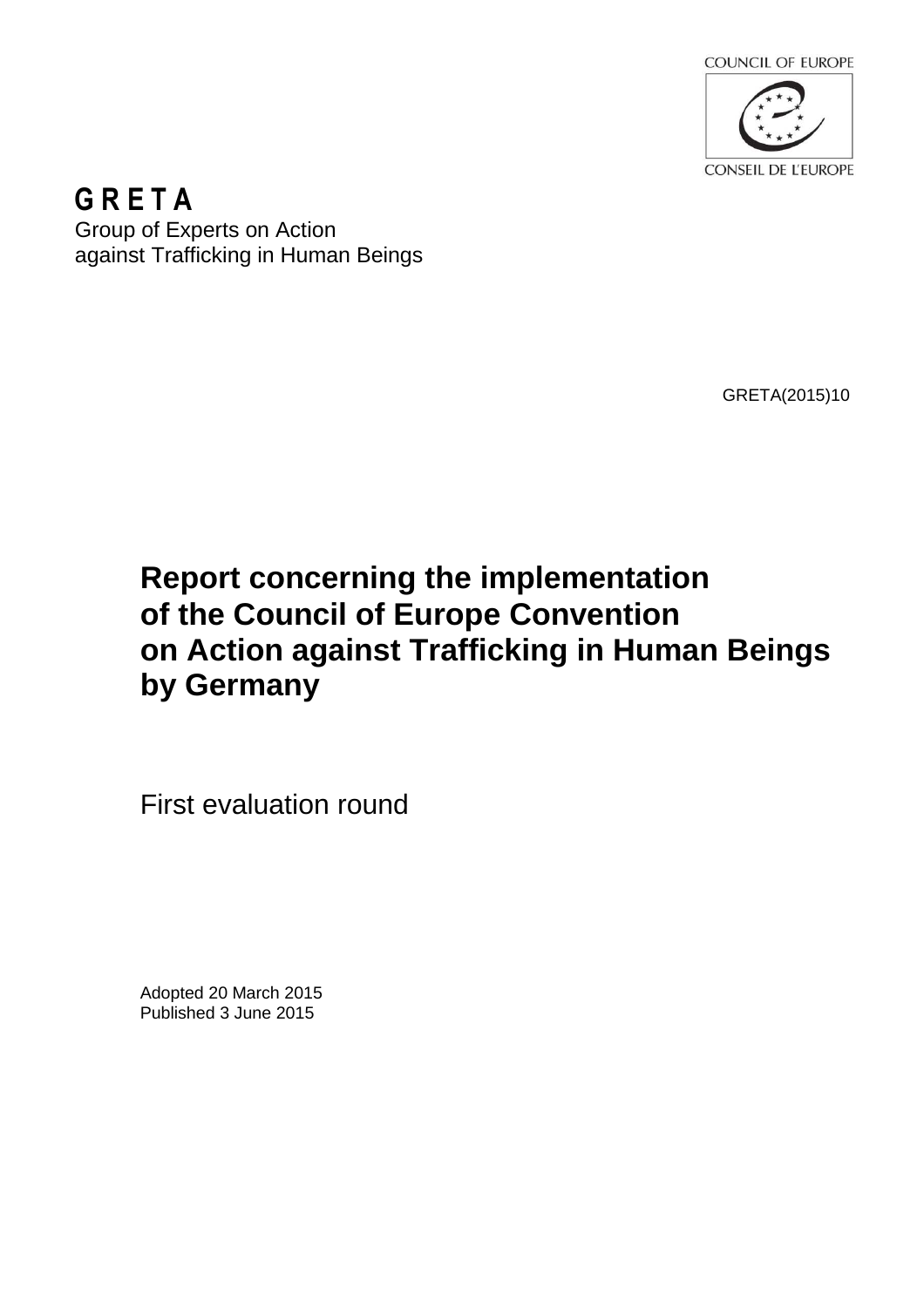COUNCIL OF EUROPE

CONSEIL DE L'EUROPE

**GRETA**

Group of Experts on Action against Trafficking in Human Beings

GRETA(2015)10

# Report concerning the implementation of the Council of Europe Convention on Action against Trafficking in Human Beings by Germany

First evaluation round

Adopted 20 March 2015
Published 3 June 2015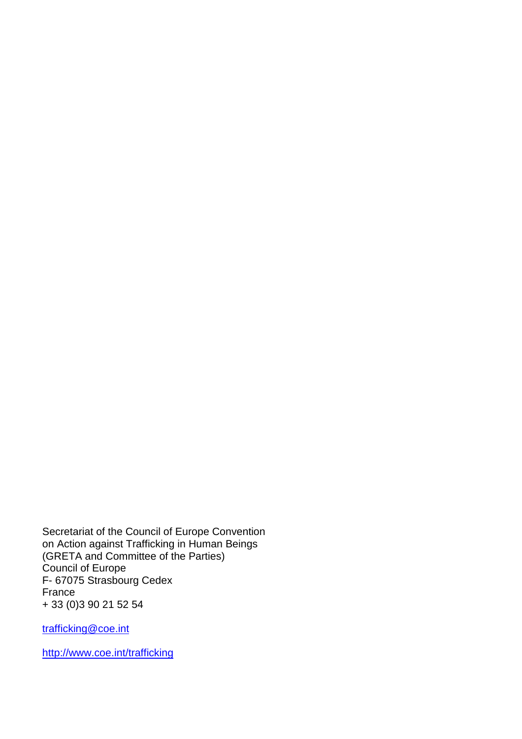Secretariat of the Council of Europe Convention
on Action against Trafficking in Human Beings
(GRETA and Committee of the Parties)
Council of Europe
F- 67075 Strasbourg Cedex
France
+ 33 (0)3 90 21 52 54

trafficking@coe.int

http://www.coe.int/trafficking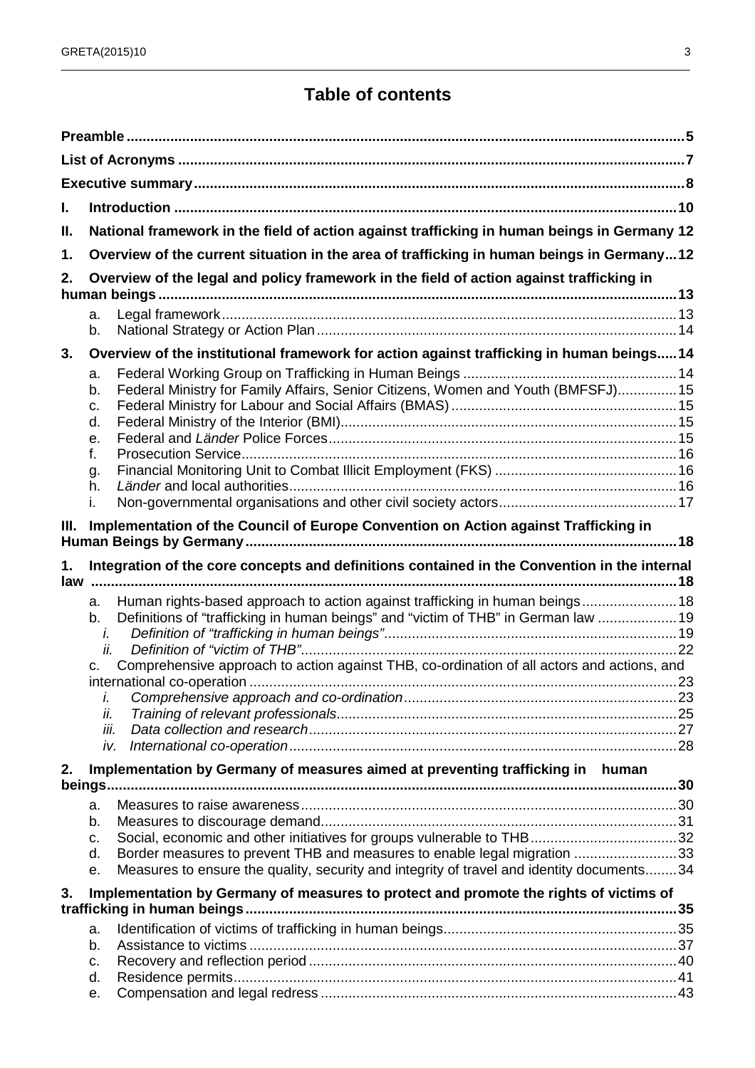# Table of contents

**Preamble** ........................................................................ **5**

**List of Acronyms** ........................................................................ **7**

**Executive summary** ........................................................................ **8**

**I. Introduction** ........................................................................ **10**

**II. National framework in the field of action against trafficking in human beings in Germany 12**

**1. Overview of the current situation in the area of trafficking in human beings in Germany ... 12**

**2. Overview of the legal and policy framework in the field of action against trafficking in human beings** ........................................................................ **13**

- a. Legal framework ........................................................................ 13
- b. National Strategy or Action Plan ........................................................................ 14

**3. Overview of the institutional framework for action against trafficking in human beings ..... 14**

- a. Federal Working Group on Trafficking in Human Beings ........................................................................ 14
- b. Federal Ministry for Family Affairs, Senior Citizens, Women and Youth (BMFSFJ) ............... 15
- c. Federal Ministry for Labour and Social Affairs (BMAS) ........................................................................ 15
- d. Federal Ministry of the Interior (BMI) ........................................................................ 15
- e. Federal and *Länder* Police Forces ........................................................................ 15
- f. Prosecution Service ........................................................................ 16
- g. Financial Monitoring Unit to Combat Illicit Employment (FKS) ........................................................................ 16
- h. *Länder* and local authorities ........................................................................ 16
- i. Non-governmental organisations and other civil society actors ........................................................................ 17

**III. Implementation of the Council of Europe Convention on Action against Trafficking in Human Beings by Germany** ........................................................................ **18**

**1. Integration of the core concepts and definitions contained in the Convention in the internal law** ........................................................................ **18**

- a. Human rights-based approach to action against trafficking in human beings ........................ 18
- b. Definitions of "trafficking in human beings" and "victim of THB" in German law .................... 19
  - i. *Definition of "trafficking in human beings"* ........................................................................ 19
  - ii. *Definition of "victim of THB"* ........................................................................ 22
- c. Comprehensive approach to action against THB, co-ordination of all actors and actions, and international co-operation ........................................................................ 23
  - i. *Comprehensive approach and co-ordination* ........................................................................ 23
  - ii. *Training of relevant professionals* ........................................................................ 25
  - iii. *Data collection and research* ........................................................................ 27
  - iv. *International co-operation* ........................................................................ 28

**2. Implementation by Germany of measures aimed at preventing trafficking in human beings** ........................................................................ **30**

- a. Measures to raise awareness ........................................................................ 30
- b. Measures to discourage demand ........................................................................ 31
- c. Social, economic and other initiatives for groups vulnerable to THB ..................................... 32
- d. Border measures to prevent THB and measures to enable legal migration .......................... 33
- e. Measures to ensure the quality, security and integrity of travel and identity documents ........ 34

**3. Implementation by Germany of measures to protect and promote the rights of victims of trafficking in human beings** ........................................................................ **35**

- a. Identification of victims of trafficking in human beings ........................................................................ 35
- b. Assistance to victims ........................................................................ 37
- c. Recovery and reflection period ........................................................................ 40
- d. Residence permits ........................................................................ 41
- e. Compensation and legal redress ........................................................................ 43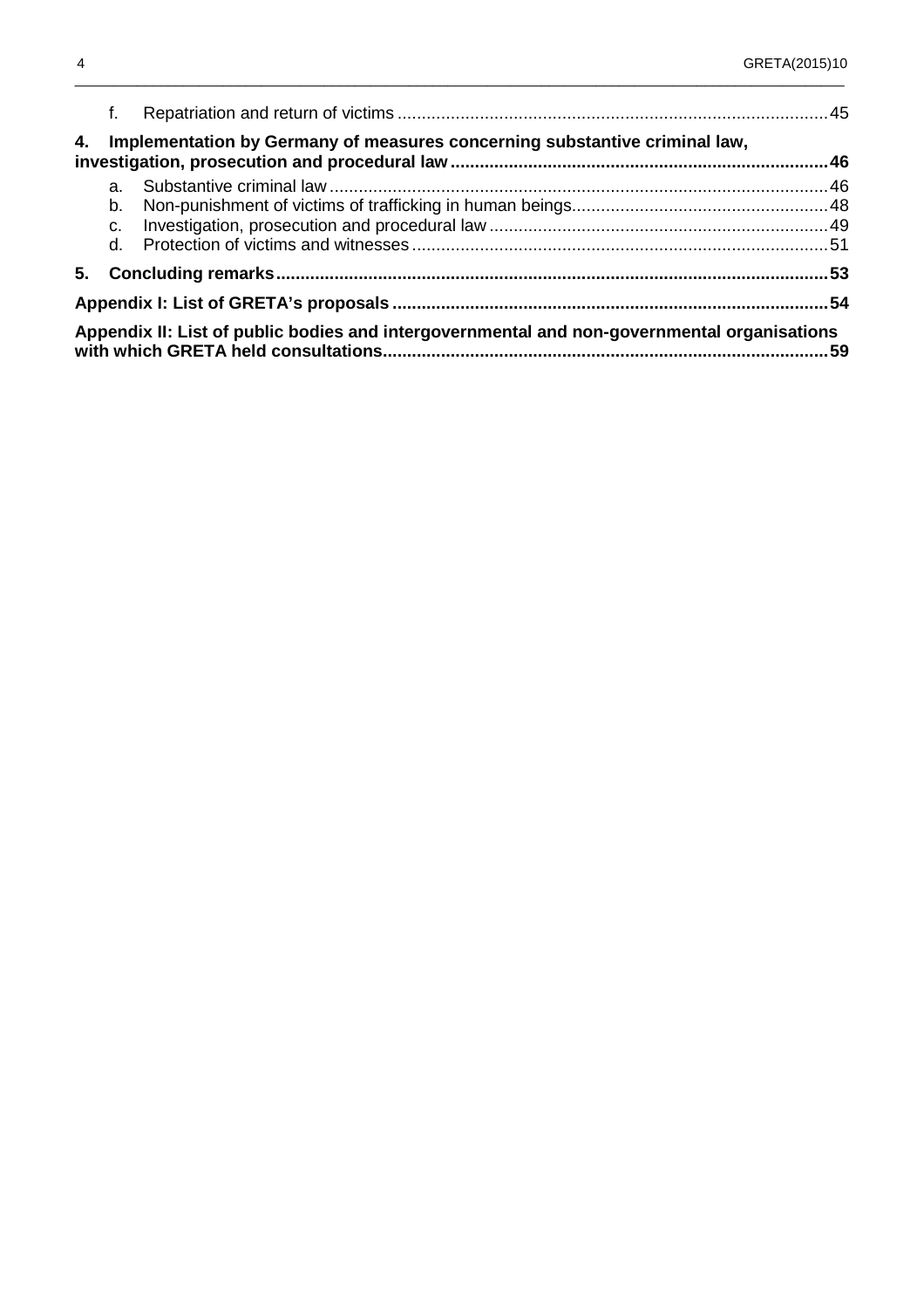f. Repatriation and return of victims ........................................................................................ 45

**4. Implementation by Germany of measures concerning substantive criminal law, investigation, prosecution and procedural law ............................................................................ 46**

a. Substantive criminal law ...................................................................................................... 46
b. Non-punishment of victims of trafficking in human beings.................................................... 48
c. Investigation, prosecution and procedural law ...................................................................... 49
d. Protection of victims and witnesses ..................................................................................... 51

**5. Concluding remarks ................................................................................................................ 53**

**Appendix I: List of GRETA's proposals ........................................................................................ 54**

**Appendix II: List of public bodies and intergovernmental and non-governmental organisations with which GRETA held consultations.......................................................................................... 59**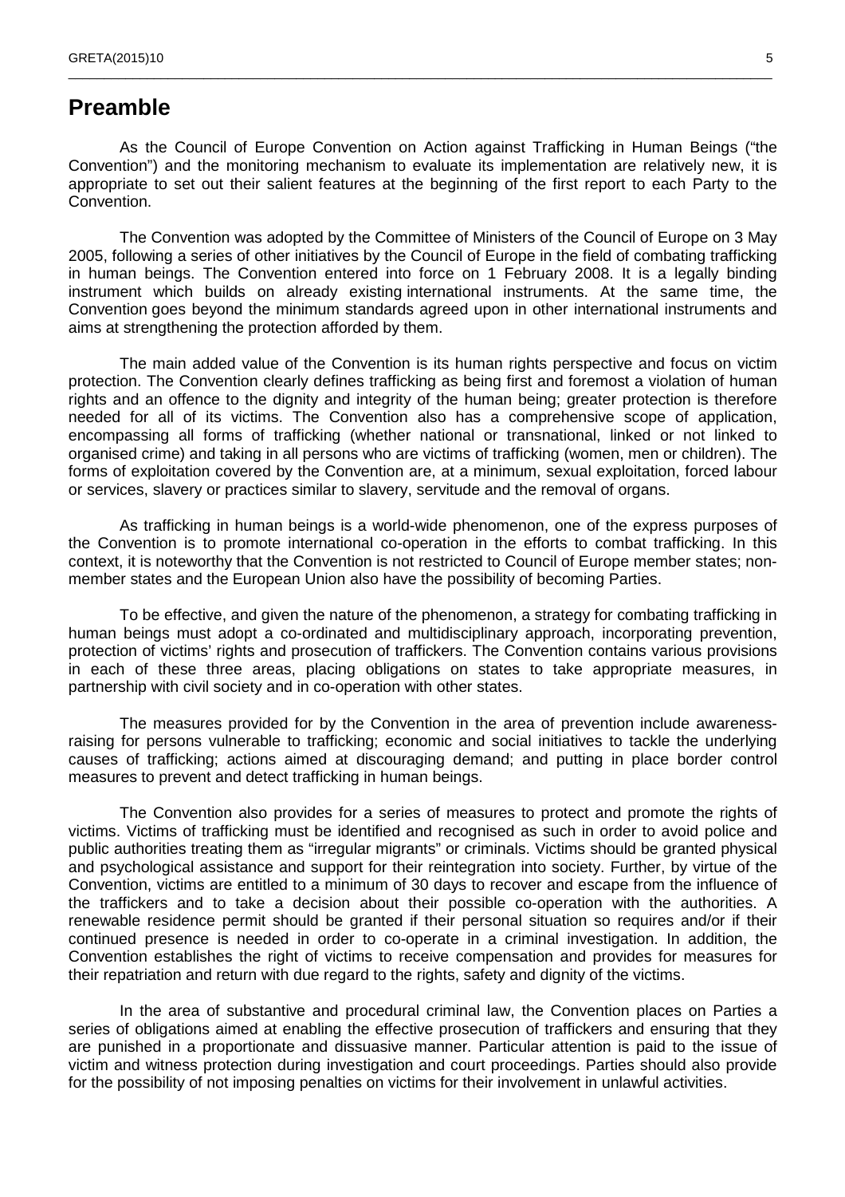# Preamble

As the Council of Europe Convention on Action against Trafficking in Human Beings ("the Convention") and the monitoring mechanism to evaluate its implementation are relatively new, it is appropriate to set out their salient features at the beginning of the first report to each Party to the Convention.

The Convention was adopted by the Committee of Ministers of the Council of Europe on 3 May 2005, following a series of other initiatives by the Council of Europe in the field of combating trafficking in human beings. The Convention entered into force on 1 February 2008. It is a legally binding instrument which builds on already existing international instruments. At the same time, the Convention goes beyond the minimum standards agreed upon in other international instruments and aims at strengthening the protection afforded by them.

The main added value of the Convention is its human rights perspective and focus on victim protection. The Convention clearly defines trafficking as being first and foremost a violation of human rights and an offence to the dignity and integrity of the human being; greater protection is therefore needed for all of its victims. The Convention also has a comprehensive scope of application, encompassing all forms of trafficking (whether national or transnational, linked or not linked to organised crime) and taking in all persons who are victims of trafficking (women, men or children). The forms of exploitation covered by the Convention are, at a minimum, sexual exploitation, forced labour or services, slavery or practices similar to slavery, servitude and the removal of organs.

As trafficking in human beings is a world-wide phenomenon, one of the express purposes of the Convention is to promote international co-operation in the efforts to combat trafficking. In this context, it is noteworthy that the Convention is not restricted to Council of Europe member states; non-member states and the European Union also have the possibility of becoming Parties.

To be effective, and given the nature of the phenomenon, a strategy for combating trafficking in human beings must adopt a co-ordinated and multidisciplinary approach, incorporating prevention, protection of victims' rights and prosecution of traffickers. The Convention contains various provisions in each of these three areas, placing obligations on states to take appropriate measures, in partnership with civil society and in co-operation with other states.

The measures provided for by the Convention in the area of prevention include awareness-raising for persons vulnerable to trafficking; economic and social initiatives to tackle the underlying causes of trafficking; actions aimed at discouraging demand; and putting in place border control measures to prevent and detect trafficking in human beings.

The Convention also provides for a series of measures to protect and promote the rights of victims. Victims of trafficking must be identified and recognised as such in order to avoid police and public authorities treating them as "irregular migrants" or criminals. Victims should be granted physical and psychological assistance and support for their reintegration into society. Further, by virtue of the Convention, victims are entitled to a minimum of 30 days to recover and escape from the influence of the traffickers and to take a decision about their possible co-operation with the authorities. A renewable residence permit should be granted if their personal situation so requires and/or if their continued presence is needed in order to co-operate in a criminal investigation. In addition, the Convention establishes the right of victims to receive compensation and provides for measures for their repatriation and return with due regard to the rights, safety and dignity of the victims.

In the area of substantive and procedural criminal law, the Convention places on Parties a series of obligations aimed at enabling the effective prosecution of traffickers and ensuring that they are punished in a proportionate and dissuasive manner. Particular attention is paid to the issue of victim and witness protection during investigation and court proceedings. Parties should also provide for the possibility of not imposing penalties on victims for their involvement in unlawful activities.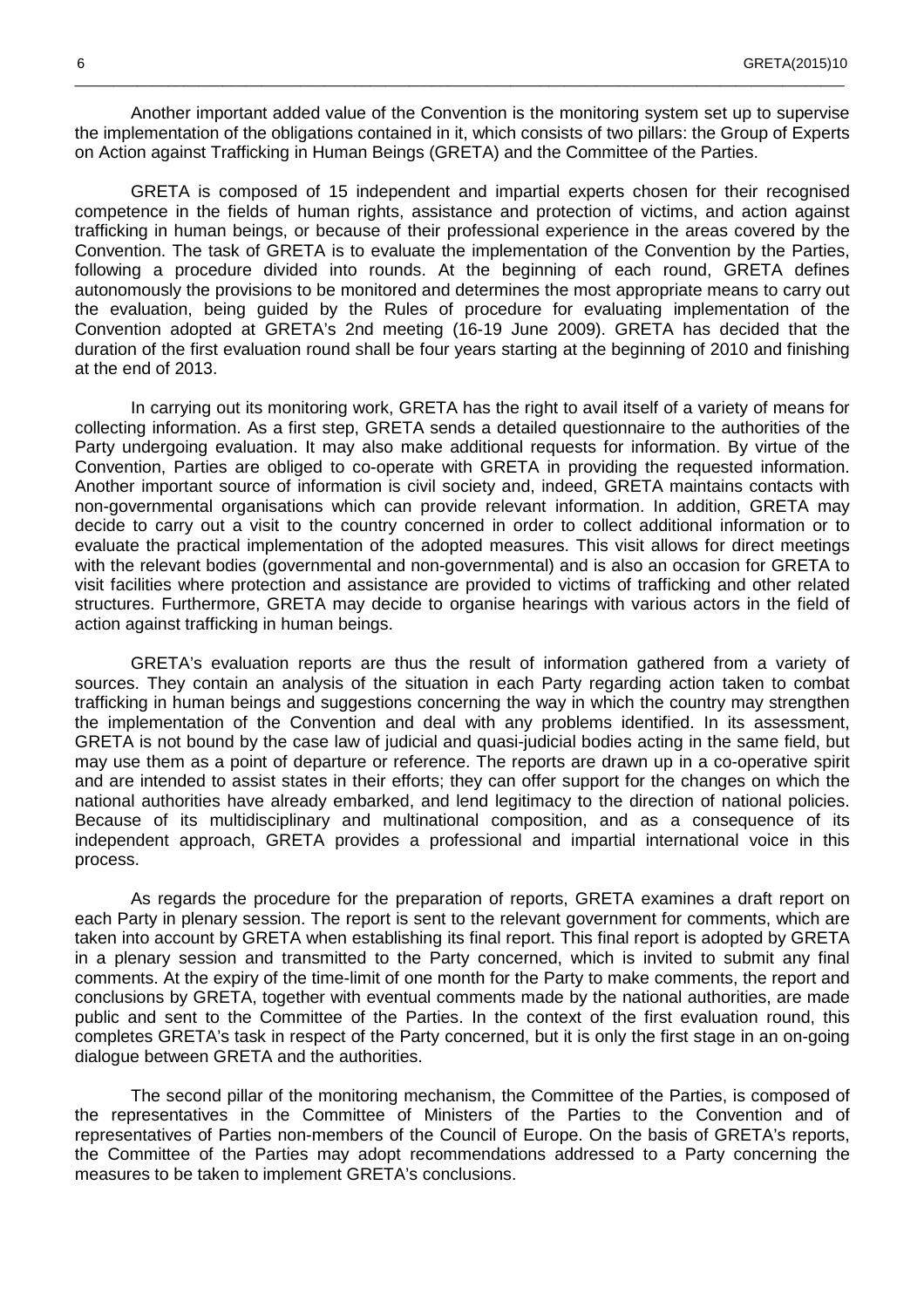Another important added value of the Convention is the monitoring system set up to supervise the implementation of the obligations contained in it, which consists of two pillars: the Group of Experts on Action against Trafficking in Human Beings (GRETA) and the Committee of the Parties.

GRETA is composed of 15 independent and impartial experts chosen for their recognised competence in the fields of human rights, assistance and protection of victims, and action against trafficking in human beings, or because of their professional experience in the areas covered by the Convention. The task of GRETA is to evaluate the implementation of the Convention by the Parties, following a procedure divided into rounds. At the beginning of each round, GRETA defines autonomously the provisions to be monitored and determines the most appropriate means to carry out the evaluation, being guided by the Rules of procedure for evaluating implementation of the Convention adopted at GRETA's 2nd meeting (16-19 June 2009). GRETA has decided that the duration of the first evaluation round shall be four years starting at the beginning of 2010 and finishing at the end of 2013.

In carrying out its monitoring work, GRETA has the right to avail itself of a variety of means for collecting information. As a first step, GRETA sends a detailed questionnaire to the authorities of the Party undergoing evaluation. It may also make additional requests for information. By virtue of the Convention, Parties are obliged to co-operate with GRETA in providing the requested information. Another important source of information is civil society and, indeed, GRETA maintains contacts with non-governmental organisations which can provide relevant information. In addition, GRETA may decide to carry out a visit to the country concerned in order to collect additional information or to evaluate the practical implementation of the adopted measures. This visit allows for direct meetings with the relevant bodies (governmental and non-governmental) and is also an occasion for GRETA to visit facilities where protection and assistance are provided to victims of trafficking and other related structures. Furthermore, GRETA may decide to organise hearings with various actors in the field of action against trafficking in human beings.

GRETA's evaluation reports are thus the result of information gathered from a variety of sources. They contain an analysis of the situation in each Party regarding action taken to combat trafficking in human beings and suggestions concerning the way in which the country may strengthen the implementation of the Convention and deal with any problems identified. In its assessment, GRETA is not bound by the case law of judicial and quasi-judicial bodies acting in the same field, but may use them as a point of departure or reference. The reports are drawn up in a co-operative spirit and are intended to assist states in their efforts; they can offer support for the changes on which the national authorities have already embarked, and lend legitimacy to the direction of national policies. Because of its multidisciplinary and multinational composition, and as a consequence of its independent approach, GRETA provides a professional and impartial international voice in this process.

As regards the procedure for the preparation of reports, GRETA examines a draft report on each Party in plenary session. The report is sent to the relevant government for comments, which are taken into account by GRETA when establishing its final report. This final report is adopted by GRETA in a plenary session and transmitted to the Party concerned, which is invited to submit any final comments. At the expiry of the time-limit of one month for the Party to make comments, the report and conclusions by GRETA, together with eventual comments made by the national authorities, are made public and sent to the Committee of the Parties. In the context of the first evaluation round, this completes GRETA's task in respect of the Party concerned, but it is only the first stage in an on-going dialogue between GRETA and the authorities.

The second pillar of the monitoring mechanism, the Committee of the Parties, is composed of the representatives in the Committee of Ministers of the Parties to the Convention and of representatives of Parties non-members of the Council of Europe. On the basis of GRETA's reports, the Committee of the Parties may adopt recommendations addressed to a Party concerning the measures to be taken to implement GRETA's conclusions.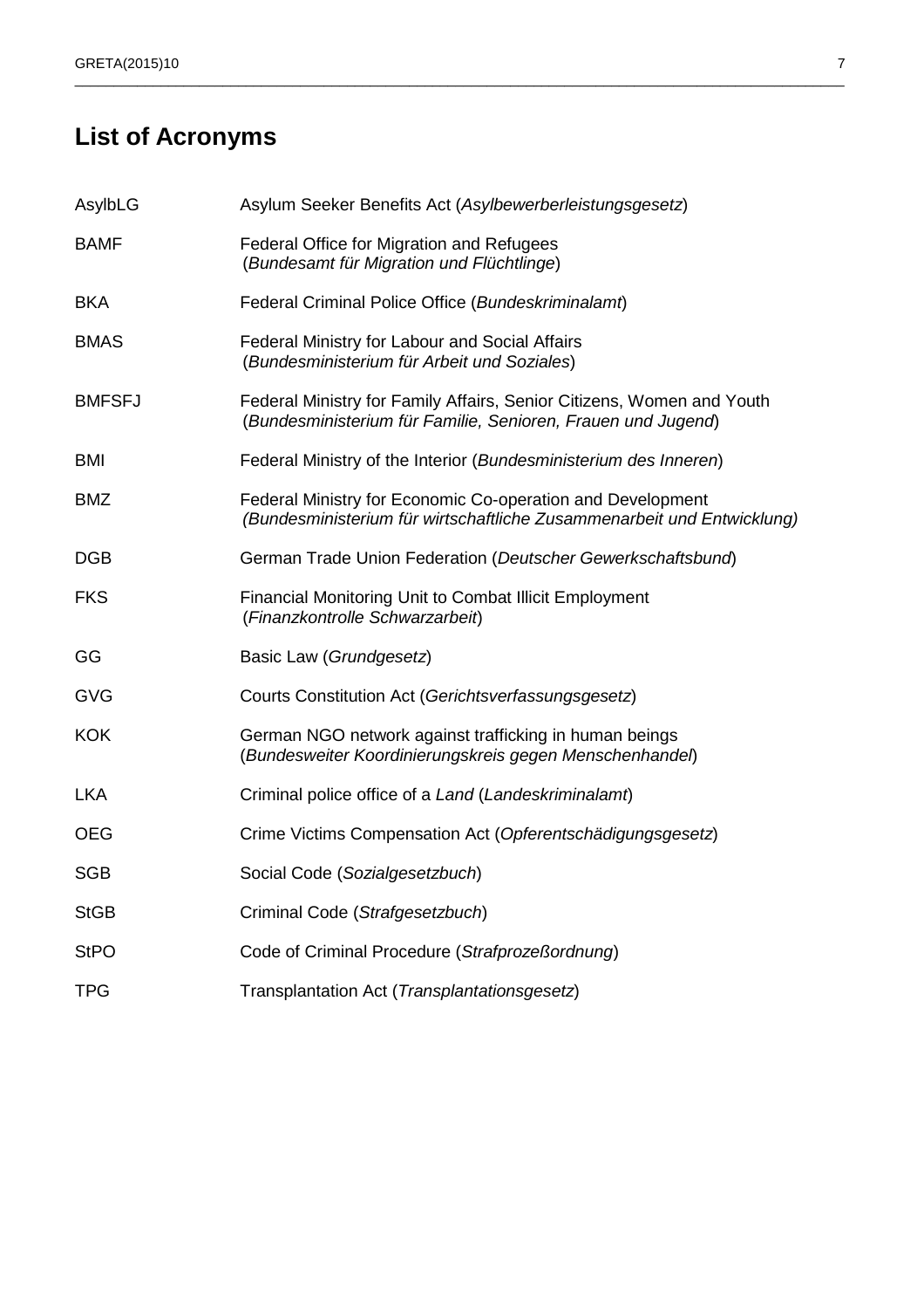# List of Acronyms

| | |
|---|---|
| AsylbLG | Asylum Seeker Benefits Act (*Asylbewerberleistungsgesetz*) |
| BAMF | Federal Office for Migration and Refugees (*Bundesamt für Migration und Flüchtlinge*) |
| BKA | Federal Criminal Police Office (*Bundeskriminalamt*) |
| BMAS | Federal Ministry for Labour and Social Affairs (*Bundesministerium für Arbeit und Soziales*) |
| BMFSFJ | Federal Ministry for Family Affairs, Senior Citizens, Women and Youth (*Bundesministerium für Familie, Senioren, Frauen und Jugend*) |
| BMI | Federal Ministry of the Interior (*Bundesministerium des Inneren*) |
| BMZ | Federal Ministry for Economic Co-operation and Development *(Bundesministerium für wirtschaftliche Zusammenarbeit und Entwicklung)* |
| DGB | German Trade Union Federation (*Deutscher Gewerkschaftsbund*) |
| FKS | Financial Monitoring Unit to Combat Illicit Employment (*Finanzkontrolle Schwarzarbeit*) |
| GG | Basic Law (*Grundgesetz*) |
| GVG | Courts Constitution Act (*Gerichtsverfassungsgesetz*) |
| KOK | German NGO network against trafficking in human beings (*Bundesweiter Koordinierungskreis gegen Menschenhandel*) |
| LKA | Criminal police office of a *Land* (*Landeskriminalamt*) |
| OEG | Crime Victims Compensation Act (*Opferentschädigungsgesetz*) |
| SGB | Social Code (*Sozialgesetzbuch*) |
| StGB | Criminal Code (*Strafgesetzbuch*) |
| StPO | Code of Criminal Procedure (*Strafprozeßordnung*) |
| TPG | Transplantation Act (*Transplantationsgesetz*) |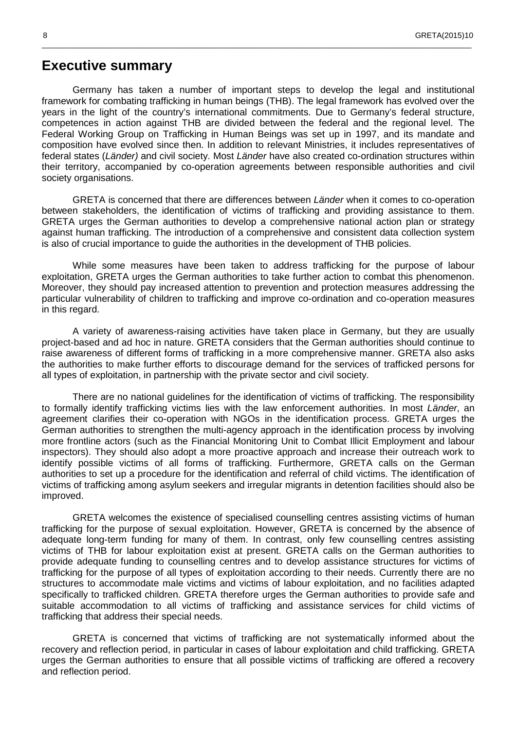# Executive summary

Germany has taken a number of important steps to develop the legal and institutional framework for combating trafficking in human beings (THB). The legal framework has evolved over the years in the light of the country's international commitments. Due to Germany's federal structure, competences in action against THB are divided between the federal and the regional level. The Federal Working Group on Trafficking in Human Beings was set up in 1997, and its mandate and composition have evolved since then. In addition to relevant Ministries, it includes representatives of federal states (*Länder)* and civil society. Most *Länder* have also created co-ordination structures within their territory, accompanied by co-operation agreements between responsible authorities and civil society organisations.

GRETA is concerned that there are differences between *Länder* when it comes to co-operation between stakeholders, the identification of victims of trafficking and providing assistance to them. GRETA urges the German authorities to develop a comprehensive national action plan or strategy against human trafficking. The introduction of a comprehensive and consistent data collection system is also of crucial importance to guide the authorities in the development of THB policies.

While some measures have been taken to address trafficking for the purpose of labour exploitation, GRETA urges the German authorities to take further action to combat this phenomenon. Moreover, they should pay increased attention to prevention and protection measures addressing the particular vulnerability of children to trafficking and improve co-ordination and co-operation measures in this regard.

A variety of awareness-raising activities have taken place in Germany, but they are usually project-based and ad hoc in nature. GRETA considers that the German authorities should continue to raise awareness of different forms of trafficking in a more comprehensive manner. GRETA also asks the authorities to make further efforts to discourage demand for the services of trafficked persons for all types of exploitation, in partnership with the private sector and civil society.

There are no national guidelines for the identification of victims of trafficking. The responsibility to formally identify trafficking victims lies with the law enforcement authorities. In most *Länder*, an agreement clarifies their co-operation with NGOs in the identification process. GRETA urges the German authorities to strengthen the multi-agency approach in the identification process by involving more frontline actors (such as the Financial Monitoring Unit to Combat Illicit Employment and labour inspectors). They should also adopt a more proactive approach and increase their outreach work to identify possible victims of all forms of trafficking. Furthermore, GRETA calls on the German authorities to set up a procedure for the identification and referral of child victims. The identification of victims of trafficking among asylum seekers and irregular migrants in detention facilities should also be improved.

GRETA welcomes the existence of specialised counselling centres assisting victims of human trafficking for the purpose of sexual exploitation. However, GRETA is concerned by the absence of adequate long-term funding for many of them. In contrast, only few counselling centres assisting victims of THB for labour exploitation exist at present. GRETA calls on the German authorities to provide adequate funding to counselling centres and to develop assistance structures for victims of trafficking for the purpose of all types of exploitation according to their needs. Currently there are no structures to accommodate male victims and victims of labour exploitation, and no facilities adapted specifically to trafficked children. GRETA therefore urges the German authorities to provide safe and suitable accommodation to all victims of trafficking and assistance services for child victims of trafficking that address their special needs.

GRETA is concerned that victims of trafficking are not systematically informed about the recovery and reflection period, in particular in cases of labour exploitation and child trafficking. GRETA urges the German authorities to ensure that all possible victims of trafficking are offered a recovery and reflection period.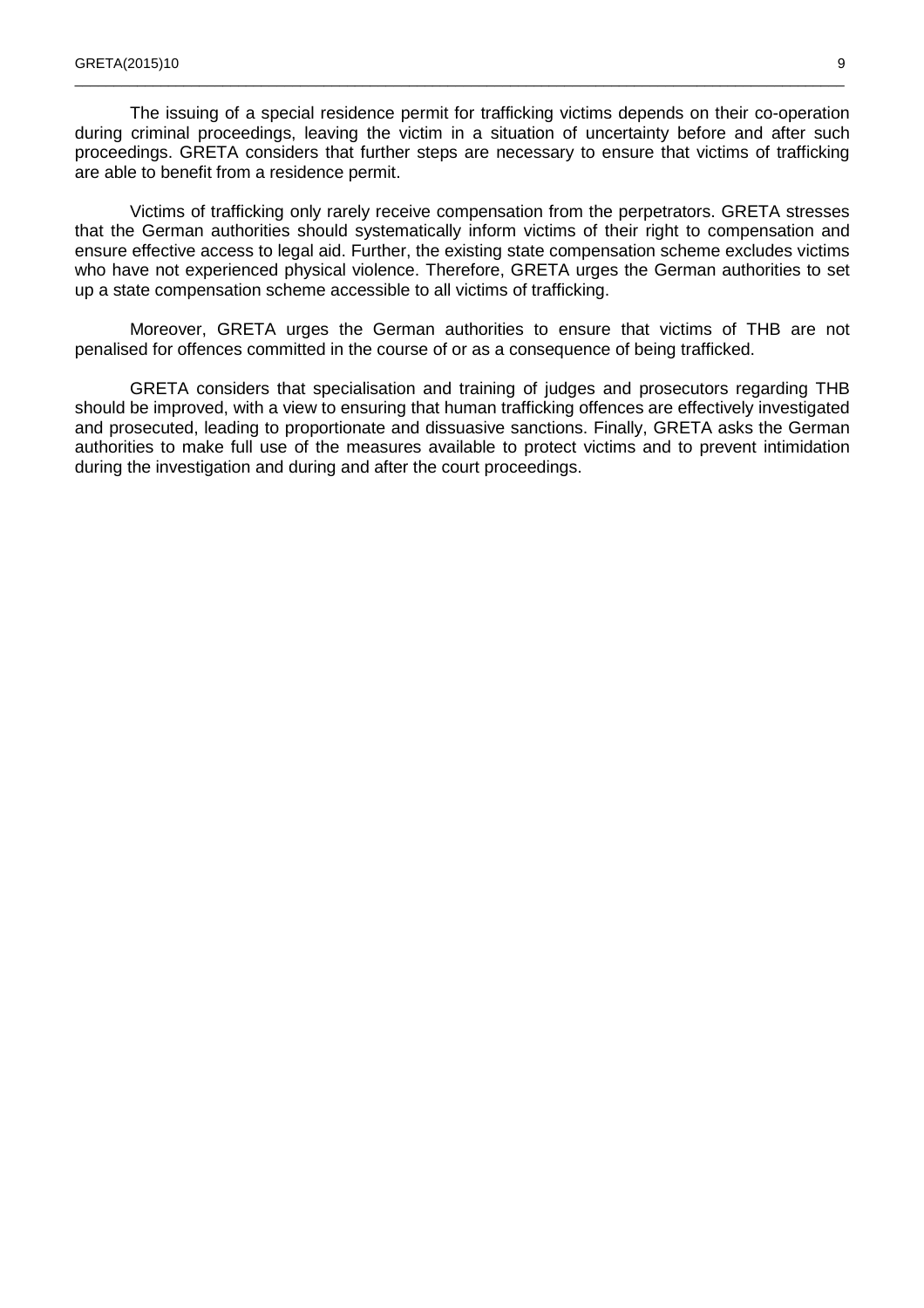The issuing of a special residence permit for trafficking victims depends on their co-operation during criminal proceedings, leaving the victim in a situation of uncertainty before and after such proceedings. GRETA considers that further steps are necessary to ensure that victims of trafficking are able to benefit from a residence permit.

Victims of trafficking only rarely receive compensation from the perpetrators. GRETA stresses that the German authorities should systematically inform victims of their right to compensation and ensure effective access to legal aid. Further, the existing state compensation scheme excludes victims who have not experienced physical violence. Therefore, GRETA urges the German authorities to set up a state compensation scheme accessible to all victims of trafficking.

Moreover, GRETA urges the German authorities to ensure that victims of THB are not penalised for offences committed in the course of or as a consequence of being trafficked.

GRETA considers that specialisation and training of judges and prosecutors regarding THB should be improved, with a view to ensuring that human trafficking offences are effectively investigated and prosecuted, leading to proportionate and dissuasive sanctions. Finally, GRETA asks the German authorities to make full use of the measures available to protect victims and to prevent intimidation during the investigation and during and after the court proceedings.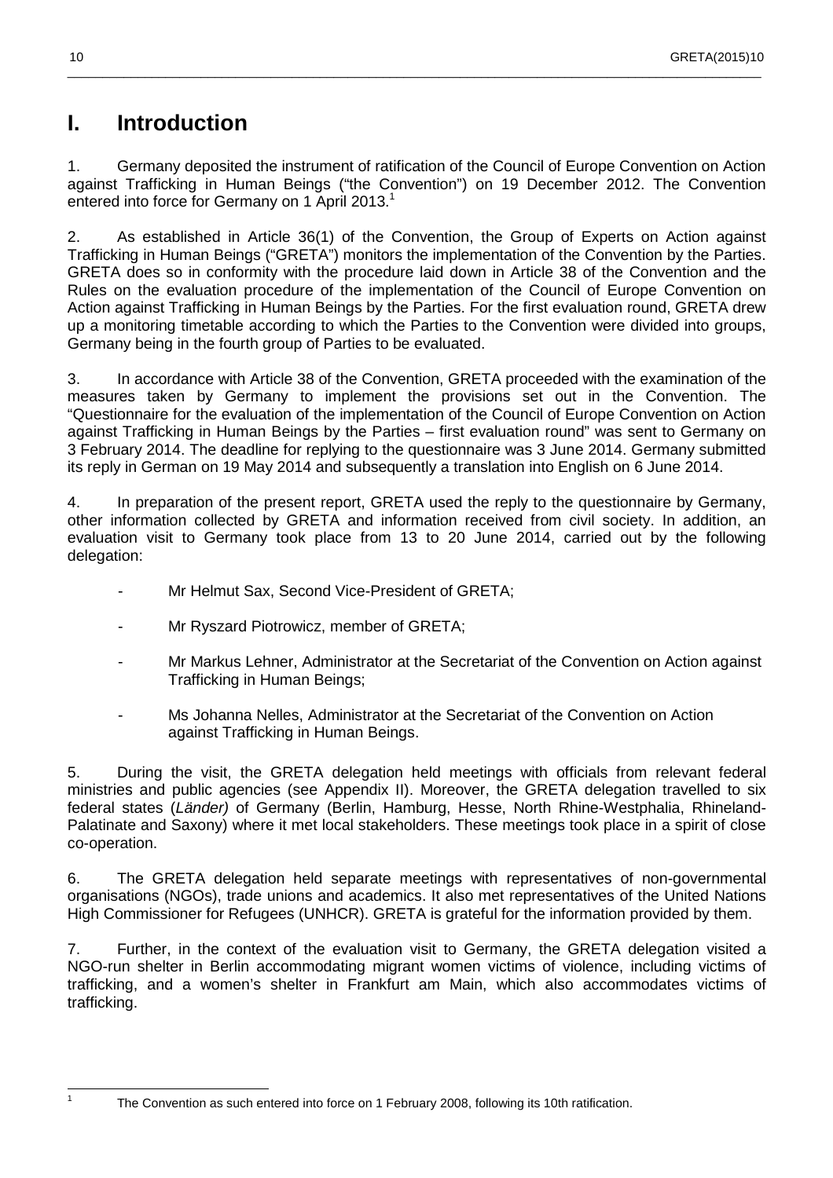# I. Introduction

1. Germany deposited the instrument of ratification of the Council of Europe Convention on Action against Trafficking in Human Beings ("the Convention") on 19 December 2012. The Convention entered into force for Germany on 1 April 2013.[1]

2. As established in Article 36(1) of the Convention, the Group of Experts on Action against Trafficking in Human Beings ("GRETA") monitors the implementation of the Convention by the Parties. GRETA does so in conformity with the procedure laid down in Article 38 of the Convention and the Rules on the evaluation procedure of the implementation of the Council of Europe Convention on Action against Trafficking in Human Beings by the Parties. For the first evaluation round, GRETA drew up a monitoring timetable according to which the Parties to the Convention were divided into groups, Germany being in the fourth group of Parties to be evaluated.

3. In accordance with Article 38 of the Convention, GRETA proceeded with the examination of the measures taken by Germany to implement the provisions set out in the Convention. The "Questionnaire for the evaluation of the implementation of the Council of Europe Convention on Action against Trafficking in Human Beings by the Parties – first evaluation round" was sent to Germany on 3 February 2014. The deadline for replying to the questionnaire was 3 June 2014. Germany submitted its reply in German on 19 May 2014 and subsequently a translation into English on 6 June 2014.

4. In preparation of the present report, GRETA used the reply to the questionnaire by Germany, other information collected by GRETA and information received from civil society. In addition, an evaluation visit to Germany took place from 13 to 20 June 2014, carried out by the following delegation:

- Mr Helmut Sax, Second Vice-President of GRETA;
- Mr Ryszard Piotrowicz, member of GRETA;
- Mr Markus Lehner, Administrator at the Secretariat of the Convention on Action against Trafficking in Human Beings;
- Ms Johanna Nelles, Administrator at the Secretariat of the Convention on Action against Trafficking in Human Beings.

5. During the visit, the GRETA delegation held meetings with officials from relevant federal ministries and public agencies (see Appendix II). Moreover, the GRETA delegation travelled to six federal states (*Länder)* of Germany (Berlin, Hamburg, Hesse, North Rhine-Westphalia, Rhineland-Palatinate and Saxony) where it met local stakeholders. These meetings took place in a spirit of close co-operation.

6. The GRETA delegation held separate meetings with representatives of non-governmental organisations (NGOs), trade unions and academics. It also met representatives of the United Nations High Commissioner for Refugees (UNHCR). GRETA is grateful for the information provided by them.

7. Further, in the context of the evaluation visit to Germany, the GRETA delegation visited a NGO-run shelter in Berlin accommodating migrant women victims of violence, including victims of trafficking, and a women's shelter in Frankfurt am Main, which also accommodates victims of trafficking.

---

[1] The Convention as such entered into force on 1 February 2008, following its 10th ratification.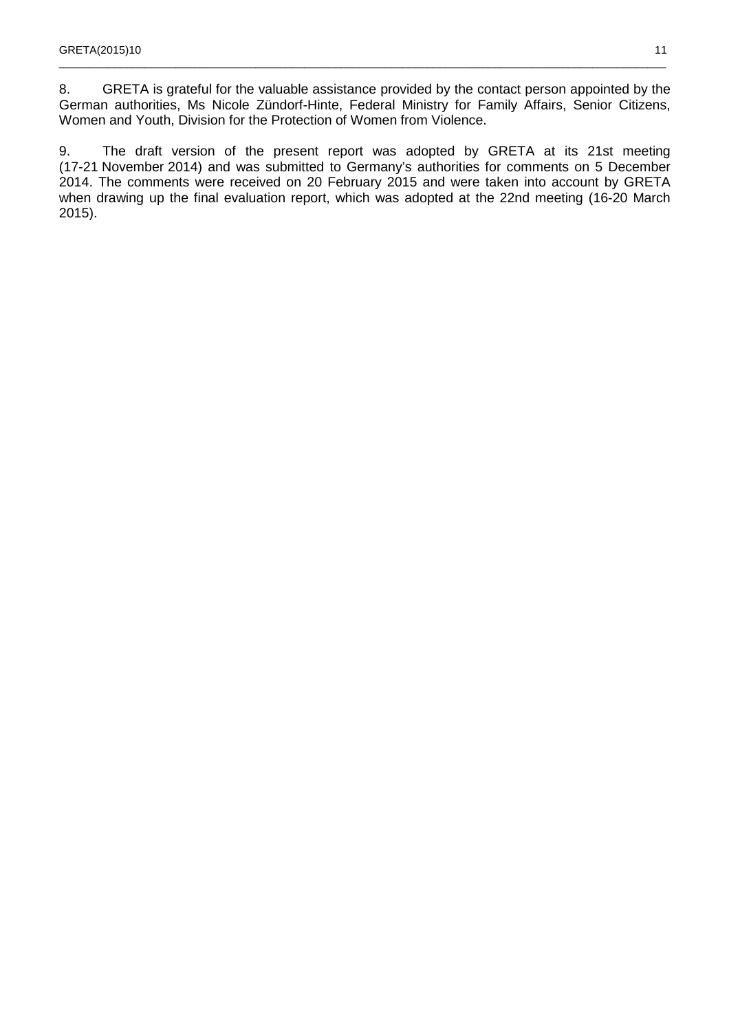8. GRETA is grateful for the valuable assistance provided by the contact person appointed by the German authorities, Ms Nicole Zündorf-Hinte, Federal Ministry for Family Affairs, Senior Citizens, Women and Youth, Division for the Protection of Women from Violence.

9. The draft version of the present report was adopted by GRETA at its 21st meeting (17-21 November 2014) and was submitted to Germany's authorities for comments on 5 December 2014. The comments were received on 20 February 2015 and were taken into account by GRETA when drawing up the final evaluation report, which was adopted at the 22nd meeting (16-20 March 2015).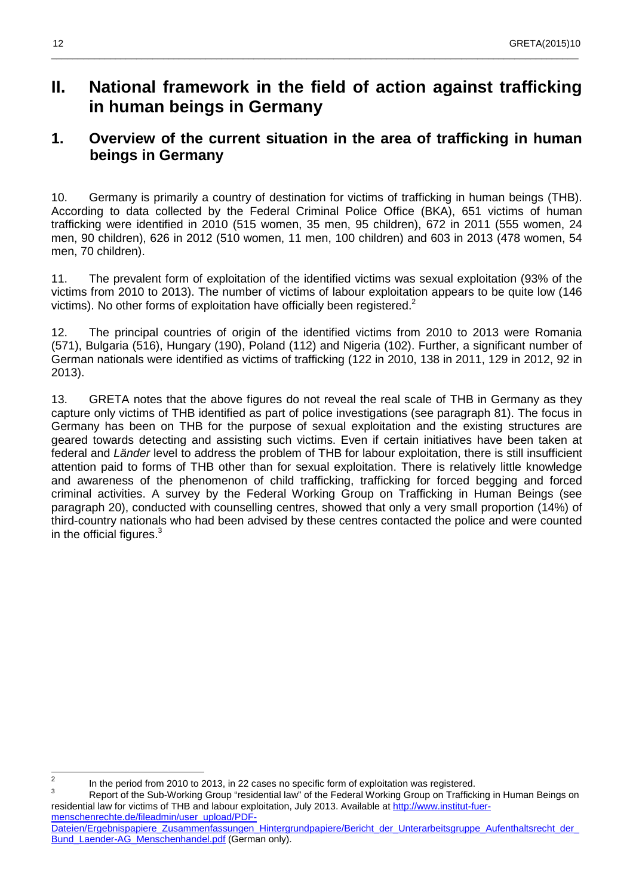# II. National framework in the field of action against trafficking in human beings in Germany

## 1. Overview of the current situation in the area of trafficking in human beings in Germany

10. Germany is primarily a country of destination for victims of trafficking in human beings (THB). According to data collected by the Federal Criminal Police Office (BKA), 651 victims of human trafficking were identified in 2010 (515 women, 35 men, 95 children), 672 in 2011 (555 women, 24 men, 90 children), 626 in 2012 (510 women, 11 men, 100 children) and 603 in 2013 (478 women, 54 men, 70 children).

11. The prevalent form of exploitation of the identified victims was sexual exploitation (93% of the victims from 2010 to 2013). The number of victims of labour exploitation appears to be quite low (146 victims). No other forms of exploitation have officially been registered.[2]

12. The principal countries of origin of the identified victims from 2010 to 2013 were Romania (571), Bulgaria (516), Hungary (190), Poland (112) and Nigeria (102). Further, a significant number of German nationals were identified as victims of trafficking (122 in 2010, 138 in 2011, 129 in 2012, 92 in 2013).

13. GRETA notes that the above figures do not reveal the real scale of THB in Germany as they capture only victims of THB identified as part of police investigations (see paragraph 81). The focus in Germany has been on THB for the purpose of sexual exploitation and the existing structures are geared towards detecting and assisting such victims. Even if certain initiatives have been taken at federal and *Länder* level to address the problem of THB for labour exploitation, there is still insufficient attention paid to forms of THB other than for sexual exploitation. There is relatively little knowledge and awareness of the phenomenon of child trafficking, trafficking for forced begging and forced criminal activities. A survey by the Federal Working Group on Trafficking in Human Beings (see paragraph 20), conducted with counselling centres, showed that only a very small proportion (14%) of third-country nationals who had been advised by these centres contacted the police and were counted in the official figures.[3]

---

[2] In the period from 2010 to 2013, in 22 cases no specific form of exploitation was registered.

[3] Report of the Sub-Working Group "residential law" of the Federal Working Group on Trafficking in Human Beings on residential law for victims of THB and labour exploitation, July 2013. Available at http://www.institut-fuer-menschenrechte.de/fileadmin/user_upload/PDF-Dateien/Ergebnispapiere_Zusammenfassungen_Hintergrundpapiere/Bericht_der_Unterarbeitsgruppe_Aufenthaltsrecht_der_Bund_Laender-AG_Menschenhandel.pdf (German only).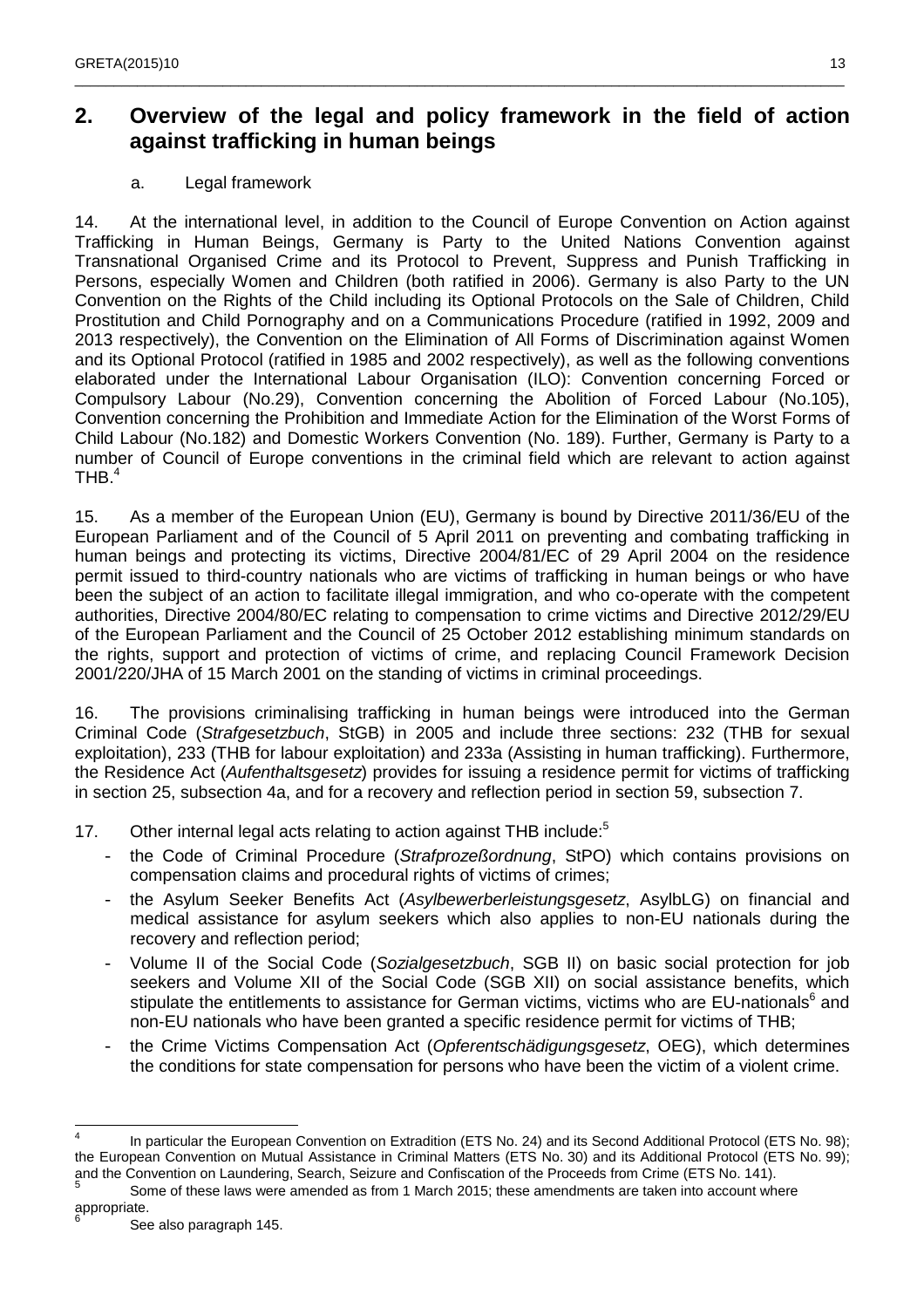## 2. Overview of the legal and policy framework in the field of action against trafficking in human beings

### a. Legal framework

14. At the international level, in addition to the Council of Europe Convention on Action against Trafficking in Human Beings, Germany is Party to the United Nations Convention against Transnational Organised Crime and its Protocol to Prevent, Suppress and Punish Trafficking in Persons, especially Women and Children (both ratified in 2006). Germany is also Party to the UN Convention on the Rights of the Child including its Optional Protocols on the Sale of Children, Child Prostitution and Child Pornography and on a Communications Procedure (ratified in 1992, 2009 and 2013 respectively), the Convention on the Elimination of All Forms of Discrimination against Women and its Optional Protocol (ratified in 1985 and 2002 respectively), as well as the following conventions elaborated under the International Labour Organisation (ILO): Convention concerning Forced or Compulsory Labour (No.29), Convention concerning the Abolition of Forced Labour (No.105), Convention concerning the Prohibition and Immediate Action for the Elimination of the Worst Forms of Child Labour (No.182) and Domestic Workers Convention (No. 189). Further, Germany is Party to a number of Council of Europe conventions in the criminal field which are relevant to action against THB.[4]

15. As a member of the European Union (EU), Germany is bound by Directive 2011/36/EU of the European Parliament and of the Council of 5 April 2011 on preventing and combating trafficking in human beings and protecting its victims, Directive 2004/81/EC of 29 April 2004 on the residence permit issued to third-country nationals who are victims of trafficking in human beings or who have been the subject of an action to facilitate illegal immigration, and who co-operate with the competent authorities, Directive 2004/80/EC relating to compensation to crime victims and Directive 2012/29/EU of the European Parliament and the Council of 25 October 2012 establishing minimum standards on the rights, support and protection of victims of crime, and replacing Council Framework Decision 2001/220/JHA of 15 March 2001 on the standing of victims in criminal proceedings.

16. The provisions criminalising trafficking in human beings were introduced into the German Criminal Code (*Strafgesetzbuch*, StGB) in 2005 and include three sections: 232 (THB for sexual exploitation), 233 (THB for labour exploitation) and 233a (Assisting in human trafficking). Furthermore, the Residence Act (*Aufenthaltsgesetz*) provides for issuing a residence permit for victims of trafficking in section 25, subsection 4a, and for a recovery and reflection period in section 59, subsection 7.

17. Other internal legal acts relating to action against THB include:[5]

- the Code of Criminal Procedure (*Strafprozeßordnung*, StPO) which contains provisions on compensation claims and procedural rights of victims of crimes;
- the Asylum Seeker Benefits Act (*Asylbewerberleistungsgesetz*, AsylbLG) on financial and medical assistance for asylum seekers which also applies to non-EU nationals during the recovery and reflection period;
- Volume II of the Social Code (*Sozialgesetzbuch*, SGB II) on basic social protection for job seekers and Volume XII of the Social Code (SGB XII) on social assistance benefits, which stipulate the entitlements to assistance for German victims, victims who are EU-nationals[6] and non-EU nationals who have been granted a specific residence permit for victims of THB;
- the Crime Victims Compensation Act (*Opferentschädigungsgesetz*, OEG), which determines the conditions for state compensation for persons who have been the victim of a violent crime.

---

[4] In particular the European Convention on Extradition (ETS No. 24) and its Second Additional Protocol (ETS No. 98); the European Convention on Mutual Assistance in Criminal Matters (ETS No. 30) and its Additional Protocol (ETS No. 99); and the Convention on Laundering, Search, Seizure and Confiscation of the Proceeds from Crime (ETS No. 141).

[5] Some of these laws were amended as from 1 March 2015; these amendments are taken into account where appropriate.

[6] See also paragraph 145.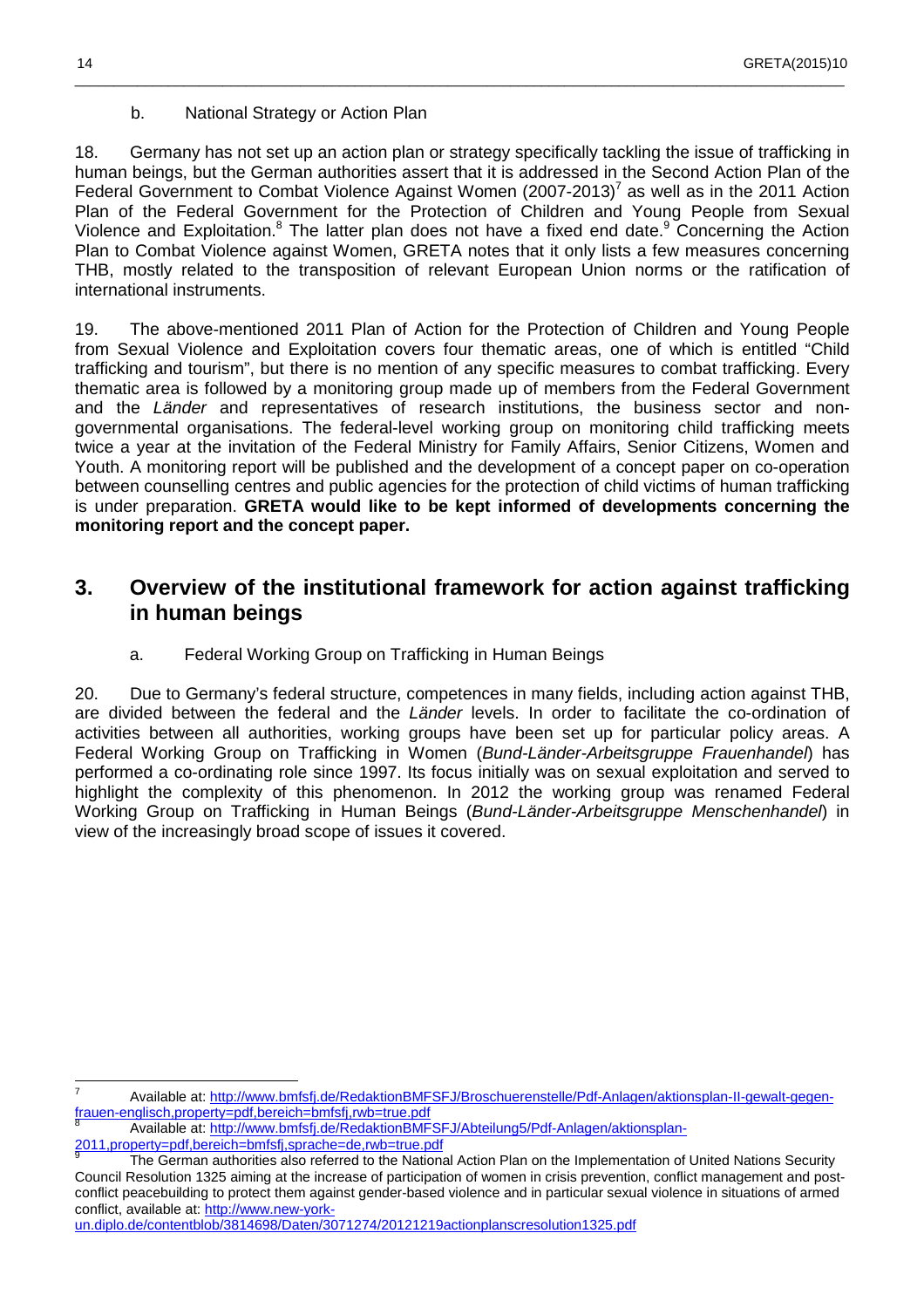b. National Strategy or Action Plan

18. Germany has not set up an action plan or strategy specifically tackling the issue of trafficking in human beings, but the German authorities assert that it is addressed in the Second Action Plan of the Federal Government to Combat Violence Against Women (2007-2013)[7] as well as in the 2011 Action Plan of the Federal Government for the Protection of Children and Young People from Sexual Violence and Exploitation.[8] The latter plan does not have a fixed end date.[9] Concerning the Action Plan to Combat Violence against Women, GRETA notes that it only lists a few measures concerning THB, mostly related to the transposition of relevant European Union norms or the ratification of international instruments.

19. The above-mentioned 2011 Plan of Action for the Protection of Children and Young People from Sexual Violence and Exploitation covers four thematic areas, one of which is entitled "Child trafficking and tourism", but there is no mention of any specific measures to combat trafficking. Every thematic area is followed by a monitoring group made up of members from the Federal Government and the *Länder* and representatives of research institutions, the business sector and non-governmental organisations. The federal-level working group on monitoring child trafficking meets twice a year at the invitation of the Federal Ministry for Family Affairs, Senior Citizens, Women and Youth. A monitoring report will be published and the development of a concept paper on co-operation between counselling centres and public agencies for the protection of child victims of human trafficking is under preparation. **GRETA would like to be kept informed of developments concerning the monitoring report and the concept paper.**

## 3. Overview of the institutional framework for action against trafficking in human beings

a. Federal Working Group on Trafficking in Human Beings

20. Due to Germany's federal structure, competences in many fields, including action against THB, are divided between the federal and the *Länder* levels. In order to facilitate the co-ordination of activities between all authorities, working groups have been set up for particular policy areas. A Federal Working Group on Trafficking in Women (*Bund-Länder-Arbeitsgruppe Frauenhandel*) has performed a co-ordinating role since 1997. Its focus initially was on sexual exploitation and served to highlight the complexity of this phenomenon. In 2012 the working group was renamed Federal Working Group on Trafficking in Human Beings (*Bund-Länder-Arbeitsgruppe Menschenhandel*) in view of the increasingly broad scope of issues it covered.

---

[7] Available at: http://www.bmfsfj.de/RedaktionBMFSFJ/Broschuerenstelle/Pdf-Anlagen/aktionsplan-II-gewalt-gegen-frauen-englisch,property=pdf,bereich=bmfsfj,rwb=true.pdf

[8] Available at: http://www.bmfsfj.de/RedaktionBMFSFJ/Abteilung5/Pdf-Anlagen/aktionsplan-2011,property=pdf,bereich=bmfsfj,sprache=de,rwb=true.pdf

[9] The German authorities also referred to the National Action Plan on the Implementation of United Nations Security Council Resolution 1325 aiming at the increase of participation of women in crisis prevention, conflict management and post-conflict peacebuilding to protect them against gender-based violence and in particular sexual violence in situations of armed conflict, available at: http://www.new-york-un.diplo.de/contentblob/3814698/Daten/3071274/20121219actionplanscresolution1325.pdf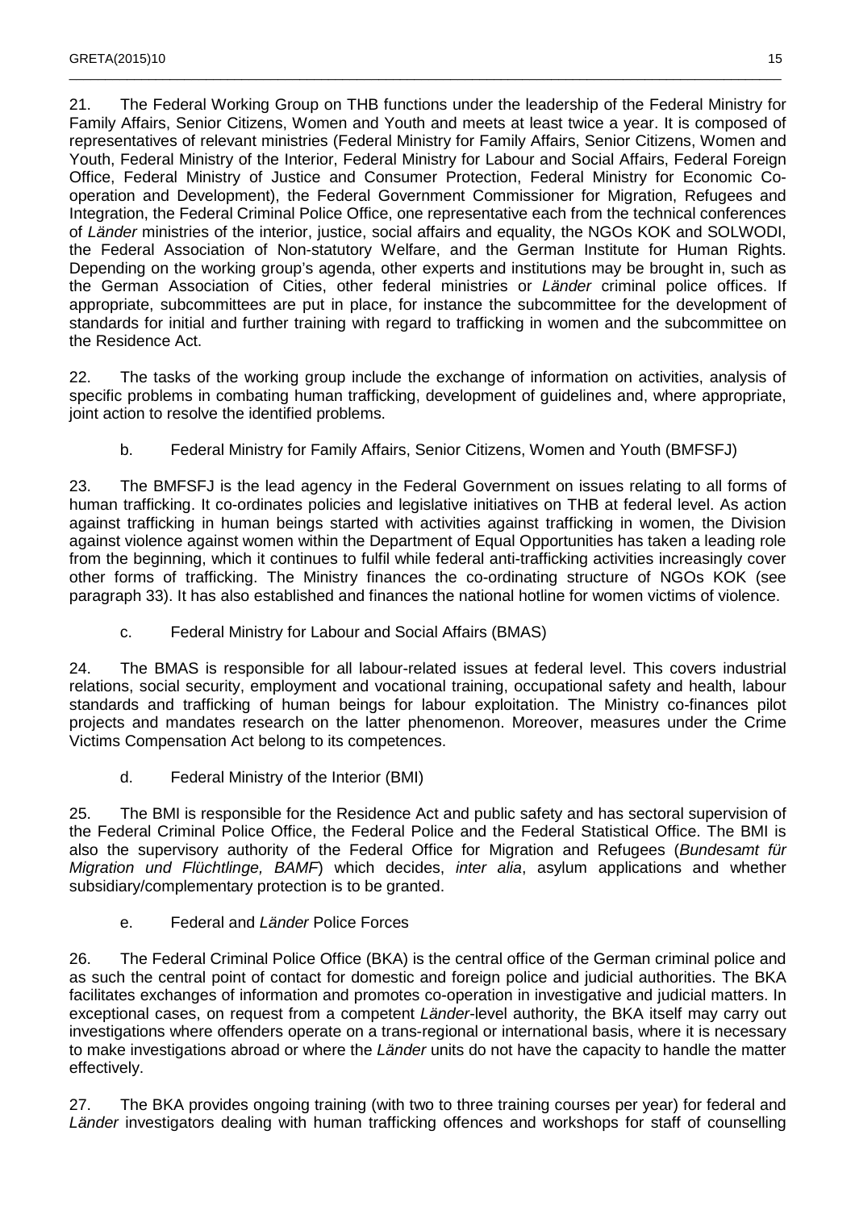21. The Federal Working Group on THB functions under the leadership of the Federal Ministry for Family Affairs, Senior Citizens, Women and Youth and meets at least twice a year. It is composed of representatives of relevant ministries (Federal Ministry for Family Affairs, Senior Citizens, Women and Youth, Federal Ministry of the Interior, Federal Ministry for Labour and Social Affairs, Federal Foreign Office, Federal Ministry of Justice and Consumer Protection, Federal Ministry for Economic Co-operation and Development), the Federal Government Commissioner for Migration, Refugees and Integration, the Federal Criminal Police Office, one representative each from the technical conferences of *Länder* ministries of the interior, justice, social affairs and equality, the NGOs KOK and SOLWODI, the Federal Association of Non-statutory Welfare, and the German Institute for Human Rights. Depending on the working group's agenda, other experts and institutions may be brought in, such as the German Association of Cities, other federal ministries or *Länder* criminal police offices. If appropriate, subcommittees are put in place, for instance the subcommittee for the development of standards for initial and further training with regard to trafficking in women and the subcommittee on the Residence Act.

22. The tasks of the working group include the exchange of information on activities, analysis of specific problems in combating human trafficking, development of guidelines and, where appropriate, joint action to resolve the identified problems.

b. Federal Ministry for Family Affairs, Senior Citizens, Women and Youth (BMFSFJ)

23. The BMFSFJ is the lead agency in the Federal Government on issues relating to all forms of human trafficking. It co-ordinates policies and legislative initiatives on THB at federal level. As action against trafficking in human beings started with activities against trafficking in women, the Division against violence against women within the Department of Equal Opportunities has taken a leading role from the beginning, which it continues to fulfil while federal anti-trafficking activities increasingly cover other forms of trafficking. The Ministry finances the co-ordinating structure of NGOs KOK (see paragraph 33). It has also established and finances the national hotline for women victims of violence.

c. Federal Ministry for Labour and Social Affairs (BMAS)

24. The BMAS is responsible for all labour-related issues at federal level. This covers industrial relations, social security, employment and vocational training, occupational safety and health, labour standards and trafficking of human beings for labour exploitation. The Ministry co-finances pilot projects and mandates research on the latter phenomenon. Moreover, measures under the Crime Victims Compensation Act belong to its competences.

d. Federal Ministry of the Interior (BMI)

25. The BMI is responsible for the Residence Act and public safety and has sectoral supervision of the Federal Criminal Police Office, the Federal Police and the Federal Statistical Office. The BMI is also the supervisory authority of the Federal Office for Migration and Refugees (*Bundesamt für Migration und Flüchtlinge, BAMF*) which decides, *inter alia*, asylum applications and whether subsidiary/complementary protection is to be granted.

e. Federal and *Länder* Police Forces

26. The Federal Criminal Police Office (BKA) is the central office of the German criminal police and as such the central point of contact for domestic and foreign police and judicial authorities. The BKA facilitates exchanges of information and promotes co-operation in investigative and judicial matters. In exceptional cases, on request from a competent *Länder*-level authority, the BKA itself may carry out investigations where offenders operate on a trans-regional or international basis, where it is necessary to make investigations abroad or where the *Länder* units do not have the capacity to handle the matter effectively.

27. The BKA provides ongoing training (with two to three training courses per year) for federal and *Länder* investigators dealing with human trafficking offences and workshops for staff of counselling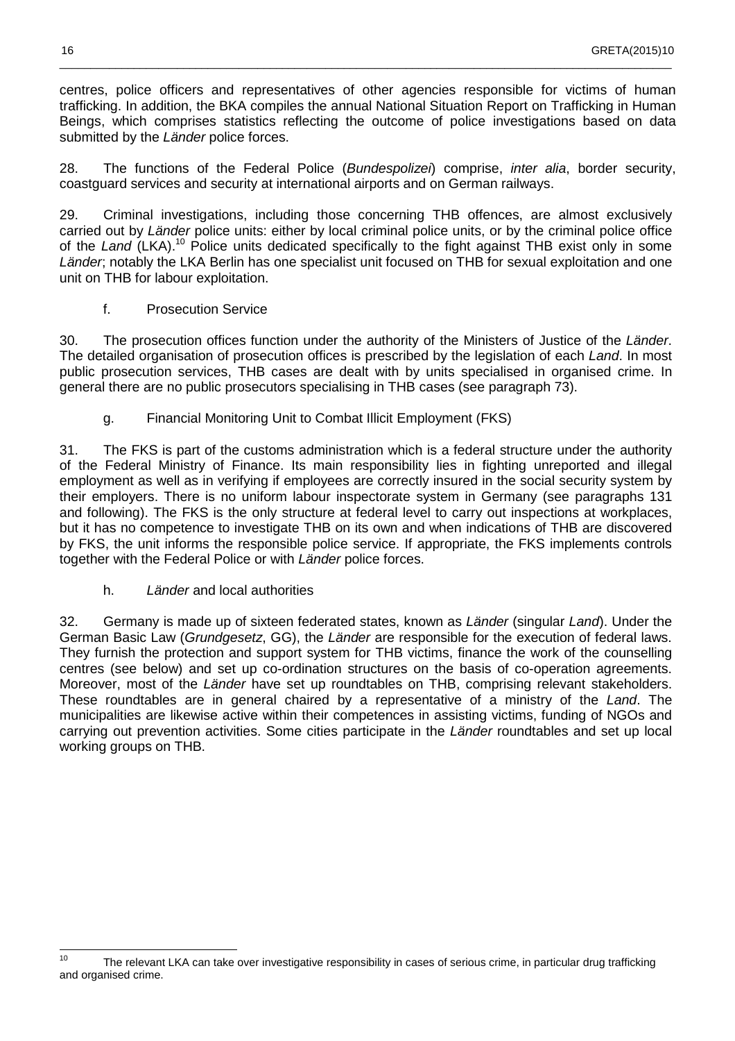centres, police officers and representatives of other agencies responsible for victims of human trafficking. In addition, the BKA compiles the annual National Situation Report on Trafficking in Human Beings, which comprises statistics reflecting the outcome of police investigations based on data submitted by the *Länder* police forces.

28. The functions of the Federal Police (*Bundespolizei*) comprise, *inter alia*, border security, coastguard services and security at international airports and on German railways.

29. Criminal investigations, including those concerning THB offences, are almost exclusively carried out by *Länder* police units: either by local criminal police units, or by the criminal police office of the *Land* (LKA).[10] Police units dedicated specifically to the fight against THB exist only in some *Länder*; notably the LKA Berlin has one specialist unit focused on THB for sexual exploitation and one unit on THB for labour exploitation.

### f. Prosecution Service

30. The prosecution offices function under the authority of the Ministers of Justice of the *Länder*. The detailed organisation of prosecution offices is prescribed by the legislation of each *Land*. In most public prosecution services, THB cases are dealt with by units specialised in organised crime. In general there are no public prosecutors specialising in THB cases (see paragraph 73).

### g. Financial Monitoring Unit to Combat Illicit Employment (FKS)

31. The FKS is part of the customs administration which is a federal structure under the authority of the Federal Ministry of Finance. Its main responsibility lies in fighting unreported and illegal employment as well as in verifying if employees are correctly insured in the social security system by their employers. There is no uniform labour inspectorate system in Germany (see paragraphs 131 and following). The FKS is the only structure at federal level to carry out inspections at workplaces, but it has no competence to investigate THB on its own and when indications of THB are discovered by FKS, the unit informs the responsible police service. If appropriate, the FKS implements controls together with the Federal Police or with *Länder* police forces.

### h. *Länder* and local authorities

32. Germany is made up of sixteen federated states, known as *Länder* (singular *Land*). Under the German Basic Law (*Grundgesetz*, GG), the *Länder* are responsible for the execution of federal laws. They furnish the protection and support system for THB victims, finance the work of the counselling centres (see below) and set up co-ordination structures on the basis of co-operation agreements. Moreover, most of the *Länder* have set up roundtables on THB, comprising relevant stakeholders. These roundtables are in general chaired by a representative of a ministry of the *Land*. The municipalities are likewise active within their competences in assisting victims, funding of NGOs and carrying out prevention activities. Some cities participate in the *Länder* roundtables and set up local working groups on THB.

---

[10] The relevant LKA can take over investigative responsibility in cases of serious crime, in particular drug trafficking and organised crime.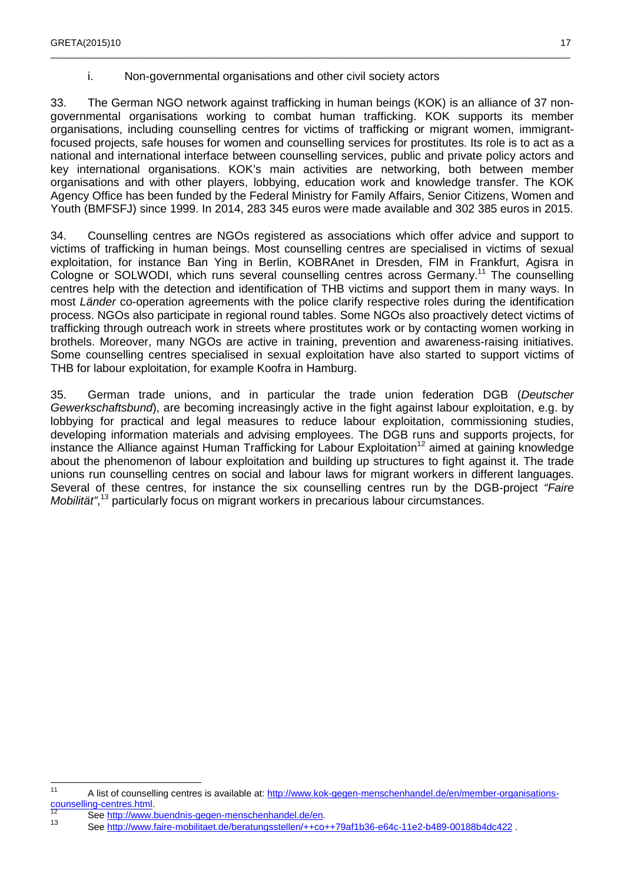### i. Non-governmental organisations and other civil society actors

33. The German NGO network against trafficking in human beings (KOK) is an alliance of 37 non-governmental organisations working to combat human trafficking. KOK supports its member organisations, including counselling centres for victims of trafficking or migrant women, immigrant-focused projects, safe houses for women and counselling services for prostitutes. Its role is to act as a national and international interface between counselling services, public and private policy actors and key international organisations. KOK's main activities are networking, both between member organisations and with other players, lobbying, education work and knowledge transfer. The KOK Agency Office has been funded by the Federal Ministry for Family Affairs, Senior Citizens, Women and Youth (BMFSFJ) since 1999. In 2014, 283 345 euros were made available and 302 385 euros in 2015.

34. Counselling centres are NGOs registered as associations which offer advice and support to victims of trafficking in human beings. Most counselling centres are specialised in victims of sexual exploitation, for instance Ban Ying in Berlin, KOBRAnet in Dresden, FIM in Frankfurt, Agisra in Cologne or SOLWODI, which runs several counselling centres across Germany.[11] The counselling centres help with the detection and identification of THB victims and support them in many ways. In most *Länder* co-operation agreements with the police clarify respective roles during the identification process. NGOs also participate in regional round tables. Some NGOs also proactively detect victims of trafficking through outreach work in streets where prostitutes work or by contacting women working in brothels. Moreover, many NGOs are active in training, prevention and awareness-raising initiatives. Some counselling centres specialised in sexual exploitation have also started to support victims of THB for labour exploitation, for example Koofra in Hamburg.

35. German trade unions, and in particular the trade union federation DGB (*Deutscher Gewerkschaftsbund*), are becoming increasingly active in the fight against labour exploitation, e.g. by lobbying for practical and legal measures to reduce labour exploitation, commissioning studies, developing information materials and advising employees. The DGB runs and supports projects, for instance the Alliance against Human Trafficking for Labour Exploitation[12] aimed at gaining knowledge about the phenomenon of labour exploitation and building up structures to fight against it. The trade unions run counselling centres on social and labour laws for migrant workers in different languages. Several of these centres, for instance the six counselling centres run by the DGB-project *"Faire Mobilität"*,[13] particularly focus on migrant workers in precarious labour circumstances.

---

[11] A list of counselling centres is available at: http://www.kok-gegen-menschenhandel.de/en/member-organisations-counselling-centres.html.

[12] See http://www.buendnis-gegen-menschenhandel.de/en.

[13] See http://www.faire-mobilitaet.de/beratungsstellen/++co++79af1b36-e64c-11e2-b489-00188b4dc422 .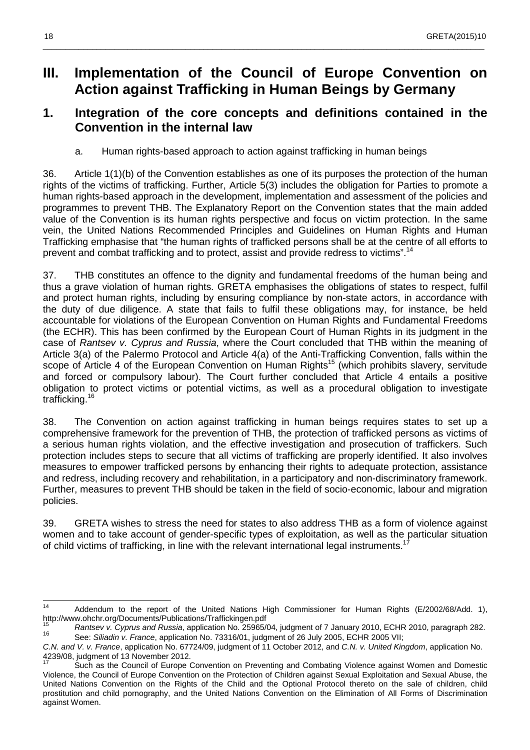# III. Implementation of the Council of Europe Convention on Action against Trafficking in Human Beings by Germany

## 1. Integration of the core concepts and definitions contained in the Convention in the internal law

### a. Human rights-based approach to action against trafficking in human beings

36. Article 1(1)(b) of the Convention establishes as one of its purposes the protection of the human rights of the victims of trafficking. Further, Article 5(3) includes the obligation for Parties to promote a human rights-based approach in the development, implementation and assessment of the policies and programmes to prevent THB. The Explanatory Report on the Convention states that the main added value of the Convention is its human rights perspective and focus on victim protection. In the same vein, the United Nations Recommended Principles and Guidelines on Human Rights and Human Trafficking emphasise that "the human rights of trafficked persons shall be at the centre of all efforts to prevent and combat trafficking and to protect, assist and provide redress to victims".[14]

37. THB constitutes an offence to the dignity and fundamental freedoms of the human being and thus a grave violation of human rights. GRETA emphasises the obligations of states to respect, fulfil and protect human rights, including by ensuring compliance by non-state actors, in accordance with the duty of due diligence. A state that fails to fulfil these obligations may, for instance, be held accountable for violations of the European Convention on Human Rights and Fundamental Freedoms (the ECHR). This has been confirmed by the European Court of Human Rights in its judgment in the case of *Rantsev v. Cyprus and Russia*, where the Court concluded that THB within the meaning of Article 3(a) of the Palermo Protocol and Article 4(a) of the Anti-Trafficking Convention, falls within the scope of Article 4 of the European Convention on Human Rights[15] (which prohibits slavery, servitude and forced or compulsory labour). The Court further concluded that Article 4 entails a positive obligation to protect victims or potential victims, as well as a procedural obligation to investigate trafficking.[16]

38. The Convention on action against trafficking in human beings requires states to set up a comprehensive framework for the prevention of THB, the protection of trafficked persons as victims of a serious human rights violation, and the effective investigation and prosecution of traffickers. Such protection includes steps to secure that all victims of trafficking are properly identified. It also involves measures to empower trafficked persons by enhancing their rights to adequate protection, assistance and redress, including recovery and rehabilitation, in a participatory and non-discriminatory framework. Further, measures to prevent THB should be taken in the field of socio-economic, labour and migration policies.

39. GRETA wishes to stress the need for states to also address THB as a form of violence against women and to take account of gender-specific types of exploitation, as well as the particular situation of child victims of trafficking, in line with the relevant international legal instruments.[17]

---

[14] Addendum to the report of the United Nations High Commissioner for Human Rights (E/2002/68/Add. 1), http://www.ohchr.org/Documents/Publications/Traffickingen.pdf

[15] *Rantsev v. Cyprus and Russia*, application No. 25965/04, judgment of 7 January 2010, ECHR 2010, paragraph 282.

[16] See: *Siliadin v. France*, application No. 73316/01, judgment of 26 July 2005, ECHR 2005 VII; *C.N. and V. v. France*, application No. 67724/09, judgment of 11 October 2012, and *C.N. v. United Kingdom*, application No. 4239/08, judgment of 13 November 2012.

[17] Such as the Council of Europe Convention on Preventing and Combating Violence against Women and Domestic Violence, the Council of Europe Convention on the Protection of Children against Sexual Exploitation and Sexual Abuse, the United Nations Convention on the Rights of the Child and the Optional Protocol thereto on the sale of children, child prostitution and child pornography, and the United Nations Convention on the Elimination of All Forms of Discrimination against Women.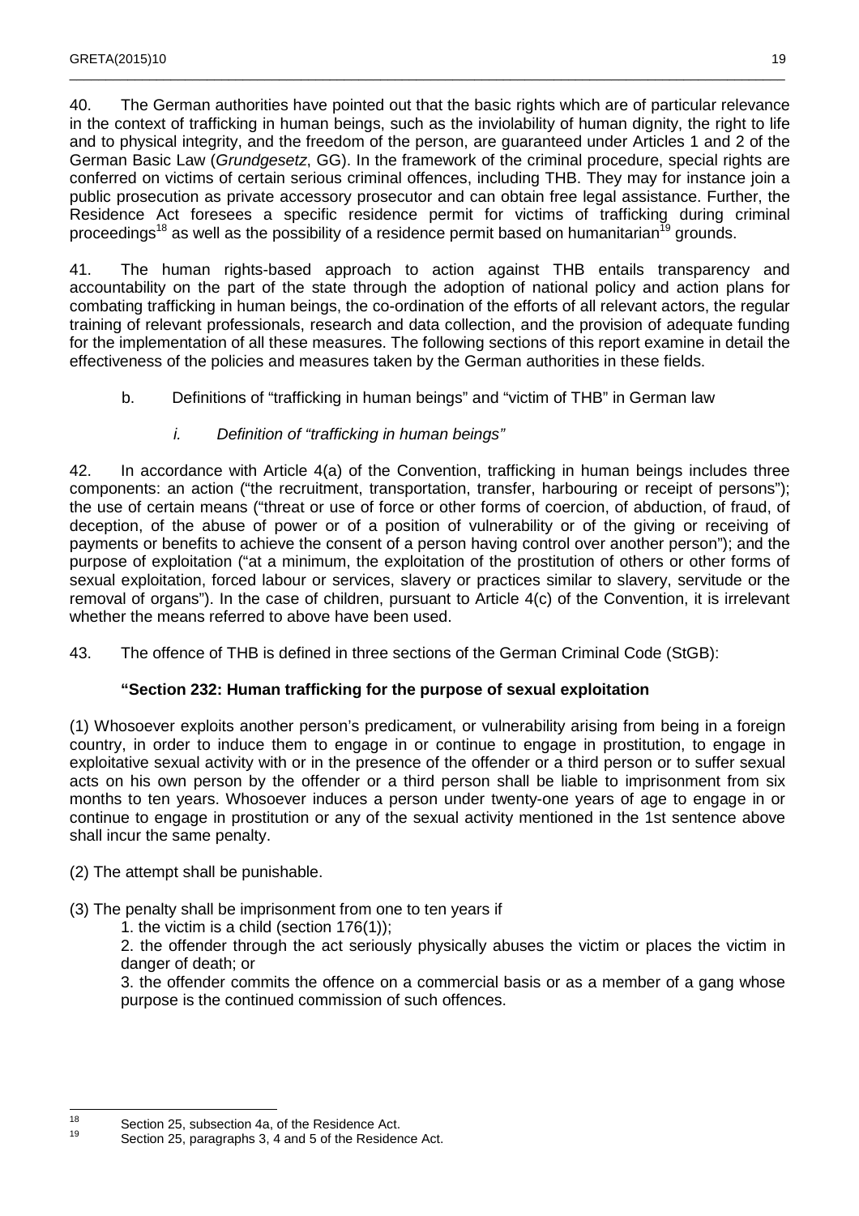40. The German authorities have pointed out that the basic rights which are of particular relevance in the context of trafficking in human beings, such as the inviolability of human dignity, the right to life and to physical integrity, and the freedom of the person, are guaranteed under Articles 1 and 2 of the German Basic Law (*Grundgesetz*, GG). In the framework of the criminal procedure, special rights are conferred on victims of certain serious criminal offences, including THB. They may for instance join a public prosecution as private accessory prosecutor and can obtain free legal assistance. Further, the Residence Act foresees a specific residence permit for victims of trafficking during criminal proceedings[18] as well as the possibility of a residence permit based on humanitarian[19] grounds.

41. The human rights-based approach to action against THB entails transparency and accountability on the part of the state through the adoption of national policy and action plans for combating trafficking in human beings, the co-ordination of the efforts of all relevant actors, the regular training of relevant professionals, research and data collection, and the provision of adequate funding for the implementation of all these measures. The following sections of this report examine in detail the effectiveness of the policies and measures taken by the German authorities in these fields.

b. Definitions of "trafficking in human beings" and "victim of THB" in German law

*i. Definition of "trafficking in human beings"*

42. In accordance with Article 4(a) of the Convention, trafficking in human beings includes three components: an action ("the recruitment, transportation, transfer, harbouring or receipt of persons"); the use of certain means ("threat or use of force or other forms of coercion, of abduction, of fraud, of deception, of the abuse of power or of a position of vulnerability or of the giving or receiving of payments or benefits to achieve the consent of a person having control over another person"); and the purpose of exploitation ("at a minimum, the exploitation of the prostitution of others or other forms of sexual exploitation, forced labour or services, slavery or practices similar to slavery, servitude or the removal of organs"). In the case of children, pursuant to Article 4(c) of the Convention, it is irrelevant whether the means referred to above have been used.

43. The offence of THB is defined in three sections of the German Criminal Code (StGB):

**"Section 232: Human trafficking for the purpose of sexual exploitation**

(1) Whosoever exploits another person's predicament, or vulnerability arising from being in a foreign country, in order to induce them to engage in or continue to engage in prostitution, to engage in exploitative sexual activity with or in the presence of the offender or a third person or to suffer sexual acts on his own person by the offender or a third person shall be liable to imprisonment from six months to ten years. Whosoever induces a person under twenty-one years of age to engage in or continue to engage in prostitution or any of the sexual activity mentioned in the 1st sentence above shall incur the same penalty.

(2) The attempt shall be punishable.

(3) The penalty shall be imprisonment from one to ten years if

1. the victim is a child (section 176(1));

2. the offender through the act seriously physically abuses the victim or places the victim in danger of death; or

3. the offender commits the offence on a commercial basis or as a member of a gang whose purpose is the continued commission of such offences.

---

[18] Section 25, subsection 4a, of the Residence Act.

[19] Section 25, paragraphs 3, 4 and 5 of the Residence Act.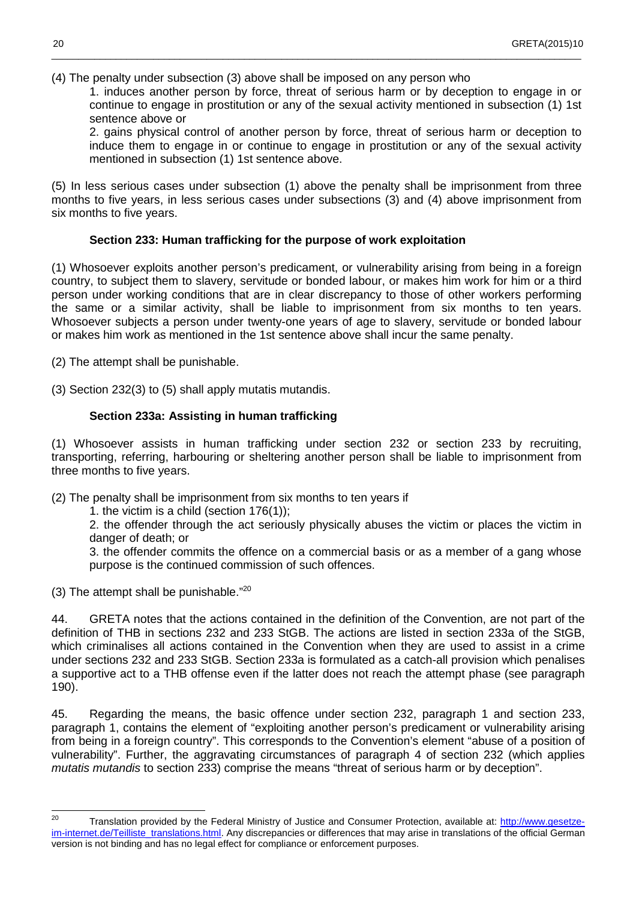(4) The penalty under subsection (3) above shall be imposed on any person who

1. induces another person by force, threat of serious harm or by deception to engage in or continue to engage in prostitution or any of the sexual activity mentioned in subsection (1) 1st sentence above or
2. gains physical control of another person by force, threat of serious harm or deception to induce them to engage in or continue to engage in prostitution or any of the sexual activity mentioned in subsection (1) 1st sentence above.

(5) In less serious cases under subsection (1) above the penalty shall be imprisonment from three months to five years, in less serious cases under subsections (3) and (4) above imprisonment from six months to five years.

**Section 233: Human trafficking for the purpose of work exploitation**

(1) Whosoever exploits another person's predicament, or vulnerability arising from being in a foreign country, to subject them to slavery, servitude or bonded labour, or makes him work for him or a third person under working conditions that are in clear discrepancy to those of other workers performing the same or a similar activity, shall be liable to imprisonment from six months to ten years. Whosoever subjects a person under twenty-one years of age to slavery, servitude or bonded labour or makes him work as mentioned in the 1st sentence above shall incur the same penalty.

(2) The attempt shall be punishable.

(3) Section 232(3) to (5) shall apply mutatis mutandis.

**Section 233a: Assisting in human trafficking**

(1) Whosoever assists in human trafficking under section 232 or section 233 by recruiting, transporting, referring, harbouring or sheltering another person shall be liable to imprisonment from three months to five years.

(2) The penalty shall be imprisonment from six months to ten years if

1. the victim is a child (section 176(1));
2. the offender through the act seriously physically abuses the victim or places the victim in danger of death; or
3. the offender commits the offence on a commercial basis or as a member of a gang whose purpose is the continued commission of such offences.

(3) The attempt shall be punishable."[20]

44. GRETA notes that the actions contained in the definition of the Convention, are not part of the definition of THB in sections 232 and 233 StGB. The actions are listed in section 233a of the StGB, which criminalises all actions contained in the Convention when they are used to assist in a crime under sections 232 and 233 StGB. Section 233a is formulated as a catch-all provision which penalises a supportive act to a THB offense even if the latter does not reach the attempt phase (see paragraph 190).

45. Regarding the means, the basic offence under section 232, paragraph 1 and section 233, paragraph 1, contains the element of "exploiting another person's predicament or vulnerability arising from being in a foreign country". This corresponds to the Convention's element "abuse of a position of vulnerability". Further, the aggravating circumstances of paragraph 4 of section 232 (which applies *mutatis mutandis* to section 233) comprise the means "threat of serious harm or by deception".

[20] Translation provided by the Federal Ministry of Justice and Consumer Protection, available at: http://www.gesetze-im-internet.de/Teilliste_translations.html. Any discrepancies or differences that may arise in translations of the official German version is not binding and has no legal effect for compliance or enforcement purposes.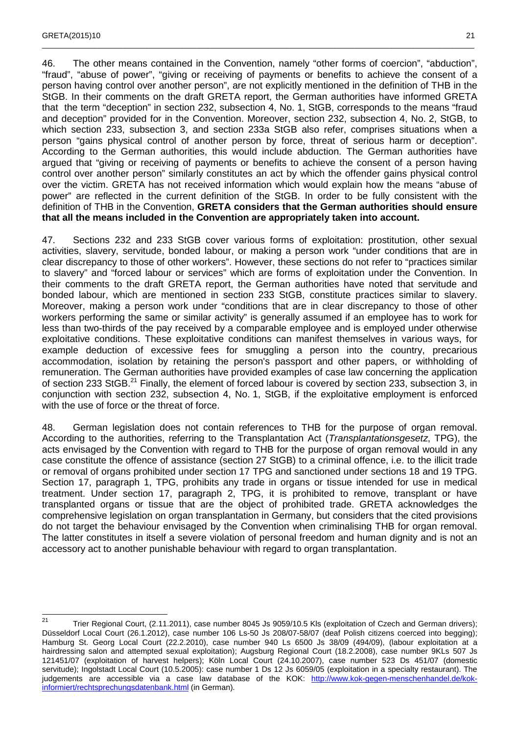46. The other means contained in the Convention, namely "other forms of coercion", "abduction", "fraud", "abuse of power", "giving or receiving of payments or benefits to achieve the consent of a person having control over another person", are not explicitly mentioned in the definition of THB in the StGB. In their comments on the draft GRETA report, the German authorities have informed GRETA that the term "deception" in section 232, subsection 4, No. 1, StGB, corresponds to the means "fraud and deception" provided for in the Convention. Moreover, section 232, subsection 4, No. 2, StGB, to which section 233, subsection 3, and section 233a StGB also refer, comprises situations when a person "gains physical control of another person by force, threat of serious harm or deception". According to the German authorities, this would include abduction. The German authorities have argued that "giving or receiving of payments or benefits to achieve the consent of a person having control over another person" similarly constitutes an act by which the offender gains physical control over the victim. GRETA has not received information which would explain how the means "abuse of power" are reflected in the current definition of the StGB. In order to be fully consistent with the definition of THB in the Convention, **GRETA considers that the German authorities should ensure that all the means included in the Convention are appropriately taken into account.**

47. Sections 232 and 233 StGB cover various forms of exploitation: prostitution, other sexual activities, slavery, servitude, bonded labour, or making a person work "under conditions that are in clear discrepancy to those of other workers". However, these sections do not refer to "practices similar to slavery" and "forced labour or services" which are forms of exploitation under the Convention. In their comments to the draft GRETA report, the German authorities have noted that servitude and bonded labour, which are mentioned in section 233 StGB, constitute practices similar to slavery. Moreover, making a person work under "conditions that are in clear discrepancy to those of other workers performing the same or similar activity" is generally assumed if an employee has to work for less than two-thirds of the pay received by a comparable employee and is employed under otherwise exploitative conditions. These exploitative conditions can manifest themselves in various ways, for example deduction of excessive fees for smuggling a person into the country, precarious accommodation, isolation by retaining the person's passport and other papers, or withholding of remuneration. The German authorities have provided examples of case law concerning the application of section 233 StGB.[21] Finally, the element of forced labour is covered by section 233, subsection 3, in conjunction with section 232, subsection 4, No. 1, StGB, if the exploitative employment is enforced with the use of force or the threat of force.

48. German legislation does not contain references to THB for the purpose of organ removal. According to the authorities, referring to the Transplantation Act (*Transplantationsgesetz*, TPG), the acts envisaged by the Convention with regard to THB for the purpose of organ removal would in any case constitute the offence of assistance (section 27 StGB) to a criminal offence, i.e. to the illicit trade or removal of organs prohibited under section 17 TPG and sanctioned under sections 18 and 19 TPG. Section 17, paragraph 1, TPG, prohibits any trade in organs or tissue intended for use in medical treatment. Under section 17, paragraph 2, TPG, it is prohibited to remove, transplant or have transplanted organs or tissue that are the object of prohibited trade. GRETA acknowledges the comprehensive legislation on organ transplantation in Germany, but considers that the cited provisions do not target the behaviour envisaged by the Convention when criminalising THB for organ removal. The latter constitutes in itself a severe violation of personal freedom and human dignity and is not an accessory act to another punishable behaviour with regard to organ transplantation.

---

[21] Trier Regional Court, (2.11.2011), case number 8045 Js 9059/10.5 Kls (exploitation of Czech and German drivers); Düsseldorf Local Court (26.1.2012), case number 106 Ls-50 Js 208/07-58/07 (deaf Polish citizens coerced into begging); Hamburg St. Georg Local Court (22.2.2010), case number 940 Ls 6500 Js 38/09 (494/09), (labour exploitation at a hairdressing salon and attempted sexual exploitation); Augsburg Regional Court (18.2.2008), case number 9KLs 507 Js 121451/07 (exploitation of harvest helpers); Köln Local Court (24.10.2007), case number 523 Ds 451/07 (domestic servitude); Ingolstadt Local Court (10.5.2005): case number 1 Ds 12 Js 6059/05 (exploitation in a specialty restaurant). The judgements are accessible via a case law database of the KOK: http://www.kok-gegen-menschenhandel.de/kok-informiert/rechtsprechungsdatenbank.html (in German).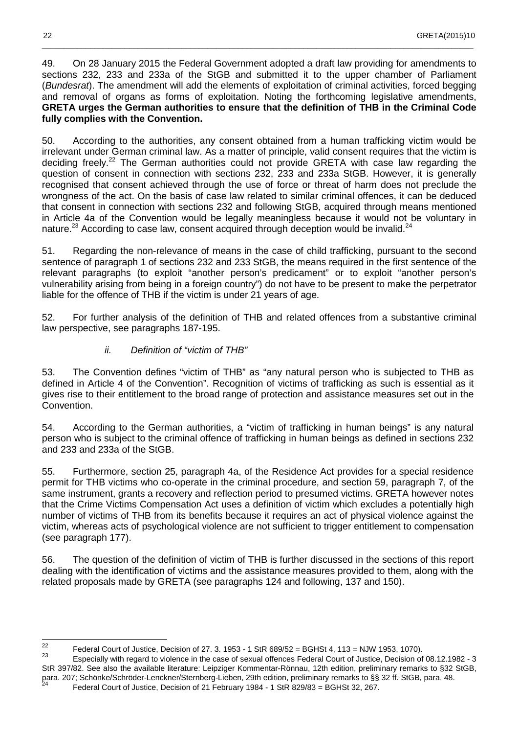49. On 28 January 2015 the Federal Government adopted a draft law providing for amendments to sections 232, 233 and 233a of the StGB and submitted it to the upper chamber of Parliament (*Bundesrat*). The amendment will add the elements of exploitation of criminal activities, forced begging and removal of organs as forms of exploitation. Noting the forthcoming legislative amendments, **GRETA urges the German authorities to ensure that the definition of THB in the Criminal Code fully complies with the Convention.**

50. According to the authorities, any consent obtained from a human trafficking victim would be irrelevant under German criminal law. As a matter of principle, valid consent requires that the victim is deciding freely.[22] The German authorities could not provide GRETA with case law regarding the question of consent in connection with sections 232, 233 and 233a StGB. However, it is generally recognised that consent achieved through the use of force or threat of harm does not preclude the wrongness of the act. On the basis of case law related to similar criminal offences, it can be deduced that consent in connection with sections 232 and following StGB, acquired through means mentioned in Article 4a of the Convention would be legally meaningless because it would not be voluntary in nature.[23] According to case law, consent acquired through deception would be invalid.[24]

51. Regarding the non-relevance of means in the case of child trafficking, pursuant to the second sentence of paragraph 1 of sections 232 and 233 StGB, the means required in the first sentence of the relevant paragraphs (to exploit "another person's predicament" or to exploit "another person's vulnerability arising from being in a foreign country") do not have to be present to make the perpetrator liable for the offence of THB if the victim is under 21 years of age.

52. For further analysis of the definition of THB and related offences from a substantive criminal law perspective, see paragraphs 187-195.

### *ii. Definition of "victim of THB"*

53. The Convention defines "victim of THB" as "any natural person who is subjected to THB as defined in Article 4 of the Convention". Recognition of victims of trafficking as such is essential as it gives rise to their entitlement to the broad range of protection and assistance measures set out in the Convention.

54. According to the German authorities, a "victim of trafficking in human beings" is any natural person who is subject to the criminal offence of trafficking in human beings as defined in sections 232 and 233 and 233a of the StGB.

55. Furthermore, section 25, paragraph 4a, of the Residence Act provides for a special residence permit for THB victims who co-operate in the criminal procedure, and section 59, paragraph 7, of the same instrument, grants a recovery and reflection period to presumed victims. GRETA however notes that the Crime Victims Compensation Act uses a definition of victim which excludes a potentially high number of victims of THB from its benefits because it requires an act of physical violence against the victim, whereas acts of psychological violence are not sufficient to trigger entitlement to compensation (see paragraph 177).

56. The question of the definition of victim of THB is further discussed in the sections of this report dealing with the identification of victims and the assistance measures provided to them, along with the related proposals made by GRETA (see paragraphs 124 and following, 137 and 150).

---

[22] Federal Court of Justice, Decision of 27. 3. 1953 - 1 StR 689/52 = BGHSt 4, 113 = NJW 1953, 1070).

[23] Especially with regard to violence in the case of sexual offences Federal Court of Justice, Decision of 08.12.1982 - 3 StR 397/82. See also the available literature: Leipziger Kommentar-Rönnau, 12th edition, preliminary remarks to §32 StGB, para. 207; Schönke/Schröder-Lenckner/Sternberg-Lieben, 29th edition, preliminary remarks to §§ 32 ff. StGB, para. 48.

[24] Federal Court of Justice, Decision of 21 February 1984 - 1 StR 829/83 = BGHSt 32, 267.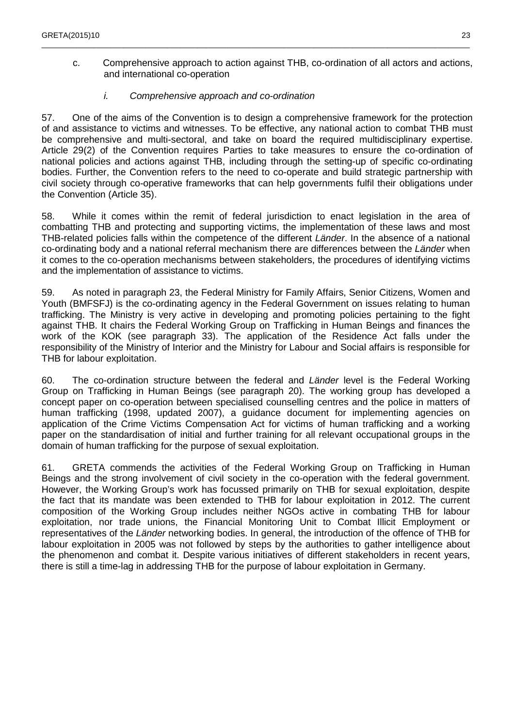c. Comprehensive approach to action against THB, co-ordination of all actors and actions, and international co-operation

*i. Comprehensive approach and co-ordination*

57. One of the aims of the Convention is to design a comprehensive framework for the protection of and assistance to victims and witnesses. To be effective, any national action to combat THB must be comprehensive and multi-sectoral, and take on board the required multidisciplinary expertise. Article 29(2) of the Convention requires Parties to take measures to ensure the co-ordination of national policies and actions against THB, including through the setting-up of specific co-ordinating bodies. Further, the Convention refers to the need to co-operate and build strategic partnership with civil society through co-operative frameworks that can help governments fulfil their obligations under the Convention (Article 35).

58. While it comes within the remit of federal jurisdiction to enact legislation in the area of combatting THB and protecting and supporting victims, the implementation of these laws and most THB-related policies falls within the competence of the different *Länder*. In the absence of a national co-ordinating body and a national referral mechanism there are differences between the *Länder* when it comes to the co-operation mechanisms between stakeholders, the procedures of identifying victims and the implementation of assistance to victims.

59. As noted in paragraph 23, the Federal Ministry for Family Affairs, Senior Citizens, Women and Youth (BMFSFJ) is the co-ordinating agency in the Federal Government on issues relating to human trafficking. The Ministry is very active in developing and promoting policies pertaining to the fight against THB. It chairs the Federal Working Group on Trafficking in Human Beings and finances the work of the KOK (see paragraph 33). The application of the Residence Act falls under the responsibility of the Ministry of Interior and the Ministry for Labour and Social affairs is responsible for THB for labour exploitation.

60. The co-ordination structure between the federal and *Länder* level is the Federal Working Group on Trafficking in Human Beings (see paragraph 20). The working group has developed a concept paper on co-operation between specialised counselling centres and the police in matters of human trafficking (1998, updated 2007), a guidance document for implementing agencies on application of the Crime Victims Compensation Act for victims of human trafficking and a working paper on the standardisation of initial and further training for all relevant occupational groups in the domain of human trafficking for the purpose of sexual exploitation.

61. GRETA commends the activities of the Federal Working Group on Trafficking in Human Beings and the strong involvement of civil society in the co-operation with the federal government. However, the Working Group's work has focussed primarily on THB for sexual exploitation, despite the fact that its mandate was been extended to THB for labour exploitation in 2012. The current composition of the Working Group includes neither NGOs active in combating THB for labour exploitation, nor trade unions, the Financial Monitoring Unit to Combat Illicit Employment or representatives of the *Länder* networking bodies. In general, the introduction of the offence of THB for labour exploitation in 2005 was not followed by steps by the authorities to gather intelligence about the phenomenon and combat it. Despite various initiatives of different stakeholders in recent years, there is still a time-lag in addressing THB for the purpose of labour exploitation in Germany.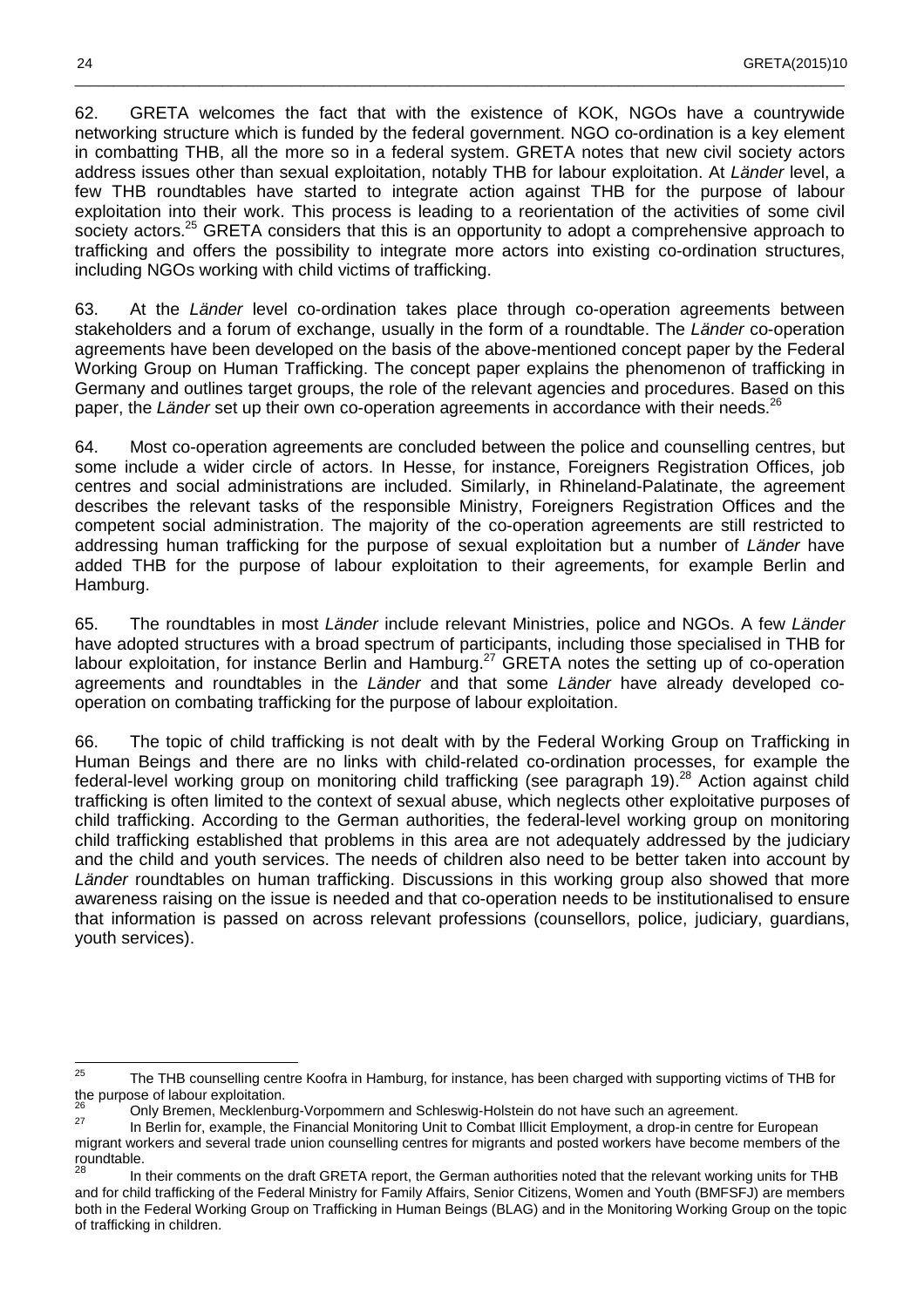62. GRETA welcomes the fact that with the existence of KOK, NGOs have a countrywide networking structure which is funded by the federal government. NGO co-ordination is a key element in combatting THB, all the more so in a federal system. GRETA notes that new civil society actors address issues other than sexual exploitation, notably THB for labour exploitation. At *Länder* level, a few THB roundtables have started to integrate action against THB for the purpose of labour exploitation into their work. This process is leading to a reorientation of the activities of some civil society actors.[25] GRETA considers that this is an opportunity to adopt a comprehensive approach to trafficking and offers the possibility to integrate more actors into existing co-ordination structures, including NGOs working with child victims of trafficking.

63. At the *Länder* level co-ordination takes place through co-operation agreements between stakeholders and a forum of exchange, usually in the form of a roundtable. The *Länder* co-operation agreements have been developed on the basis of the above-mentioned concept paper by the Federal Working Group on Human Trafficking. The concept paper explains the phenomenon of trafficking in Germany and outlines target groups, the role of the relevant agencies and procedures. Based on this paper, the *Länder* set up their own co-operation agreements in accordance with their needs.[26]

64. Most co-operation agreements are concluded between the police and counselling centres, but some include a wider circle of actors. In Hesse, for instance, Foreigners Registration Offices, job centres and social administrations are included. Similarly, in Rhineland-Palatinate, the agreement describes the relevant tasks of the responsible Ministry, Foreigners Registration Offices and the competent social administration. The majority of the co-operation agreements are still restricted to addressing human trafficking for the purpose of sexual exploitation but a number of *Länder* have added THB for the purpose of labour exploitation to their agreements, for example Berlin and Hamburg.

65. The roundtables in most *Länder* include relevant Ministries, police and NGOs. A few *Länder* have adopted structures with a broad spectrum of participants, including those specialised in THB for labour exploitation, for instance Berlin and Hamburg.[27] GRETA notes the setting up of co-operation agreements and roundtables in the *Länder* and that some *Länder* have already developed co-operation on combating trafficking for the purpose of labour exploitation.

66. The topic of child trafficking is not dealt with by the Federal Working Group on Trafficking in Human Beings and there are no links with child-related co-ordination processes, for example the federal-level working group on monitoring child trafficking (see paragraph 19).[28] Action against child trafficking is often limited to the context of sexual abuse, which neglects other exploitative purposes of child trafficking. According to the German authorities, the federal-level working group on monitoring child trafficking established that problems in this area are not adequately addressed by the judiciary and the child and youth services. The needs of children also need to be better taken into account by *Länder* roundtables on human trafficking. Discussions in this working group also showed that more awareness raising on the issue is needed and that co-operation needs to be institutionalised to ensure that information is passed on across relevant professions (counsellors, police, judiciary, guardians, youth services).

---

[25] The THB counselling centre Koofra in Hamburg, for instance, has been charged with supporting victims of THB for the purpose of labour exploitation.

[26] Only Bremen, Mecklenburg-Vorpommern and Schleswig-Holstein do not have such an agreement.

[27] In Berlin for, example, the Financial Monitoring Unit to Combat Illicit Employment, a drop-in centre for European migrant workers and several trade union counselling centres for migrants and posted workers have become members of the roundtable.

[28] In their comments on the draft GRETA report, the German authorities noted that the relevant working units for THB and for child trafficking of the Federal Ministry for Family Affairs, Senior Citizens, Women and Youth (BMFSFJ) are members both in the Federal Working Group on Trafficking in Human Beings (BLAG) and in the Monitoring Working Group on the topic of trafficking in children.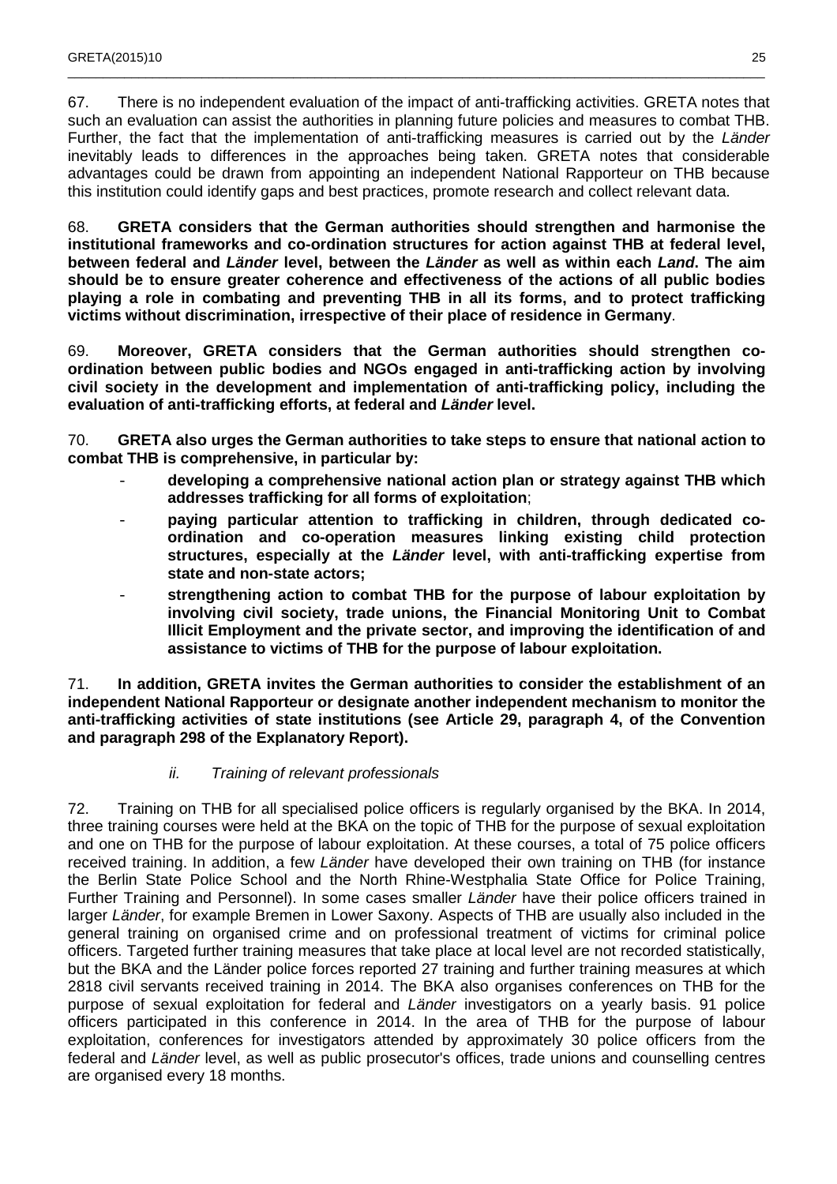67. There is no independent evaluation of the impact of anti-trafficking activities. GRETA notes that such an evaluation can assist the authorities in planning future policies and measures to combat THB. Further, the fact that the implementation of anti-trafficking measures is carried out by the *Länder* inevitably leads to differences in the approaches being taken. GRETA notes that considerable advantages could be drawn from appointing an independent National Rapporteur on THB because this institution could identify gaps and best practices, promote research and collect relevant data.

68. **GRETA considers that the German authorities should strengthen and harmonise the institutional frameworks and co-ordination structures for action against THB at federal level, between federal and *Länder* level, between the *Länder* as well as within each *Land*. The aim should be to ensure greater coherence and effectiveness of the actions of all public bodies playing a role in combating and preventing THB in all its forms, and to protect trafficking victims without discrimination, irrespective of their place of residence in Germany**.

69. **Moreover, GRETA considers that the German authorities should strengthen co-ordination between public bodies and NGOs engaged in anti-trafficking action by involving civil society in the development and implementation of anti-trafficking policy, including the evaluation of anti-trafficking efforts, at federal and *Länder* level.**

70. **GRETA also urges the German authorities to take steps to ensure that national action to combat THB is comprehensive, in particular by:**

- **developing a comprehensive national action plan or strategy against THB which addresses trafficking for all forms of exploitation**;
- **paying particular attention to trafficking in children, through dedicated co-ordination and co-operation measures linking existing child protection structures, especially at the *Länder* level, with anti-trafficking expertise from state and non-state actors;**
- **strengthening action to combat THB for the purpose of labour exploitation by involving civil society, trade unions, the Financial Monitoring Unit to Combat Illicit Employment and the private sector, and improving the identification of and assistance to victims of THB for the purpose of labour exploitation.**

71. **In addition, GRETA invites the German authorities to consider the establishment of an independent National Rapporteur or designate another independent mechanism to monitor the anti-trafficking activities of state institutions (see Article 29, paragraph 4, of the Convention and paragraph 298 of the Explanatory Report).**

### *ii. Training of relevant professionals*

72. Training on THB for all specialised police officers is regularly organised by the BKA. In 2014, three training courses were held at the BKA on the topic of THB for the purpose of sexual exploitation and one on THB for the purpose of labour exploitation. At these courses, a total of 75 police officers received training. In addition, a few *Länder* have developed their own training on THB (for instance the Berlin State Police School and the North Rhine-Westphalia State Office for Police Training, Further Training and Personnel). In some cases smaller *Länder* have their police officers trained in larger *Länder*, for example Bremen in Lower Saxony. Aspects of THB are usually also included in the general training on organised crime and on professional treatment of victims for criminal police officers. Targeted further training measures that take place at local level are not recorded statistically, but the BKA and the Länder police forces reported 27 training and further training measures at which 2818 civil servants received training in 2014. The BKA also organises conferences on THB for the purpose of sexual exploitation for federal and *Länder* investigators on a yearly basis. 91 police officers participated in this conference in 2014. In the area of THB for the purpose of labour exploitation, conferences for investigators attended by approximately 30 police officers from the federal and *Länder* level, as well as public prosecutor's offices, trade unions and counselling centres are organised every 18 months.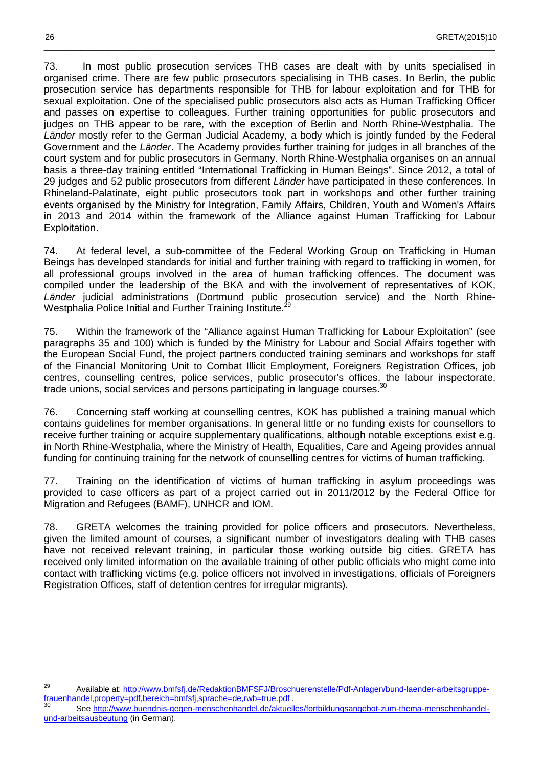73. In most public prosecution services THB cases are dealt with by units specialised in organised crime. There are few public prosecutors specialising in THB cases. In Berlin, the public prosecution service has departments responsible for THB for labour exploitation and for THB for sexual exploitation. One of the specialised public prosecutors also acts as Human Trafficking Officer and passes on expertise to colleagues. Further training opportunities for public prosecutors and judges on THB appear to be rare, with the exception of Berlin and North Rhine-Westphalia. The *Länder* mostly refer to the German Judicial Academy, a body which is jointly funded by the Federal Government and the *Länder*. The Academy provides further training for judges in all branches of the court system and for public prosecutors in Germany. North Rhine-Westphalia organises on an annual basis a three-day training entitled "International Trafficking in Human Beings". Since 2012, a total of 29 judges and 52 public prosecutors from different *Länder* have participated in these conferences. In Rhineland-Palatinate, eight public prosecutors took part in workshops and other further training events organised by the Ministry for Integration, Family Affairs, Children, Youth and Women's Affairs in 2013 and 2014 within the framework of the Alliance against Human Trafficking for Labour Exploitation.

74. At federal level, a sub-committee of the Federal Working Group on Trafficking in Human Beings has developed standards for initial and further training with regard to trafficking in women, for all professional groups involved in the area of human trafficking offences. The document was compiled under the leadership of the BKA and with the involvement of representatives of KOK, *Länder* judicial administrations (Dortmund public prosecution service) and the North Rhine-Westphalia Police Initial and Further Training Institute.[29]

75. Within the framework of the "Alliance against Human Trafficking for Labour Exploitation" (see paragraphs 35 and 100) which is funded by the Ministry for Labour and Social Affairs together with the European Social Fund, the project partners conducted training seminars and workshops for staff of the Financial Monitoring Unit to Combat Illicit Employment, Foreigners Registration Offices, job centres, counselling centres, police services, public prosecutor's offices, the labour inspectorate, trade unions, social services and persons participating in language courses.[30]

76. Concerning staff working at counselling centres, KOK has published a training manual which contains guidelines for member organisations. In general little or no funding exists for counsellors to receive further training or acquire supplementary qualifications, although notable exceptions exist e.g. in North Rhine-Westphalia, where the Ministry of Health, Equalities, Care and Ageing provides annual funding for continuing training for the network of counselling centres for victims of human trafficking.

77. Training on the identification of victims of human trafficking in asylum proceedings was provided to case officers as part of a project carried out in 2011/2012 by the Federal Office for Migration and Refugees (BAMF), UNHCR and IOM.

78. GRETA welcomes the training provided for police officers and prosecutors. Nevertheless, given the limited amount of courses, a significant number of investigators dealing with THB cases have not received relevant training, in particular those working outside big cities. GRETA has received only limited information on the available training of other public officials who might come into contact with trafficking victims (e.g. police officers not involved in investigations, officials of Foreigners Registration Offices, staff of detention centres for irregular migrants).

---

[29] Available at: http://www.bmfsfj.de/RedaktionBMFSFJ/Broschuerenstelle/Pdf-Anlagen/bund-laender-arbeitsgruppe-frauenhandel,property=pdf,bereich=bmfsfj,sprache=de,rwb=true.pdf .

[30] See http://www.buendnis-gegen-menschenhandel.de/aktuelles/fortbildungsangebot-zum-thema-menschenhandel-und-arbeitsausbeutung (in German).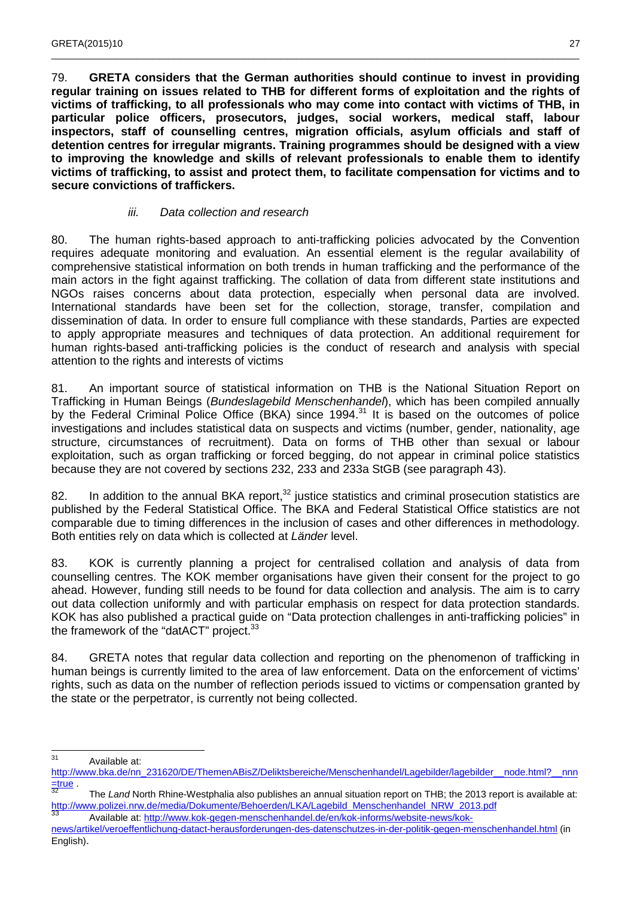79. **GRETA considers that the German authorities should continue to invest in providing regular training on issues related to THB for different forms of exploitation and the rights of victims of trafficking, to all professionals who may come into contact with victims of THB, in particular police officers, prosecutors, judges, social workers, medical staff, labour inspectors, staff of counselling centres, migration officials, asylum officials and staff of detention centres for irregular migrants. Training programmes should be designed with a view to improving the knowledge and skills of relevant professionals to enable them to identify victims of trafficking, to assist and protect them, to facilitate compensation for victims and to secure convictions of traffickers.**

*iii. Data collection and research*

80. The human rights-based approach to anti-trafficking policies advocated by the Convention requires adequate monitoring and evaluation. An essential element is the regular availability of comprehensive statistical information on both trends in human trafficking and the performance of the main actors in the fight against trafficking. The collation of data from different state institutions and NGOs raises concerns about data protection, especially when personal data are involved. International standards have been set for the collection, storage, transfer, compilation and dissemination of data. In order to ensure full compliance with these standards, Parties are expected to apply appropriate measures and techniques of data protection. An additional requirement for human rights-based anti-trafficking policies is the conduct of research and analysis with special attention to the rights and interests of victims

81. An important source of statistical information on THB is the National Situation Report on Trafficking in Human Beings (*Bundeslagebild Menschenhandel*), which has been compiled annually by the Federal Criminal Police Office (BKA) since 1994.[31] It is based on the outcomes of police investigations and includes statistical data on suspects and victims (number, gender, nationality, age structure, circumstances of recruitment). Data on forms of THB other than sexual or labour exploitation, such as organ trafficking or forced begging, do not appear in criminal police statistics because they are not covered by sections 232, 233 and 233a StGB (see paragraph 43).

82. In addition to the annual BKA report,[32] justice statistics and criminal prosecution statistics are published by the Federal Statistical Office. The BKA and Federal Statistical Office statistics are not comparable due to timing differences in the inclusion of cases and other differences in methodology. Both entities rely on data which is collected at *Länder* level.

83. KOK is currently planning a project for centralised collation and analysis of data from counselling centres. The KOK member organisations have given their consent for the project to go ahead. However, funding still needs to be found for data collection and analysis. The aim is to carry out data collection uniformly and with particular emphasis on respect for data protection standards. KOK has also published a practical guide on "Data protection challenges in anti-trafficking policies" in the framework of the "datACT" project.[33]

84. GRETA notes that regular data collection and reporting on the phenomenon of trafficking in human beings is currently limited to the area of law enforcement. Data on the enforcement of victims' rights, such as data on the number of reflection periods issued to victims or compensation granted by the state or the perpetrator, is currently not being collected.

---

[31] Available at: http://www.bka.de/nn_231620/DE/ThemenABisZ/Deliktsbereiche/Menschenhandel/Lagebilder/lagebilder__node.html?__nnn=true .

[32] The *Land* North Rhine-Westphalia also publishes an annual situation report on THB; the 2013 report is available at: http://www.polizei.nrw.de/media/Dokumente/Behoerden/LKA/Lagebild_Menschenhandel_NRW_2013.pdf

[33] Available at: http://www.kok-gegen-menschenhandel.de/en/kok-informs/website-news/kok-news/artikel/veroeffentlichung-datact-herausforderungen-des-datenschutzes-in-der-politik-gegen-menschenhandel.html (in English).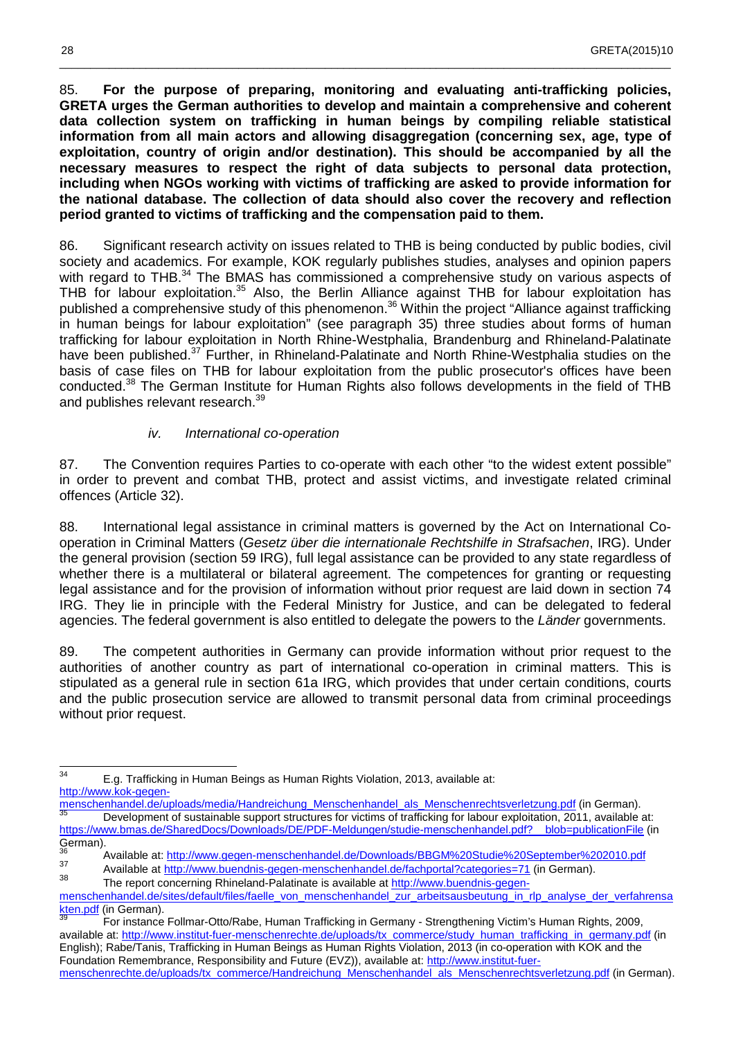85. **For the purpose of preparing, monitoring and evaluating anti-trafficking policies, GRETA urges the German authorities to develop and maintain a comprehensive and coherent data collection system on trafficking in human beings by compiling reliable statistical information from all main actors and allowing disaggregation (concerning sex, age, type of exploitation, country of origin and/or destination). This should be accompanied by all the necessary measures to respect the right of data subjects to personal data protection, including when NGOs working with victims of trafficking are asked to provide information for the national database. The collection of data should also cover the recovery and reflection period granted to victims of trafficking and the compensation paid to them.**

86. Significant research activity on issues related to THB is being conducted by public bodies, civil society and academics. For example, KOK regularly publishes studies, analyses and opinion papers with regard to THB.[34] The BMAS has commissioned a comprehensive study on various aspects of THB for labour exploitation.[35] Also, the Berlin Alliance against THB for labour exploitation has published a comprehensive study of this phenomenon.[36] Within the project "Alliance against trafficking in human beings for labour exploitation" (see paragraph 35) three studies about forms of human trafficking for labour exploitation in North Rhine-Westphalia, Brandenburg and Rhineland-Palatinate have been published.[37] Further, in Rhineland-Palatinate and North Rhine-Westphalia studies on the basis of case files on THB for labour exploitation from the public prosecutor's offices have been conducted.[38] The German Institute for Human Rights also follows developments in the field of THB and publishes relevant research.[39]

#### *iv. International co-operation*

87. The Convention requires Parties to co-operate with each other "to the widest extent possible" in order to prevent and combat THB, protect and assist victims, and investigate related criminal offences (Article 32).

88. International legal assistance in criminal matters is governed by the Act on International Co-operation in Criminal Matters (*Gesetz über die internationale Rechtshilfe in Strafsachen*, IRG). Under the general provision (section 59 IRG), full legal assistance can be provided to any state regardless of whether there is a multilateral or bilateral agreement. The competences for granting or requesting legal assistance and for the provision of information without prior request are laid down in section 74 IRG. They lie in principle with the Federal Ministry for Justice, and can be delegated to federal agencies. The federal government is also entitled to delegate the powers to the *Länder* governments.

89. The competent authorities in Germany can provide information without prior request to the authorities of another country as part of international co-operation in criminal matters. This is stipulated as a general rule in section 61a IRG, which provides that under certain conditions, courts and the public prosecution service are allowed to transmit personal data from criminal proceedings without prior request.

---

[34] E.g. Trafficking in Human Beings as Human Rights Violation, 2013, available at: http://www.kok-gegen-menschenhandel.de/uploads/media/Handreichung_Menschenhandel_als_Menschenrechtsverletzung.pdf (in German).

[35] Development of sustainable support structures for victims of trafficking for labour exploitation, 2011, available at: https://www.bmas.de/SharedDocs/Downloads/DE/PDF-Meldungen/studie-menschenhandel.pdf?__blob=publicationFile (in German).

[36] Available at: http://www.gegen-menschenhandel.de/Downloads/BBGM%20Studie%20September%202010.pdf

[37] Available at http://www.buendnis-gegen-menschenhandel.de/fachportal?categories=71 (in German).

[38] The report concerning Rhineland-Palatinate is available at http://www.buendnis-gegen-menschenhandel.de/sites/default/files/faelle_von_menschenhandel_zur_arbeitsausbeutung_in_rlp_analyse_der_verfahrensakten.pdf (in German).

[39] For instance Follmar-Otto/Rabe, Human Trafficking in Germany - Strengthening Victim's Human Rights, 2009, available at: http://www.institut-fuer-menschenrechte.de/uploads/tx_commerce/study_human_trafficking_in_germany.pdf (in English); Rabe/Tanis, Trafficking in Human Beings as Human Rights Violation, 2013 (in co-operation with KOK and the Foundation Remembrance, Responsibility and Future (EVZ)), available at: http://www.institut-fuer-menschenrechte.de/uploads/tx_commerce/Handreichung_Menschenhandel_als_Menschenrechtsverletzung.pdf (in German).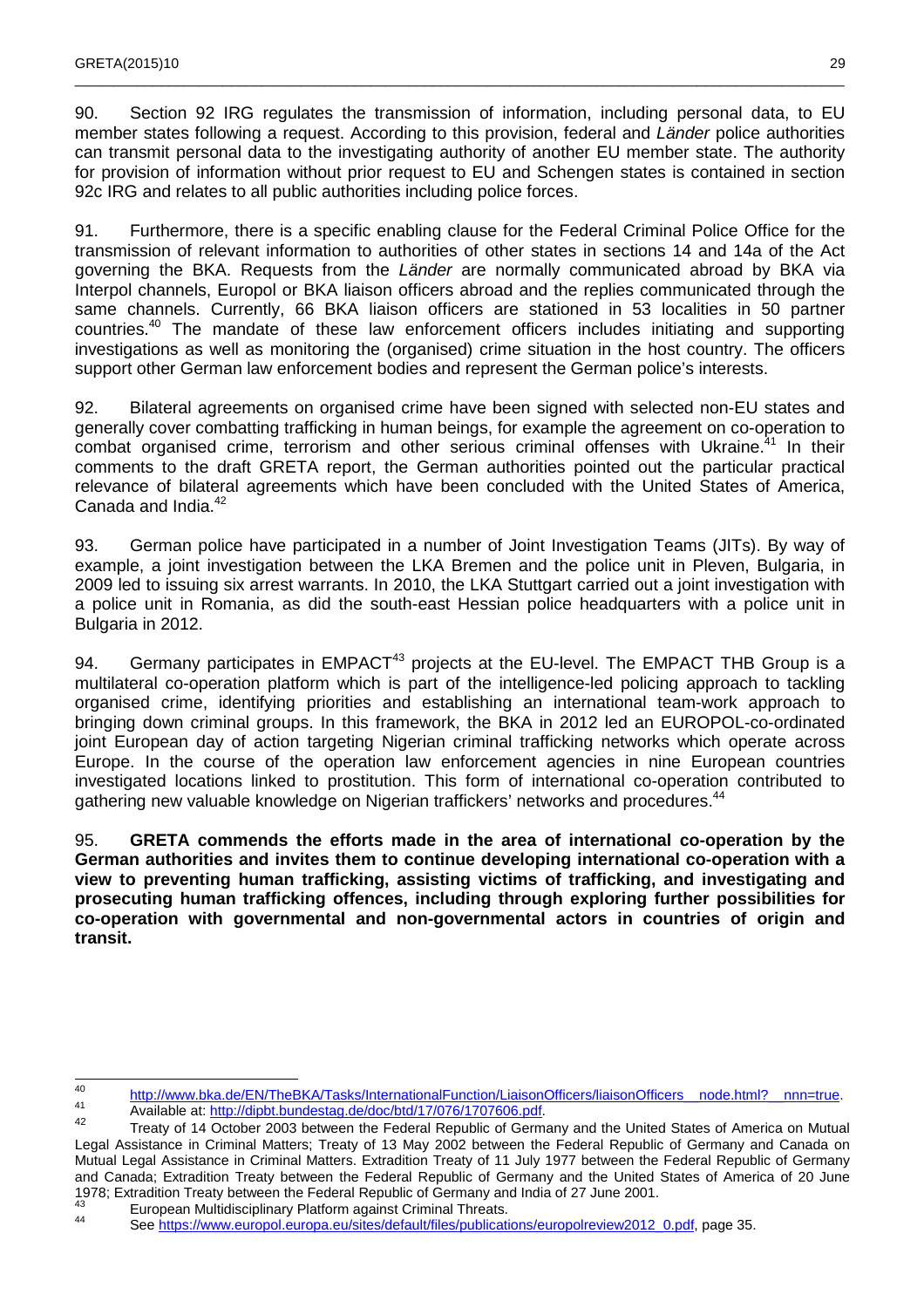90. Section 92 IRG regulates the transmission of information, including personal data, to EU member states following a request. According to this provision, federal and *Länder* police authorities can transmit personal data to the investigating authority of another EU member state. The authority for provision of information without prior request to EU and Schengen states is contained in section 92c IRG and relates to all public authorities including police forces.

91. Furthermore, there is a specific enabling clause for the Federal Criminal Police Office for the transmission of relevant information to authorities of other states in sections 14 and 14a of the Act governing the BKA. Requests from the *Länder* are normally communicated abroad by BKA via Interpol channels, Europol or BKA liaison officers abroad and the replies communicated through the same channels. Currently, 66 BKA liaison officers are stationed in 53 localities in 50 partner countries.[40] The mandate of these law enforcement officers includes initiating and supporting investigations as well as monitoring the (organised) crime situation in the host country. The officers support other German law enforcement bodies and represent the German police's interests.

92. Bilateral agreements on organised crime have been signed with selected non-EU states and generally cover combatting trafficking in human beings, for example the agreement on co-operation to combat organised crime, terrorism and other serious criminal offenses with Ukraine.[41] In their comments to the draft GRETA report, the German authorities pointed out the particular practical relevance of bilateral agreements which have been concluded with the United States of America, Canada and India.[42]

93. German police have participated in a number of Joint Investigation Teams (JITs). By way of example, a joint investigation between the LKA Bremen and the police unit in Pleven, Bulgaria, in 2009 led to issuing six arrest warrants. In 2010, the LKA Stuttgart carried out a joint investigation with a police unit in Romania, as did the south-east Hessian police headquarters with a police unit in Bulgaria in 2012.

94. Germany participates in EMPACT[43] projects at the EU-level. The EMPACT THB Group is a multilateral co-operation platform which is part of the intelligence-led policing approach to tackling organised crime, identifying priorities and establishing an international team-work approach to bringing down criminal groups. In this framework, the BKA in 2012 led an EUROPOL-co-ordinated joint European day of action targeting Nigerian criminal trafficking networks which operate across Europe. In the course of the operation law enforcement agencies in nine European countries investigated locations linked to prostitution. This form of international co-operation contributed to gathering new valuable knowledge on Nigerian traffickers' networks and procedures.[44]

95. **GRETA commends the efforts made in the area of international co-operation by the German authorities and invites them to continue developing international co-operation with a view to preventing human trafficking, assisting victims of trafficking, and investigating and prosecuting human trafficking offences, including through exploring further possibilities for co-operation with governmental and non-governmental actors in countries of origin and transit.**

---

[40] http://www.bka.de/EN/TheBKA/Tasks/InternationalFunction/LiaisonOfficers/liaisonOfficers__node.html?__nnn=true.

[41] Available at: http://dipbt.bundestag.de/doc/btd/17/076/1707606.pdf.

[42] Treaty of 14 October 2003 between the Federal Republic of Germany and the United States of America on Mutual Legal Assistance in Criminal Matters; Treaty of 13 May 2002 between the Federal Republic of Germany and Canada on Mutual Legal Assistance in Criminal Matters. Extradition Treaty of 11 July 1977 between the Federal Republic of Germany and Canada; Extradition Treaty between the Federal Republic of Germany and the United States of America of 20 June 1978; Extradition Treaty between the Federal Republic of Germany and India of 27 June 2001.

[43] European Multidisciplinary Platform against Criminal Threats.

[44] See https://www.europol.europa.eu/sites/default/files/publications/europolreview2012_0.pdf, page 35.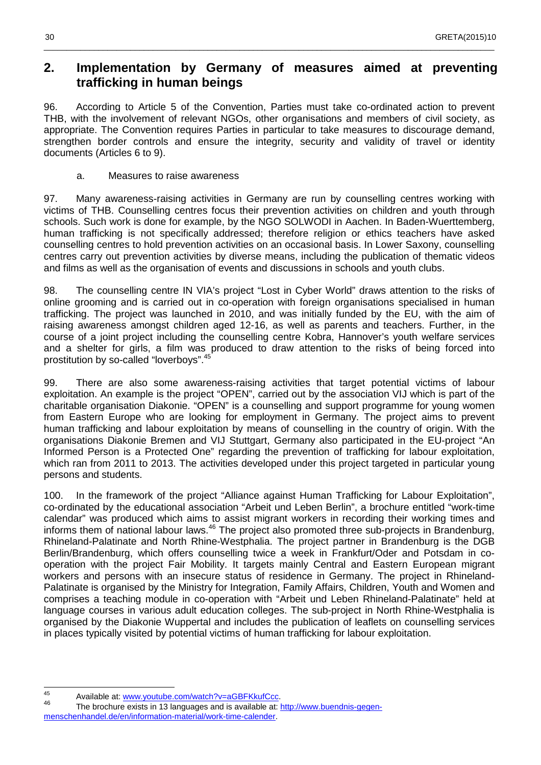## 2. Implementation by Germany of measures aimed at preventing trafficking in human beings

96. According to Article 5 of the Convention, Parties must take co-ordinated action to prevent THB, with the involvement of relevant NGOs, other organisations and members of civil society, as appropriate. The Convention requires Parties in particular to take measures to discourage demand, strengthen border controls and ensure the integrity, security and validity of travel or identity documents (Articles 6 to 9).

### a. Measures to raise awareness

97. Many awareness-raising activities in Germany are run by counselling centres working with victims of THB. Counselling centres focus their prevention activities on children and youth through schools. Such work is done for example, by the NGO SOLWODI in Aachen. In Baden-Wuerttemberg, human trafficking is not specifically addressed; therefore religion or ethics teachers have asked counselling centres to hold prevention activities on an occasional basis. In Lower Saxony, counselling centres carry out prevention activities by diverse means, including the publication of thematic videos and films as well as the organisation of events and discussions in schools and youth clubs.

98. The counselling centre IN VIA's project "Lost in Cyber World" draws attention to the risks of online grooming and is carried out in co-operation with foreign organisations specialised in human trafficking. The project was launched in 2010, and was initially funded by the EU, with the aim of raising awareness amongst children aged 12-16, as well as parents and teachers. Further, in the course of a joint project including the counselling centre Kobra, Hannover's youth welfare services and a shelter for girls, a film was produced to draw attention to the risks of being forced into prostitution by so-called "loverboys".[45]

99. There are also some awareness-raising activities that target potential victims of labour exploitation. An example is the project "OPEN", carried out by the association VIJ which is part of the charitable organisation Diakonie. "OPEN" is a counselling and support programme for young women from Eastern Europe who are looking for employment in Germany. The project aims to prevent human trafficking and labour exploitation by means of counselling in the country of origin. With the organisations Diakonie Bremen and VIJ Stuttgart, Germany also participated in the EU-project "An Informed Person is a Protected One" regarding the prevention of trafficking for labour exploitation, which ran from 2011 to 2013. The activities developed under this project targeted in particular young persons and students.

100. In the framework of the project "Alliance against Human Trafficking for Labour Exploitation", co-ordinated by the educational association "Arbeit und Leben Berlin", a brochure entitled "work-time calendar" was produced which aims to assist migrant workers in recording their working times and informs them of national labour laws.[46] The project also promoted three sub-projects in Brandenburg, Rhineland-Palatinate and North Rhine-Westphalia. The project partner in Brandenburg is the DGB Berlin/Brandenburg, which offers counselling twice a week in Frankfurt/Oder and Potsdam in co-operation with the project Fair Mobility. It targets mainly Central and Eastern European migrant workers and persons with an insecure status of residence in Germany. The project in Rhineland-Palatinate is organised by the Ministry for Integration, Family Affairs, Children, Youth and Women and comprises a teaching module in co-operation with "Arbeit und Leben Rhineland-Palatinate" held at language courses in various adult education colleges. The sub-project in North Rhine-Westphalia is organised by the Diakonie Wuppertal and includes the publication of leaflets on counselling services in places typically visited by potential victims of human trafficking for labour exploitation.

---

[45] Available at: www.youtube.com/watch?v=aGBFKkufCcc.

[46] The brochure exists in 13 languages and is available at: http://www.buendnis-gegen-menschenhandel.de/en/information-material/work-time-calender.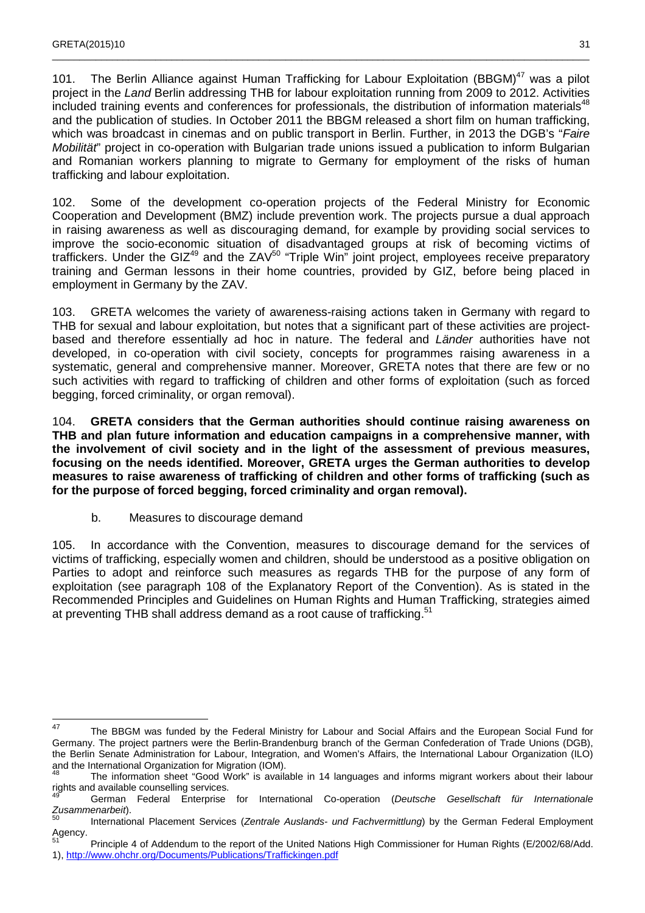101. The Berlin Alliance against Human Trafficking for Labour Exploitation (BBGM)[47] was a pilot project in the *Land* Berlin addressing THB for labour exploitation running from 2009 to 2012. Activities included training events and conferences for professionals, the distribution of information materials[48] and the publication of studies. In October 2011 the BBGM released a short film on human trafficking, which was broadcast in cinemas and on public transport in Berlin. Further, in 2013 the DGB's "*Faire Mobilität*" project in co-operation with Bulgarian trade unions issued a publication to inform Bulgarian and Romanian workers planning to migrate to Germany for employment of the risks of human trafficking and labour exploitation.

102. Some of the development co-operation projects of the Federal Ministry for Economic Cooperation and Development (BMZ) include prevention work. The projects pursue a dual approach in raising awareness as well as discouraging demand, for example by providing social services to improve the socio-economic situation of disadvantaged groups at risk of becoming victims of traffickers. Under the GIZ[49] and the ZAV[50] "Triple Win" joint project, employees receive preparatory training and German lessons in their home countries, provided by GIZ, before being placed in employment in Germany by the ZAV.

103. GRETA welcomes the variety of awareness-raising actions taken in Germany with regard to THB for sexual and labour exploitation, but notes that a significant part of these activities are project-based and therefore essentially ad hoc in nature. The federal and *Länder* authorities have not developed, in co-operation with civil society, concepts for programmes raising awareness in a systematic, general and comprehensive manner. Moreover, GRETA notes that there are few or no such activities with regard to trafficking of children and other forms of exploitation (such as forced begging, forced criminality, or organ removal).

104. **GRETA considers that the German authorities should continue raising awareness on THB and plan future information and education campaigns in a comprehensive manner, with the involvement of civil society and in the light of the assessment of previous measures, focusing on the needs identified. Moreover, GRETA urges the German authorities to develop measures to raise awareness of trafficking of children and other forms of trafficking (such as for the purpose of forced begging, forced criminality and organ removal).**

### b. Measures to discourage demand

105. In accordance with the Convention, measures to discourage demand for the services of victims of trafficking, especially women and children, should be understood as a positive obligation on Parties to adopt and reinforce such measures as regards THB for the purpose of any form of exploitation (see paragraph 108 of the Explanatory Report of the Convention). As is stated in the Recommended Principles and Guidelines on Human Rights and Human Trafficking, strategies aimed at preventing THB shall address demand as a root cause of trafficking.[51]

---

[47] The BBGM was funded by the Federal Ministry for Labour and Social Affairs and the European Social Fund for Germany. The project partners were the Berlin-Brandenburg branch of the German Confederation of Trade Unions (DGB), the Berlin Senate Administration for Labour, Integration, and Women's Affairs, the International Labour Organization (ILO) and the International Organization for Migration (IOM).

[48] The information sheet "Good Work" is available in 14 languages and informs migrant workers about their labour rights and available counselling services.

[49] German Federal Enterprise for International Co-operation (*Deutsche Gesellschaft für Internationale Zusammenarbeit*).

[50] International Placement Services (*Zentrale Auslands- und Fachvermittlung*) by the German Federal Employment Agency.

[51] Principle 4 of Addendum to the report of the United Nations High Commissioner for Human Rights (E/2002/68/Add. 1), http://www.ohchr.org/Documents/Publications/Traffickingen.pdf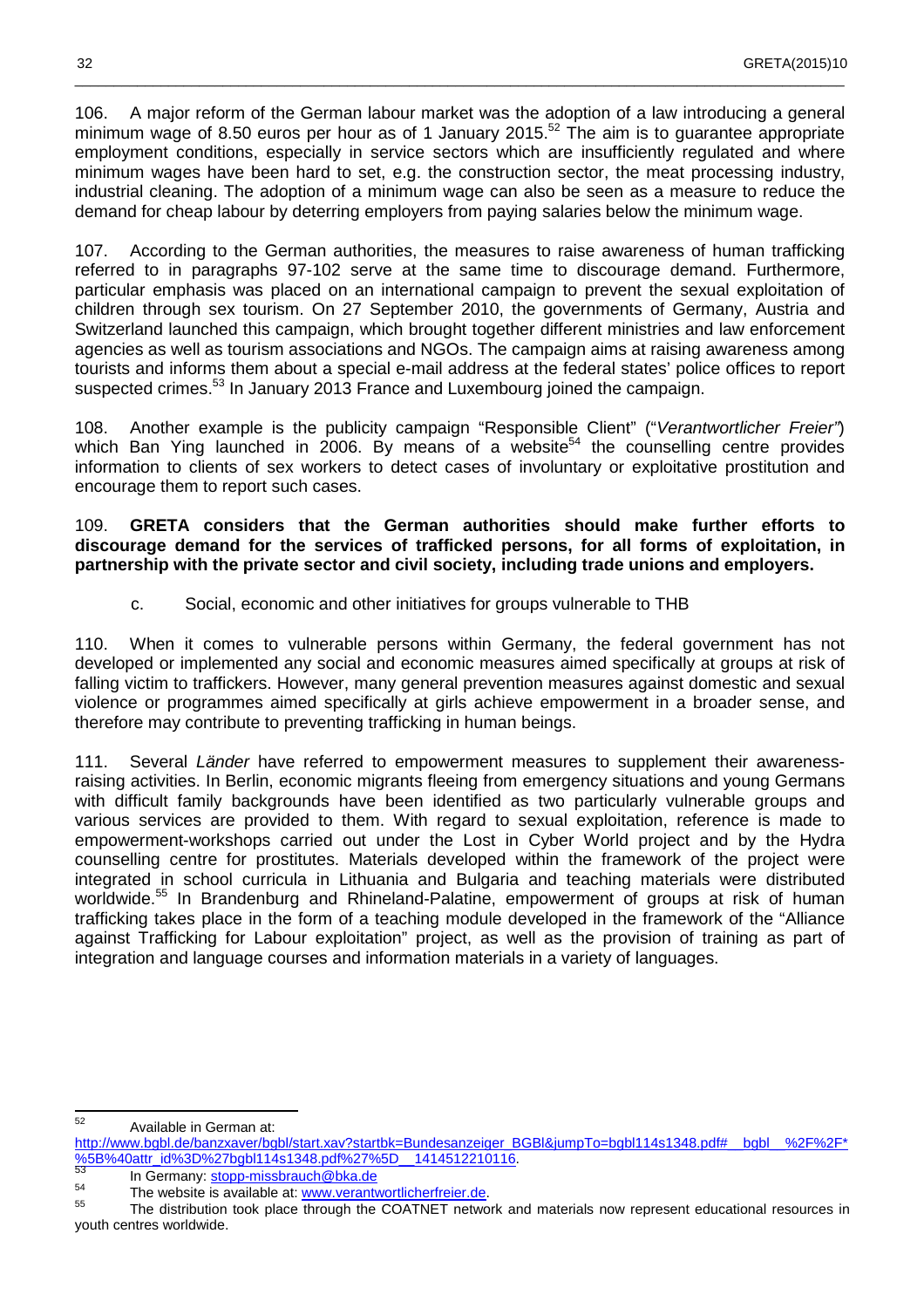106. A major reform of the German labour market was the adoption of a law introducing a general minimum wage of 8.50 euros per hour as of 1 January 2015.[52] The aim is to guarantee appropriate employment conditions, especially in service sectors which are insufficiently regulated and where minimum wages have been hard to set, e.g. the construction sector, the meat processing industry, industrial cleaning. The adoption of a minimum wage can also be seen as a measure to reduce the demand for cheap labour by deterring employers from paying salaries below the minimum wage.

107. According to the German authorities, the measures to raise awareness of human trafficking referred to in paragraphs 97-102 serve at the same time to discourage demand. Furthermore, particular emphasis was placed on an international campaign to prevent the sexual exploitation of children through sex tourism. On 27 September 2010, the governments of Germany, Austria and Switzerland launched this campaign, which brought together different ministries and law enforcement agencies as well as tourism associations and NGOs. The campaign aims at raising awareness among tourists and informs them about a special e-mail address at the federal states' police offices to report suspected crimes.[53] In January 2013 France and Luxembourg joined the campaign.

108. Another example is the publicity campaign "Responsible Client" ("*Verantwortlicher Freier*") which Ban Ying launched in 2006. By means of a website[54] the counselling centre provides information to clients of sex workers to detect cases of involuntary or exploitative prostitution and encourage them to report such cases.

109. **GRETA considers that the German authorities should make further efforts to discourage demand for the services of trafficked persons, for all forms of exploitation, in partnership with the private sector and civil society, including trade unions and employers.**

c. Social, economic and other initiatives for groups vulnerable to THB

110. When it comes to vulnerable persons within Germany, the federal government has not developed or implemented any social and economic measures aimed specifically at groups at risk of falling victim to traffickers. However, many general prevention measures against domestic and sexual violence or programmes aimed specifically at girls achieve empowerment in a broader sense, and therefore may contribute to preventing trafficking in human beings.

111. Several *Länder* have referred to empowerment measures to supplement their awareness-raising activities. In Berlin, economic migrants fleeing from emergency situations and young Germans with difficult family backgrounds have been identified as two particularly vulnerable groups and various services are provided to them. With regard to sexual exploitation, reference is made to empowerment-workshops carried out under the Lost in Cyber World project and by the Hydra counselling centre for prostitutes. Materials developed within the framework of the project were integrated in school curricula in Lithuania and Bulgaria and teaching materials were distributed worldwide.[55] In Brandenburg and Rhineland-Palatine, empowerment of groups at risk of human trafficking takes place in the form of a teaching module developed in the framework of the "Alliance against Trafficking for Labour exploitation" project, as well as the provision of training as part of integration and language courses and information materials in a variety of languages.

---

[52] Available in German at: http://www.bgbl.de/banzxaver/bgbl/start.xav?startbk=Bundesanzeiger_BGBl&jumpTo=bgbl114s1348.pdf#__bgbl__%2F%2F*%5B%40attr_id%3D%27bgbl114s1348.pdf%27%5D__1414512210116.

[53] In Germany: stopp-missbrauch@bka.de

[54] The website is available at: www.verantwortlicherfreier.de.

[55] The distribution took place through the COATNET network and materials now represent educational resources in youth centres worldwide.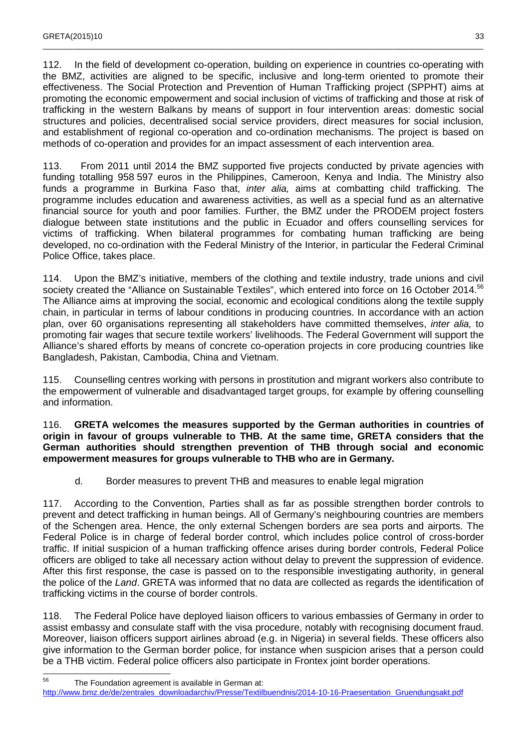112. In the field of development co-operation, building on experience in countries co-operating with the BMZ, activities are aligned to be specific, inclusive and long-term oriented to promote their effectiveness. The Social Protection and Prevention of Human Trafficking project (SPPHT) aims at promoting the economic empowerment and social inclusion of victims of trafficking and those at risk of trafficking in the western Balkans by means of support in four intervention areas: domestic social structures and policies, decentralised social service providers, direct measures for social inclusion, and establishment of regional co-operation and co-ordination mechanisms. The project is based on methods of co-operation and provides for an impact assessment of each intervention area.

113. From 2011 until 2014 the BMZ supported five projects conducted by private agencies with funding totalling 958 597 euros in the Philippines, Cameroon, Kenya and India. The Ministry also funds a programme in Burkina Faso that, *inter alia,* aims at combatting child trafficking. The programme includes education and awareness activities, as well as a special fund as an alternative financial source for youth and poor families. Further, the BMZ under the PRODEM project fosters dialogue between state institutions and the public in Ecuador and offers counselling services for victims of trafficking. When bilateral programmes for combating human trafficking are being developed, no co-ordination with the Federal Ministry of the Interior, in particular the Federal Criminal Police Office, takes place.

114. Upon the BMZ's initiative, members of the clothing and textile industry, trade unions and civil society created the "Alliance on Sustainable Textiles", which entered into force on 16 October 2014.[56] The Alliance aims at improving the social, economic and ecological conditions along the textile supply chain, in particular in terms of labour conditions in producing countries. In accordance with an action plan, over 60 organisations representing all stakeholders have committed themselves, *inter alia,* to promoting fair wages that secure textile workers' livelihoods. The Federal Government will support the Alliance's shared efforts by means of concrete co-operation projects in core producing countries like Bangladesh, Pakistan, Cambodia, China and Vietnam.

115. Counselling centres working with persons in prostitution and migrant workers also contribute to the empowerment of vulnerable and disadvantaged target groups, for example by offering counselling and information.

116. **GRETA welcomes the measures supported by the German authorities in countries of origin in favour of groups vulnerable to THB. At the same time, GRETA considers that the German authorities should strengthen prevention of THB through social and economic empowerment measures for groups vulnerable to THB who are in Germany.**

### d. Border measures to prevent THB and measures to enable legal migration

117. According to the Convention, Parties shall as far as possible strengthen border controls to prevent and detect trafficking in human beings. All of Germany's neighbouring countries are members of the Schengen area. Hence, the only external Schengen borders are sea ports and airports. The Federal Police is in charge of federal border control, which includes police control of cross-border traffic. If initial suspicion of a human trafficking offence arises during border controls, Federal Police officers are obliged to take all necessary action without delay to prevent the suppression of evidence. After this first response, the case is passed on to the responsible investigating authority, in general the police of the *Land*. GRETA was informed that no data are collected as regards the identification of trafficking victims in the course of border controls.

118. The Federal Police have deployed liaison officers to various embassies of Germany in order to assist embassy and consulate staff with the visa procedure, notably with recognising document fraud. Moreover, liaison officers support airlines abroad (e.g. in Nigeria) in several fields. These officers also give information to the German border police, for instance when suspicion arises that a person could be a THB victim. Federal police officers also participate in Frontex joint border operations.

---

[56] The Foundation agreement is available in German at: http://www.bmz.de/de/zentrales_downloadarchiv/Presse/Textilbuendnis/2014-10-16-Praesentation_Gruendungsakt.pdf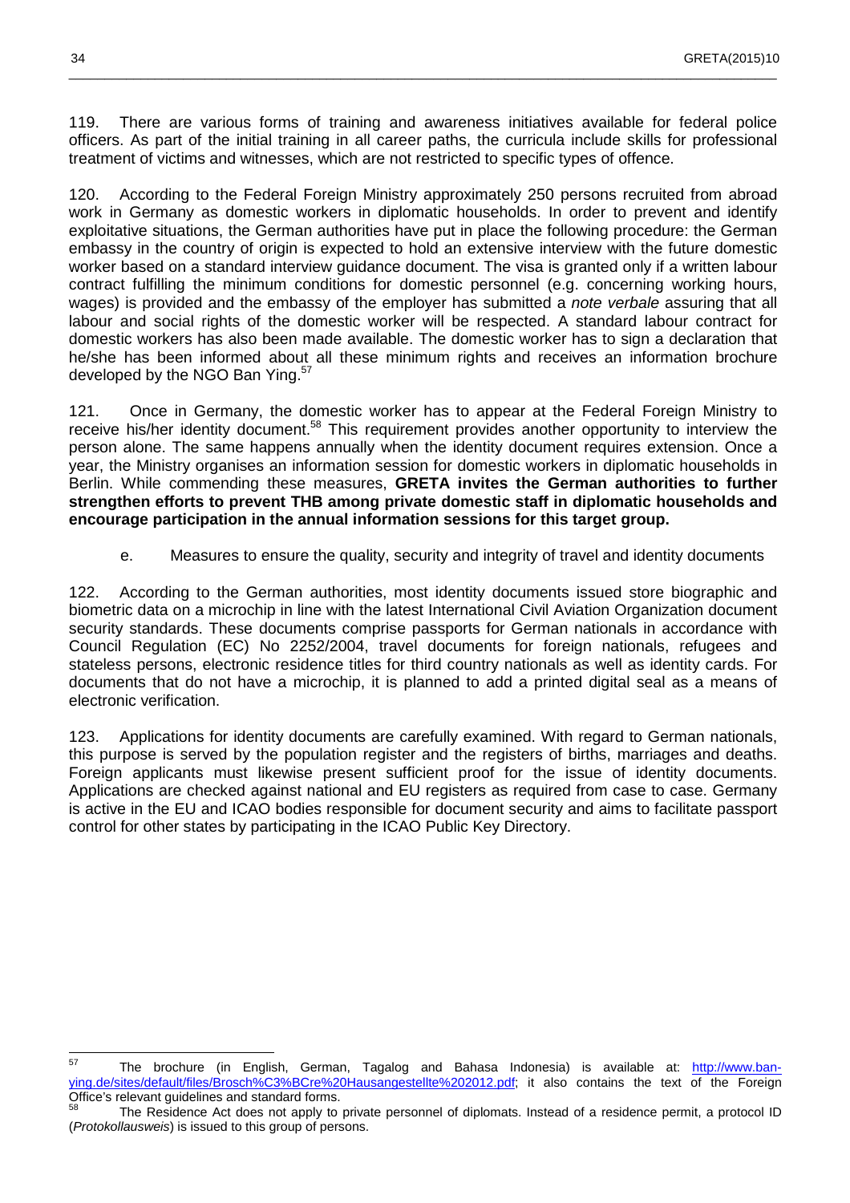119. There are various forms of training and awareness initiatives available for federal police officers. As part of the initial training in all career paths, the curricula include skills for professional treatment of victims and witnesses, which are not restricted to specific types of offence.

120. According to the Federal Foreign Ministry approximately 250 persons recruited from abroad work in Germany as domestic workers in diplomatic households. In order to prevent and identify exploitative situations, the German authorities have put in place the following procedure: the German embassy in the country of origin is expected to hold an extensive interview with the future domestic worker based on a standard interview guidance document. The visa is granted only if a written labour contract fulfilling the minimum conditions for domestic personnel (e.g. concerning working hours, wages) is provided and the embassy of the employer has submitted a *note verbale* assuring that all labour and social rights of the domestic worker will be respected. A standard labour contract for domestic workers has also been made available. The domestic worker has to sign a declaration that he/she has been informed about all these minimum rights and receives an information brochure developed by the NGO Ban Ying.[57]

121. Once in Germany, the domestic worker has to appear at the Federal Foreign Ministry to receive his/her identity document.[58] This requirement provides another opportunity to interview the person alone. The same happens annually when the identity document requires extension. Once a year, the Ministry organises an information session for domestic workers in diplomatic households in Berlin. While commending these measures, **GRETA invites the German authorities to further strengthen efforts to prevent THB among private domestic staff in diplomatic households and encourage participation in the annual information sessions for this target group.**

e. Measures to ensure the quality, security and integrity of travel and identity documents

122. According to the German authorities, most identity documents issued store biographic and biometric data on a microchip in line with the latest International Civil Aviation Organization document security standards. These documents comprise passports for German nationals in accordance with Council Regulation (EC) No 2252/2004, travel documents for foreign nationals, refugees and stateless persons, electronic residence titles for third country nationals as well as identity cards. For documents that do not have a microchip, it is planned to add a printed digital seal as a means of electronic verification.

123. Applications for identity documents are carefully examined. With regard to German nationals, this purpose is served by the population register and the registers of births, marriages and deaths. Foreign applicants must likewise present sufficient proof for the issue of identity documents. Applications are checked against national and EU registers as required from case to case. Germany is active in the EU and ICAO bodies responsible for document security and aims to facilitate passport control for other states by participating in the ICAO Public Key Directory.

---

[57] The brochure (in English, German, Tagalog and Bahasa Indonesia) is available at: http://www.ban-ying.de/sites/default/files/Brosch%C3%BCre%20Hausangestellte%202012.pdf; it also contains the text of the Foreign Office's relevant guidelines and standard forms.

[58] The Residence Act does not apply to private personnel of diplomats. Instead of a residence permit, a protocol ID (*Protokollausweis*) is issued to this group of persons.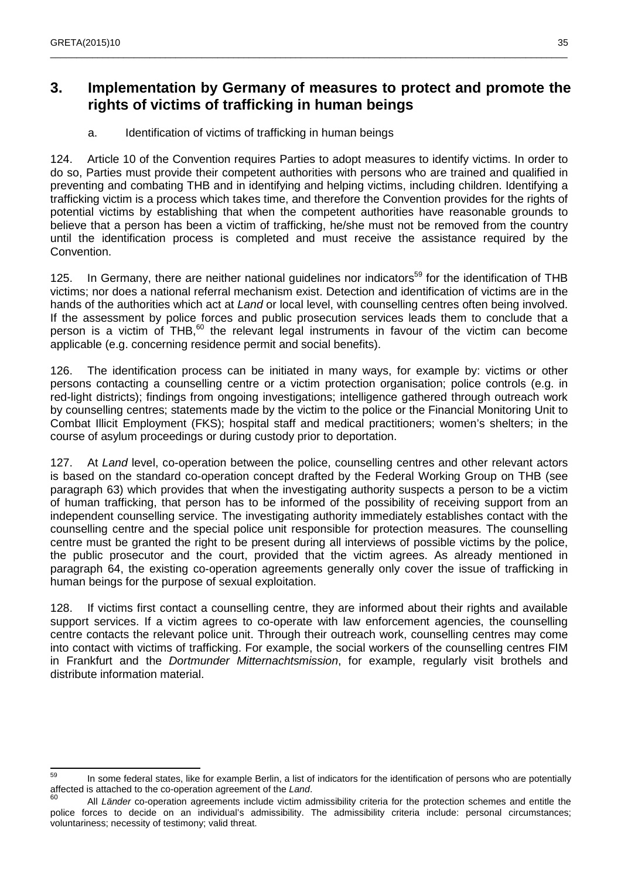## 3. Implementation by Germany of measures to protect and promote the rights of victims of trafficking in human beings

### a. Identification of victims of trafficking in human beings

124. Article 10 of the Convention requires Parties to adopt measures to identify victims. In order to do so, Parties must provide their competent authorities with persons who are trained and qualified in preventing and combating THB and in identifying and helping victims, including children. Identifying a trafficking victim is a process which takes time, and therefore the Convention provides for the rights of potential victims by establishing that when the competent authorities have reasonable grounds to believe that a person has been a victim of trafficking, he/she must not be removed from the country until the identification process is completed and must receive the assistance required by the Convention.

125. In Germany, there are neither national guidelines nor indicators[59] for the identification of THB victims; nor does a national referral mechanism exist. Detection and identification of victims are in the hands of the authorities which act at *Land* or local level, with counselling centres often being involved. If the assessment by police forces and public prosecution services leads them to conclude that a person is a victim of THB,[60] the relevant legal instruments in favour of the victim can become applicable (e.g. concerning residence permit and social benefits).

126. The identification process can be initiated in many ways, for example by: victims or other persons contacting a counselling centre or a victim protection organisation; police controls (e.g. in red-light districts); findings from ongoing investigations; intelligence gathered through outreach work by counselling centres; statements made by the victim to the police or the Financial Monitoring Unit to Combat Illicit Employment (FKS); hospital staff and medical practitioners; women's shelters; in the course of asylum proceedings or during custody prior to deportation.

127. At *Land* level, co-operation between the police, counselling centres and other relevant actors is based on the standard co-operation concept drafted by the Federal Working Group on THB (see paragraph 63) which provides that when the investigating authority suspects a person to be a victim of human trafficking, that person has to be informed of the possibility of receiving support from an independent counselling service. The investigating authority immediately establishes contact with the counselling centre and the special police unit responsible for protection measures. The counselling centre must be granted the right to be present during all interviews of possible victims by the police, the public prosecutor and the court, provided that the victim agrees. As already mentioned in paragraph 64, the existing co-operation agreements generally only cover the issue of trafficking in human beings for the purpose of sexual exploitation.

128. If victims first contact a counselling centre, they are informed about their rights and available support services. If a victim agrees to co-operate with law enforcement agencies, the counselling centre contacts the relevant police unit. Through their outreach work, counselling centres may come into contact with victims of trafficking. For example, the social workers of the counselling centres FIM in Frankfurt and the *Dortmunder Mitternachtsmission*, for example, regularly visit brothels and distribute information material.

---

[59] In some federal states, like for example Berlin, a list of indicators for the identification of persons who are potentially affected is attached to the co-operation agreement of the *Land*.

[60] All *Länder* co-operation agreements include victim admissibility criteria for the protection schemes and entitle the police forces to decide on an individual's admissibility. The admissibility criteria include: personal circumstances; voluntariness; necessity of testimony; valid threat.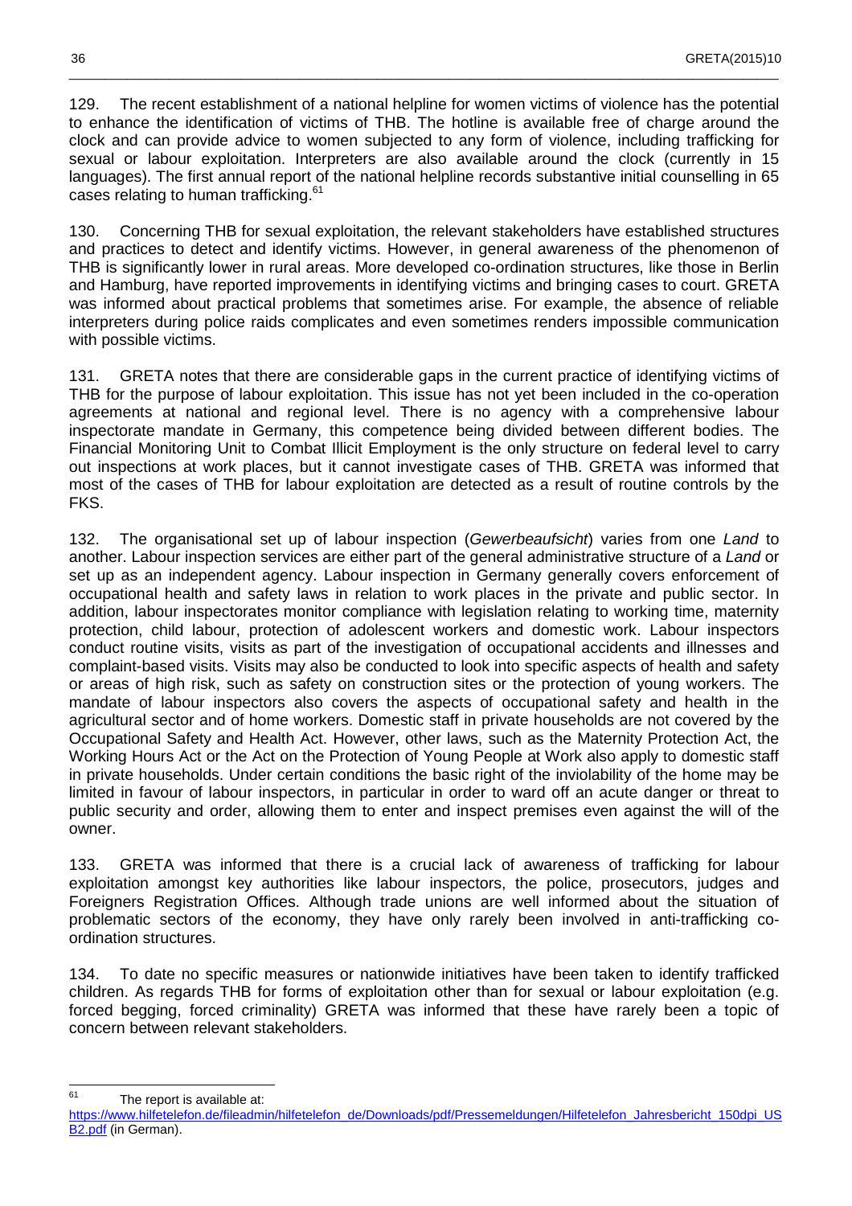129. The recent establishment of a national helpline for women victims of violence has the potential to enhance the identification of victims of THB. The hotline is available free of charge around the clock and can provide advice to women subjected to any form of violence, including trafficking for sexual or labour exploitation. Interpreters are also available around the clock (currently in 15 languages). The first annual report of the national helpline records substantive initial counselling in 65 cases relating to human trafficking.[61]

130. Concerning THB for sexual exploitation, the relevant stakeholders have established structures and practices to detect and identify victims. However, in general awareness of the phenomenon of THB is significantly lower in rural areas. More developed co-ordination structures, like those in Berlin and Hamburg, have reported improvements in identifying victims and bringing cases to court. GRETA was informed about practical problems that sometimes arise. For example, the absence of reliable interpreters during police raids complicates and even sometimes renders impossible communication with possible victims.

131. GRETA notes that there are considerable gaps in the current practice of identifying victims of THB for the purpose of labour exploitation. This issue has not yet been included in the co-operation agreements at national and regional level. There is no agency with a comprehensive labour inspectorate mandate in Germany, this competence being divided between different bodies. The Financial Monitoring Unit to Combat Illicit Employment is the only structure on federal level to carry out inspections at work places, but it cannot investigate cases of THB. GRETA was informed that most of the cases of THB for labour exploitation are detected as a result of routine controls by the FKS.

132. The organisational set up of labour inspection (*Gewerbeaufsicht*) varies from one *Land* to another. Labour inspection services are either part of the general administrative structure of a *Land* or set up as an independent agency. Labour inspection in Germany generally covers enforcement of occupational health and safety laws in relation to work places in the private and public sector. In addition, labour inspectorates monitor compliance with legislation relating to working time, maternity protection, child labour, protection of adolescent workers and domestic work. Labour inspectors conduct routine visits, visits as part of the investigation of occupational accidents and illnesses and complaint-based visits. Visits may also be conducted to look into specific aspects of health and safety or areas of high risk, such as safety on construction sites or the protection of young workers. The mandate of labour inspectors also covers the aspects of occupational safety and health in the agricultural sector and of home workers. Domestic staff in private households are not covered by the Occupational Safety and Health Act. However, other laws, such as the Maternity Protection Act, the Working Hours Act or the Act on the Protection of Young People at Work also apply to domestic staff in private households. Under certain conditions the basic right of the inviolability of the home may be limited in favour of labour inspectors, in particular in order to ward off an acute danger or threat to public security and order, allowing them to enter and inspect premises even against the will of the owner.

133. GRETA was informed that there is a crucial lack of awareness of trafficking for labour exploitation amongst key authorities like labour inspectors, the police, prosecutors, judges and Foreigners Registration Offices. Although trade unions are well informed about the situation of problematic sectors of the economy, they have only rarely been involved in anti-trafficking co-ordination structures.

134. To date no specific measures or nationwide initiatives have been taken to identify trafficked children. As regards THB for forms of exploitation other than for sexual or labour exploitation (e.g. forced begging, forced criminality) GRETA was informed that these have rarely been a topic of concern between relevant stakeholders.

---

[61] The report is available at: https://www.hilfetelefon.de/fileadmin/hilfetelefon_de/Downloads/pdf/Pressemeldungen/Hilfetelefon_Jahresbericht_150dpi_USB2.pdf (in German).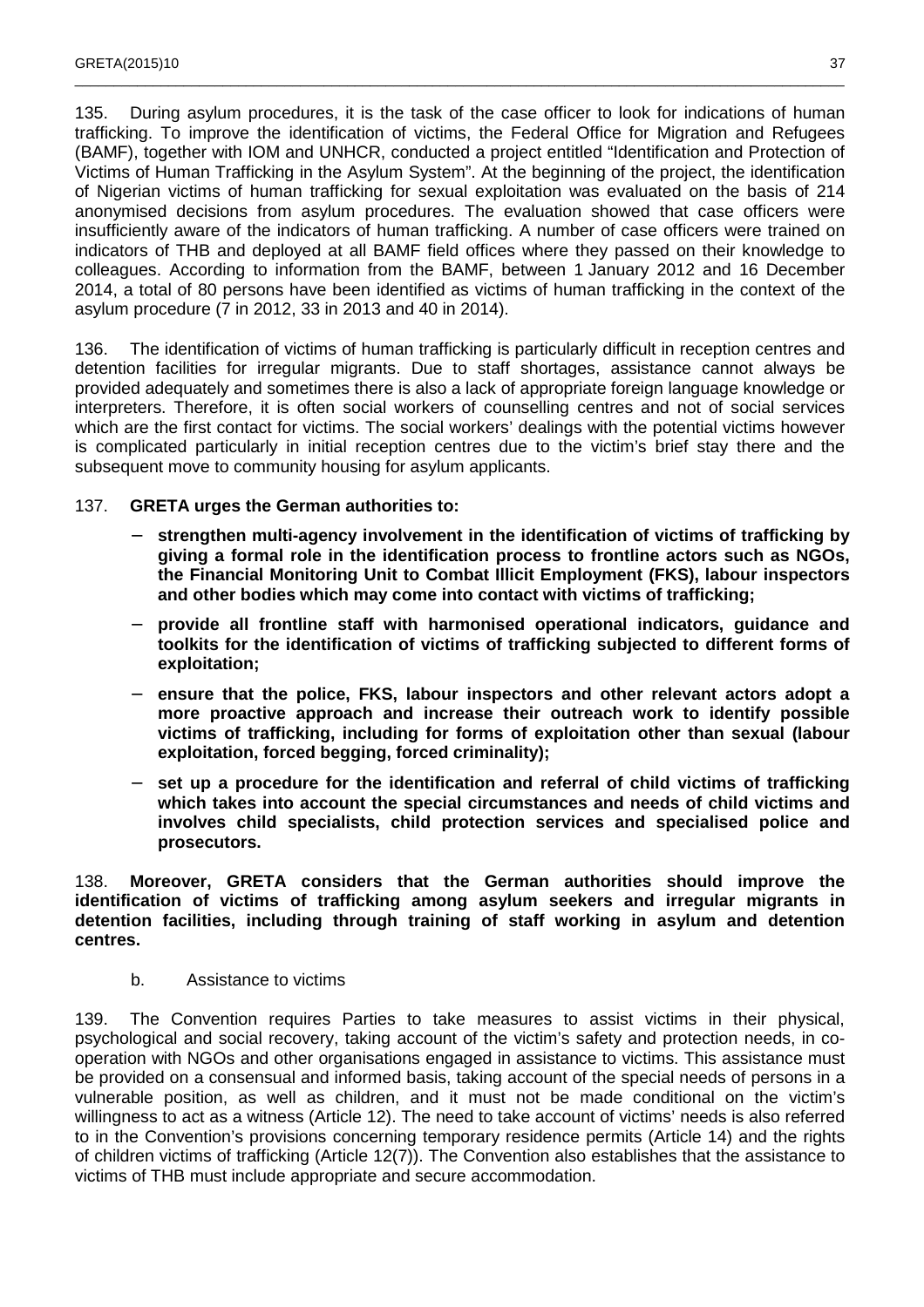135. During asylum procedures, it is the task of the case officer to look for indications of human trafficking. To improve the identification of victims, the Federal Office for Migration and Refugees (BAMF), together with IOM and UNHCR, conducted a project entitled "Identification and Protection of Victims of Human Trafficking in the Asylum System". At the beginning of the project, the identification of Nigerian victims of human trafficking for sexual exploitation was evaluated on the basis of 214 anonymised decisions from asylum procedures. The evaluation showed that case officers were insufficiently aware of the indicators of human trafficking. A number of case officers were trained on indicators of THB and deployed at all BAMF field offices where they passed on their knowledge to colleagues. According to information from the BAMF, between 1 January 2012 and 16 December 2014, a total of 80 persons have been identified as victims of human trafficking in the context of the asylum procedure (7 in 2012, 33 in 2013 and 40 in 2014).

136. The identification of victims of human trafficking is particularly difficult in reception centres and detention facilities for irregular migrants. Due to staff shortages, assistance cannot always be provided adequately and sometimes there is also a lack of appropriate foreign language knowledge or interpreters. Therefore, it is often social workers of counselling centres and not of social services which are the first contact for victims. The social workers' dealings with the potential victims however is complicated particularly in initial reception centres due to the victim's brief stay there and the subsequent move to community housing for asylum applicants.

137. **GRETA urges the German authorities to:**

- **strengthen multi-agency involvement in the identification of victims of trafficking by giving a formal role in the identification process to frontline actors such as NGOs, the Financial Monitoring Unit to Combat Illicit Employment (FKS), labour inspectors and other bodies which may come into contact with victims of trafficking;**
- **provide all frontline staff with harmonised operational indicators, guidance and toolkits for the identification of victims of trafficking subjected to different forms of exploitation;**
- **ensure that the police, FKS, labour inspectors and other relevant actors adopt a more proactive approach and increase their outreach work to identify possible victims of trafficking, including for forms of exploitation other than sexual (labour exploitation, forced begging, forced criminality);**
- **set up a procedure for the identification and referral of child victims of trafficking which takes into account the special circumstances and needs of child victims and involves child specialists, child protection services and specialised police and prosecutors.**

138. **Moreover, GRETA considers that the German authorities should improve the identification of victims of trafficking among asylum seekers and irregular migrants in detention facilities, including through training of staff working in asylum and detention centres.**

### b. Assistance to victims

139. The Convention requires Parties to take measures to assist victims in their physical, psychological and social recovery, taking account of the victim's safety and protection needs, in co-operation with NGOs and other organisations engaged in assistance to victims. This assistance must be provided on a consensual and informed basis, taking account of the special needs of persons in a vulnerable position, as well as children, and it must not be made conditional on the victim's willingness to act as a witness (Article 12). The need to take account of victims' needs is also referred to in the Convention's provisions concerning temporary residence permits (Article 14) and the rights of children victims of trafficking (Article 12(7)). The Convention also establishes that the assistance to victims of THB must include appropriate and secure accommodation.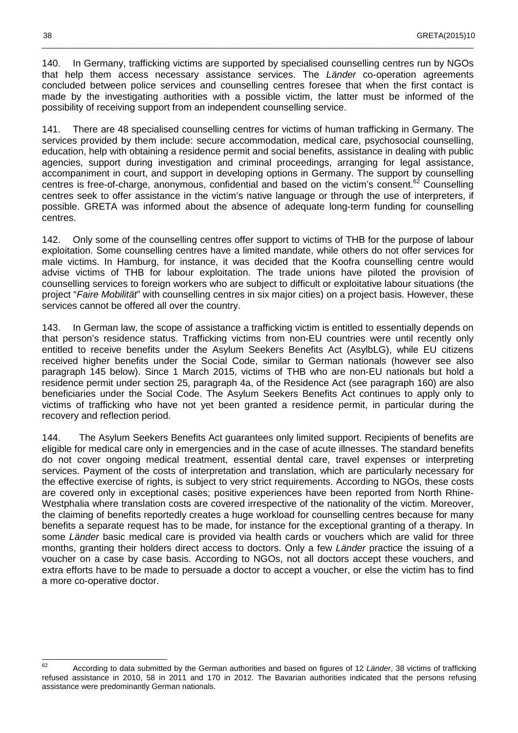140. In Germany, trafficking victims are supported by specialised counselling centres run by NGOs that help them access necessary assistance services. The *Länder* co-operation agreements concluded between police services and counselling centres foresee that when the first contact is made by the investigating authorities with a possible victim, the latter must be informed of the possibility of receiving support from an independent counselling service.

141. There are 48 specialised counselling centres for victims of human trafficking in Germany. The services provided by them include: secure accommodation, medical care, psychosocial counselling, education, help with obtaining a residence permit and social benefits, assistance in dealing with public agencies, support during investigation and criminal proceedings, arranging for legal assistance, accompaniment in court, and support in developing options in Germany. The support by counselling centres is free-of-charge, anonymous, confidential and based on the victim's consent.[62] Counselling centres seek to offer assistance in the victim's native language or through the use of interpreters, if possible. GRETA was informed about the absence of adequate long-term funding for counselling centres.

142. Only some of the counselling centres offer support to victims of THB for the purpose of labour exploitation. Some counselling centres have a limited mandate, while others do not offer services for male victims. In Hamburg, for instance, it was decided that the Koofra counselling centre would advise victims of THB for labour exploitation. The trade unions have piloted the provision of counselling services to foreign workers who are subject to difficult or exploitative labour situations (the project "*Faire Mobilität*" with counselling centres in six major cities) on a project basis. However, these services cannot be offered all over the country.

143. In German law, the scope of assistance a trafficking victim is entitled to essentially depends on that person's residence status. Trafficking victims from non-EU countries were until recently only entitled to receive benefits under the Asylum Seekers Benefits Act (AsylbLG), while EU citizens received higher benefits under the Social Code, similar to German nationals (however see also paragraph 145 below). Since 1 March 2015, victims of THB who are non-EU nationals but hold a residence permit under section 25, paragraph 4a, of the Residence Act (see paragraph 160) are also beneficiaries under the Social Code. The Asylum Seekers Benefits Act continues to apply only to victims of trafficking who have not yet been granted a residence permit, in particular during the recovery and reflection period.

144. The Asylum Seekers Benefits Act guarantees only limited support. Recipients of benefits are eligible for medical care only in emergencies and in the case of acute illnesses. The standard benefits do not cover ongoing medical treatment, essential dental care, travel expenses or interpreting services. Payment of the costs of interpretation and translation, which are particularly necessary for the effective exercise of rights, is subject to very strict requirements. According to NGOs, these costs are covered only in exceptional cases; positive experiences have been reported from North Rhine-Westphalia where translation costs are covered irrespective of the nationality of the victim. Moreover, the claiming of benefits reportedly creates a huge workload for counselling centres because for many benefits a separate request has to be made, for instance for the exceptional granting of a therapy. In some *Länder* basic medical care is provided via health cards or vouchers which are valid for three months, granting their holders direct access to doctors. Only a few *Länder* practice the issuing of a voucher on a case by case basis. According to NGOs, not all doctors accept these vouchers, and extra efforts have to be made to persuade a doctor to accept a voucher, or else the victim has to find a more co-operative doctor.

---

[62] According to data submitted by the German authorities and based on figures of 12 *Länder*, 38 victims of trafficking refused assistance in 2010, 58 in 2011 and 170 in 2012. The Bavarian authorities indicated that the persons refusing assistance were predominantly German nationals.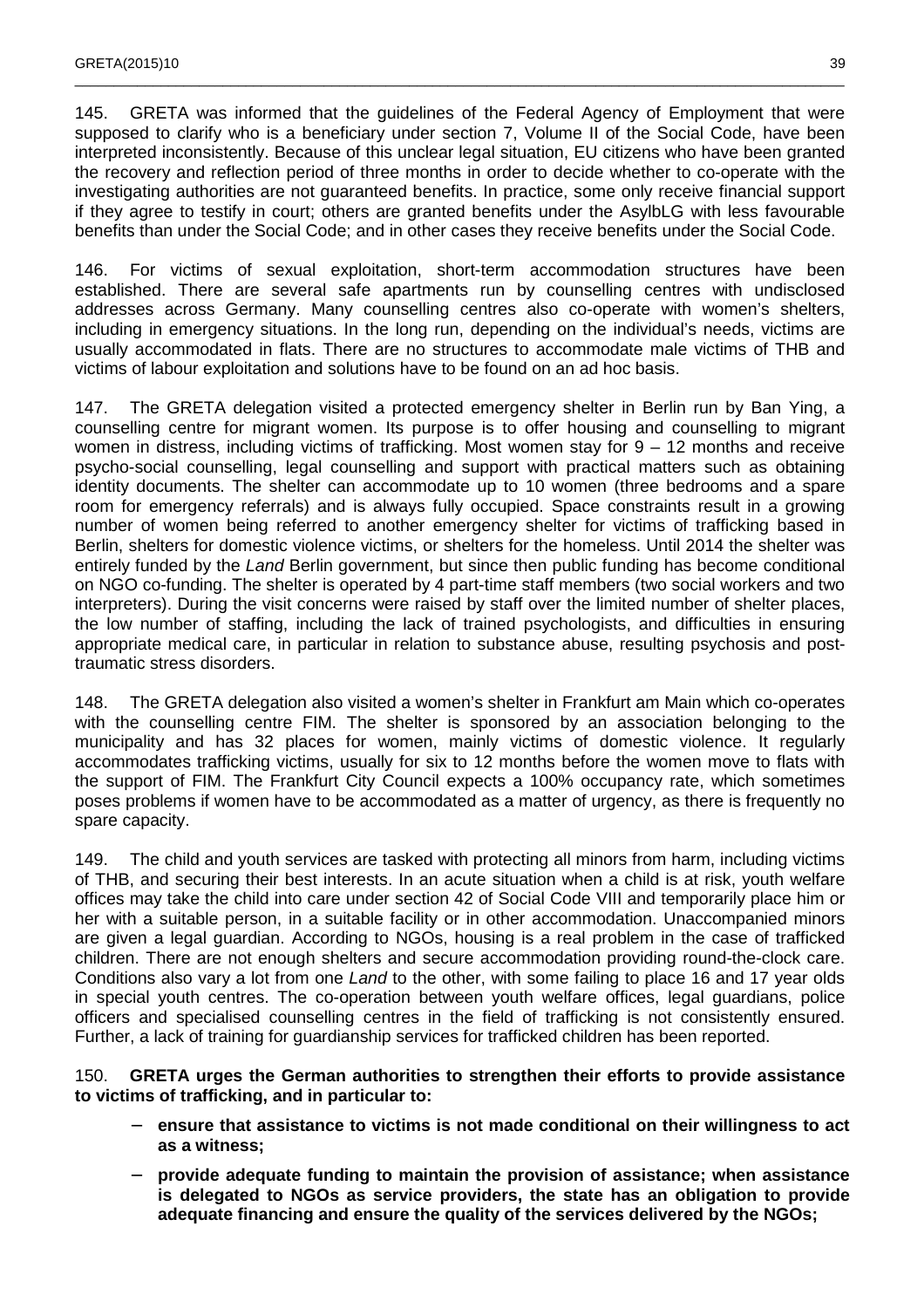145. GRETA was informed that the guidelines of the Federal Agency of Employment that were supposed to clarify who is a beneficiary under section 7, Volume II of the Social Code, have been interpreted inconsistently. Because of this unclear legal situation, EU citizens who have been granted the recovery and reflection period of three months in order to decide whether to co-operate with the investigating authorities are not guaranteed benefits. In practice, some only receive financial support if they agree to testify in court; others are granted benefits under the AsylbLG with less favourable benefits than under the Social Code; and in other cases they receive benefits under the Social Code.

146. For victims of sexual exploitation, short-term accommodation structures have been established. There are several safe apartments run by counselling centres with undisclosed addresses across Germany. Many counselling centres also co-operate with women's shelters, including in emergency situations. In the long run, depending on the individual's needs, victims are usually accommodated in flats. There are no structures to accommodate male victims of THB and victims of labour exploitation and solutions have to be found on an ad hoc basis.

147. The GRETA delegation visited a protected emergency shelter in Berlin run by Ban Ying, a counselling centre for migrant women. Its purpose is to offer housing and counselling to migrant women in distress, including victims of trafficking. Most women stay for 9 – 12 months and receive psycho-social counselling, legal counselling and support with practical matters such as obtaining identity documents. The shelter can accommodate up to 10 women (three bedrooms and a spare room for emergency referrals) and is always fully occupied. Space constraints result in a growing number of women being referred to another emergency shelter for victims of trafficking based in Berlin, shelters for domestic violence victims, or shelters for the homeless. Until 2014 the shelter was entirely funded by the *Land* Berlin government, but since then public funding has become conditional on NGO co-funding. The shelter is operated by 4 part-time staff members (two social workers and two interpreters). During the visit concerns were raised by staff over the limited number of shelter places, the low number of staffing, including the lack of trained psychologists, and difficulties in ensuring appropriate medical care, in particular in relation to substance abuse, resulting psychosis and post-traumatic stress disorders.

148. The GRETA delegation also visited a women's shelter in Frankfurt am Main which co-operates with the counselling centre FIM. The shelter is sponsored by an association belonging to the municipality and has 32 places for women, mainly victims of domestic violence. It regularly accommodates trafficking victims, usually for six to 12 months before the women move to flats with the support of FIM. The Frankfurt City Council expects a 100% occupancy rate, which sometimes poses problems if women have to be accommodated as a matter of urgency, as there is frequently no spare capacity.

149. The child and youth services are tasked with protecting all minors from harm, including victims of THB, and securing their best interests. In an acute situation when a child is at risk, youth welfare offices may take the child into care under section 42 of Social Code VIII and temporarily place him or her with a suitable person, in a suitable facility or in other accommodation. Unaccompanied minors are given a legal guardian. According to NGOs, housing is a real problem in the case of trafficked children. There are not enough shelters and secure accommodation providing round-the-clock care. Conditions also vary a lot from one *Land* to the other, with some failing to place 16 and 17 year olds in special youth centres. The co-operation between youth welfare offices, legal guardians, police officers and specialised counselling centres in the field of trafficking is not consistently ensured. Further, a lack of training for guardianship services for trafficked children has been reported.

150. **GRETA urges the German authorities to strengthen their efforts to provide assistance to victims of trafficking, and in particular to:**

- **ensure that assistance to victims is not made conditional on their willingness to act as a witness;**
- **provide adequate funding to maintain the provision of assistance; when assistance is delegated to NGOs as service providers, the state has an obligation to provide adequate financing and ensure the quality of the services delivered by the NGOs;**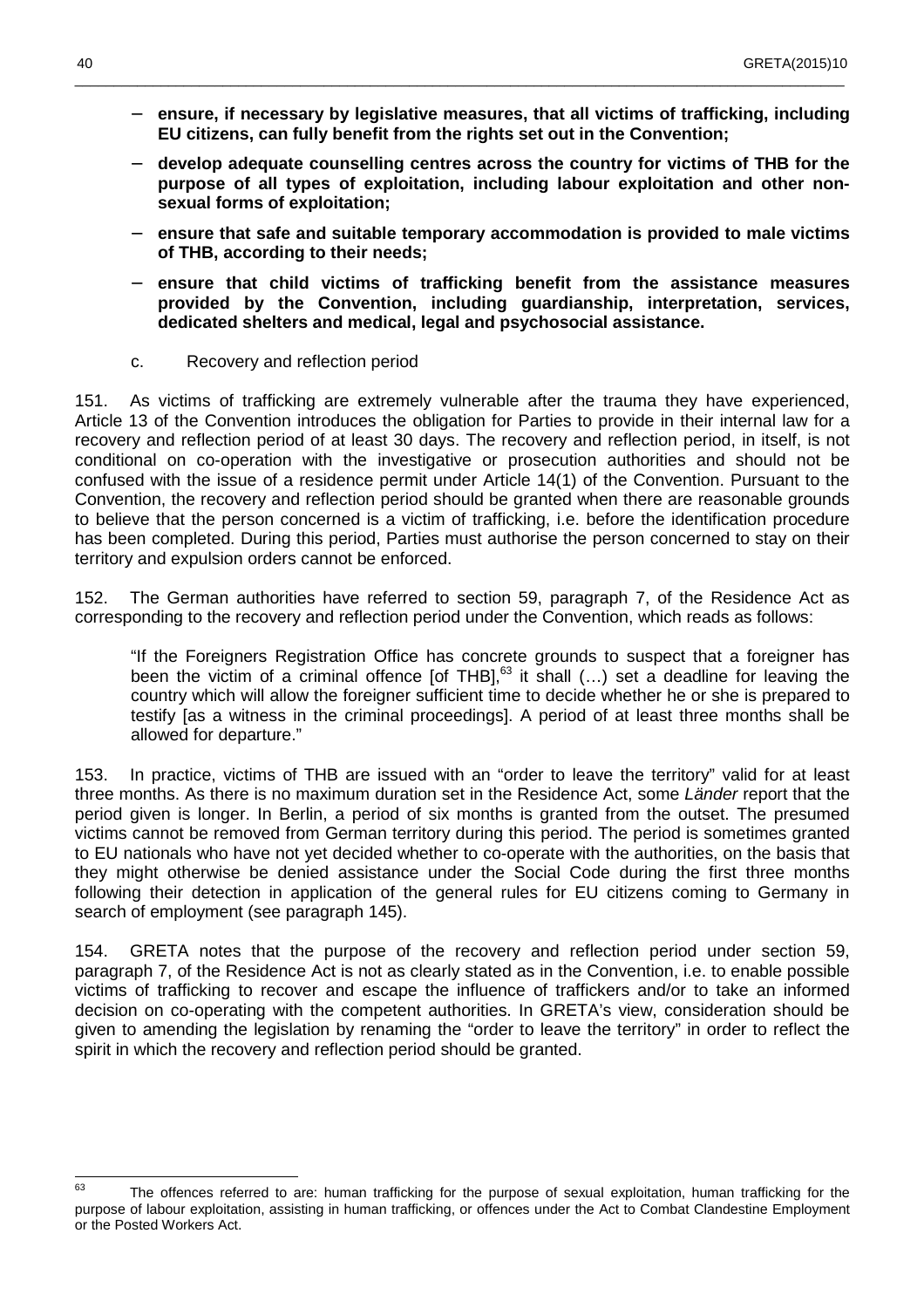- **ensure, if necessary by legislative measures, that all victims of trafficking, including EU citizens, can fully benefit from the rights set out in the Convention;**
- **develop adequate counselling centres across the country for victims of THB for the purpose of all types of exploitation, including labour exploitation and other non-sexual forms of exploitation;**
- **ensure that safe and suitable temporary accommodation is provided to male victims of THB, according to their needs;**
- **ensure that child victims of trafficking benefit from the assistance measures provided by the Convention, including guardianship, interpretation, services, dedicated shelters and medical, legal and psychosocial assistance.**

### c. Recovery and reflection period

151. As victims of trafficking are extremely vulnerable after the trauma they have experienced, Article 13 of the Convention introduces the obligation for Parties to provide in their internal law for a recovery and reflection period of at least 30 days. The recovery and reflection period, in itself, is not conditional on co-operation with the investigative or prosecution authorities and should not be confused with the issue of a residence permit under Article 14(1) of the Convention. Pursuant to the Convention, the recovery and reflection period should be granted when there are reasonable grounds to believe that the person concerned is a victim of trafficking, i.e. before the identification procedure has been completed. During this period, Parties must authorise the person concerned to stay on their territory and expulsion orders cannot be enforced.

152. The German authorities have referred to section 59, paragraph 7, of the Residence Act as corresponding to the recovery and reflection period under the Convention, which reads as follows:

> "If the Foreigners Registration Office has concrete grounds to suspect that a foreigner has been the victim of a criminal offence [of THB],[63] it shall (…) set a deadline for leaving the country which will allow the foreigner sufficient time to decide whether he or she is prepared to testify [as a witness in the criminal proceedings]. A period of at least three months shall be allowed for departure."

153. In practice, victims of THB are issued with an "order to leave the territory" valid for at least three months. As there is no maximum duration set in the Residence Act, some *Länder* report that the period given is longer. In Berlin, a period of six months is granted from the outset. The presumed victims cannot be removed from German territory during this period. The period is sometimes granted to EU nationals who have not yet decided whether to co-operate with the authorities, on the basis that they might otherwise be denied assistance under the Social Code during the first three months following their detection in application of the general rules for EU citizens coming to Germany in search of employment (see paragraph 145).

154. GRETA notes that the purpose of the recovery and reflection period under section 59, paragraph 7, of the Residence Act is not as clearly stated as in the Convention, i.e. to enable possible victims of trafficking to recover and escape the influence of traffickers and/or to take an informed decision on co-operating with the competent authorities. In GRETA's view, consideration should be given to amending the legislation by renaming the "order to leave the territory" in order to reflect the spirit in which the recovery and reflection period should be granted.

---

[63] The offences referred to are: human trafficking for the purpose of sexual exploitation, human trafficking for the purpose of labour exploitation, assisting in human trafficking, or offences under the Act to Combat Clandestine Employment or the Posted Workers Act.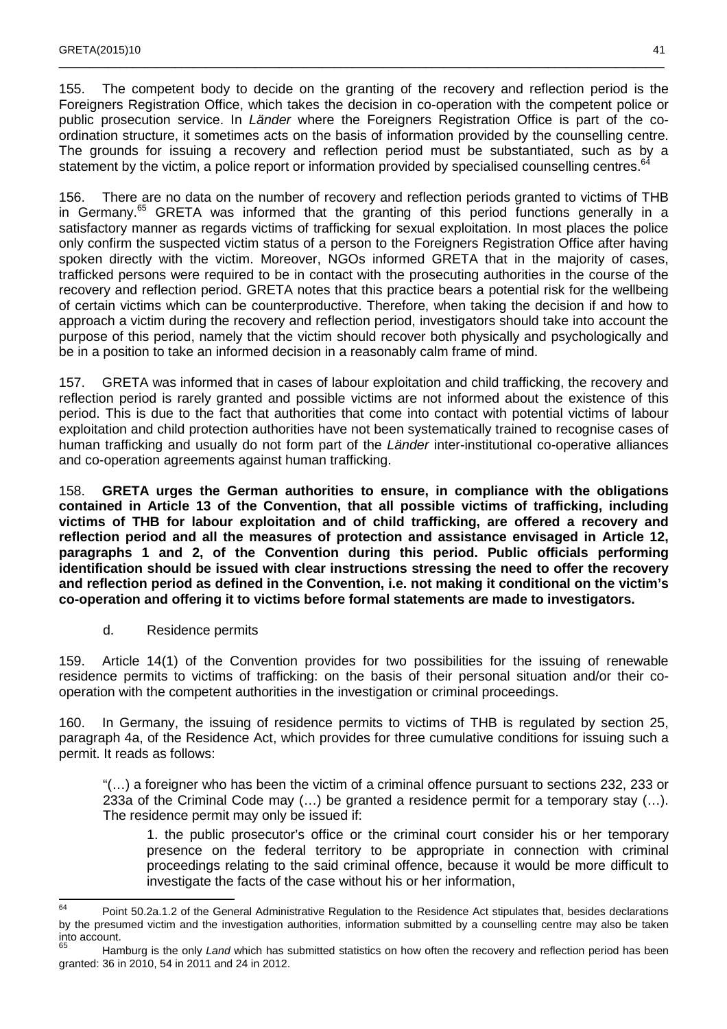155. The competent body to decide on the granting of the recovery and reflection period is the Foreigners Registration Office, which takes the decision in co-operation with the competent police or public prosecution service. In *Länder* where the Foreigners Registration Office is part of the co-ordination structure, it sometimes acts on the basis of information provided by the counselling centre. The grounds for issuing a recovery and reflection period must be substantiated, such as by a statement by the victim, a police report or information provided by specialised counselling centres.[64]

156. There are no data on the number of recovery and reflection periods granted to victims of THB in Germany.[65] GRETA was informed that the granting of this period functions generally in a satisfactory manner as regards victims of trafficking for sexual exploitation. In most places the police only confirm the suspected victim status of a person to the Foreigners Registration Office after having spoken directly with the victim. Moreover, NGOs informed GRETA that in the majority of cases, trafficked persons were required to be in contact with the prosecuting authorities in the course of the recovery and reflection period. GRETA notes that this practice bears a potential risk for the wellbeing of certain victims which can be counterproductive. Therefore, when taking the decision if and how to approach a victim during the recovery and reflection period, investigators should take into account the purpose of this period, namely that the victim should recover both physically and psychologically and be in a position to take an informed decision in a reasonably calm frame of mind.

157. GRETA was informed that in cases of labour exploitation and child trafficking, the recovery and reflection period is rarely granted and possible victims are not informed about the existence of this period. This is due to the fact that authorities that come into contact with potential victims of labour exploitation and child protection authorities have not been systematically trained to recognise cases of human trafficking and usually do not form part of the *Länder* inter-institutional co-operative alliances and co-operation agreements against human trafficking.

158. **GRETA urges the German authorities to ensure, in compliance with the obligations contained in Article 13 of the Convention, that all possible victims of trafficking, including victims of THB for labour exploitation and of child trafficking, are offered a recovery and reflection period and all the measures of protection and assistance envisaged in Article 12, paragraphs 1 and 2, of the Convention during this period. Public officials performing identification should be issued with clear instructions stressing the need to offer the recovery and reflection period as defined in the Convention, i.e. not making it conditional on the victim's co-operation and offering it to victims before formal statements are made to investigators.**

d. Residence permits

159. Article 14(1) of the Convention provides for two possibilities for the issuing of renewable residence permits to victims of trafficking: on the basis of their personal situation and/or their co-operation with the competent authorities in the investigation or criminal proceedings.

160. In Germany, the issuing of residence permits to victims of THB is regulated by section 25, paragraph 4a, of the Residence Act, which provides for three cumulative conditions for issuing such a permit. It reads as follows:

> "(…) a foreigner who has been the victim of a criminal offence pursuant to sections 232, 233 or 233a of the Criminal Code may (…) be granted a residence permit for a temporary stay (…). The residence permit may only be issued if:
>
> 1. the public prosecutor's office or the criminal court consider his or her temporary presence on the federal territory to be appropriate in connection with criminal proceedings relating to the said criminal offence, because it would be more difficult to investigate the facts of the case without his or her information,

---

[64] Point 50.2a.1.2 of the General Administrative Regulation to the Residence Act stipulates that, besides declarations by the presumed victim and the investigation authorities, information submitted by a counselling centre may also be taken into account.

[65] Hamburg is the only *Land* which has submitted statistics on how often the recovery and reflection period has been granted: 36 in 2010, 54 in 2011 and 24 in 2012.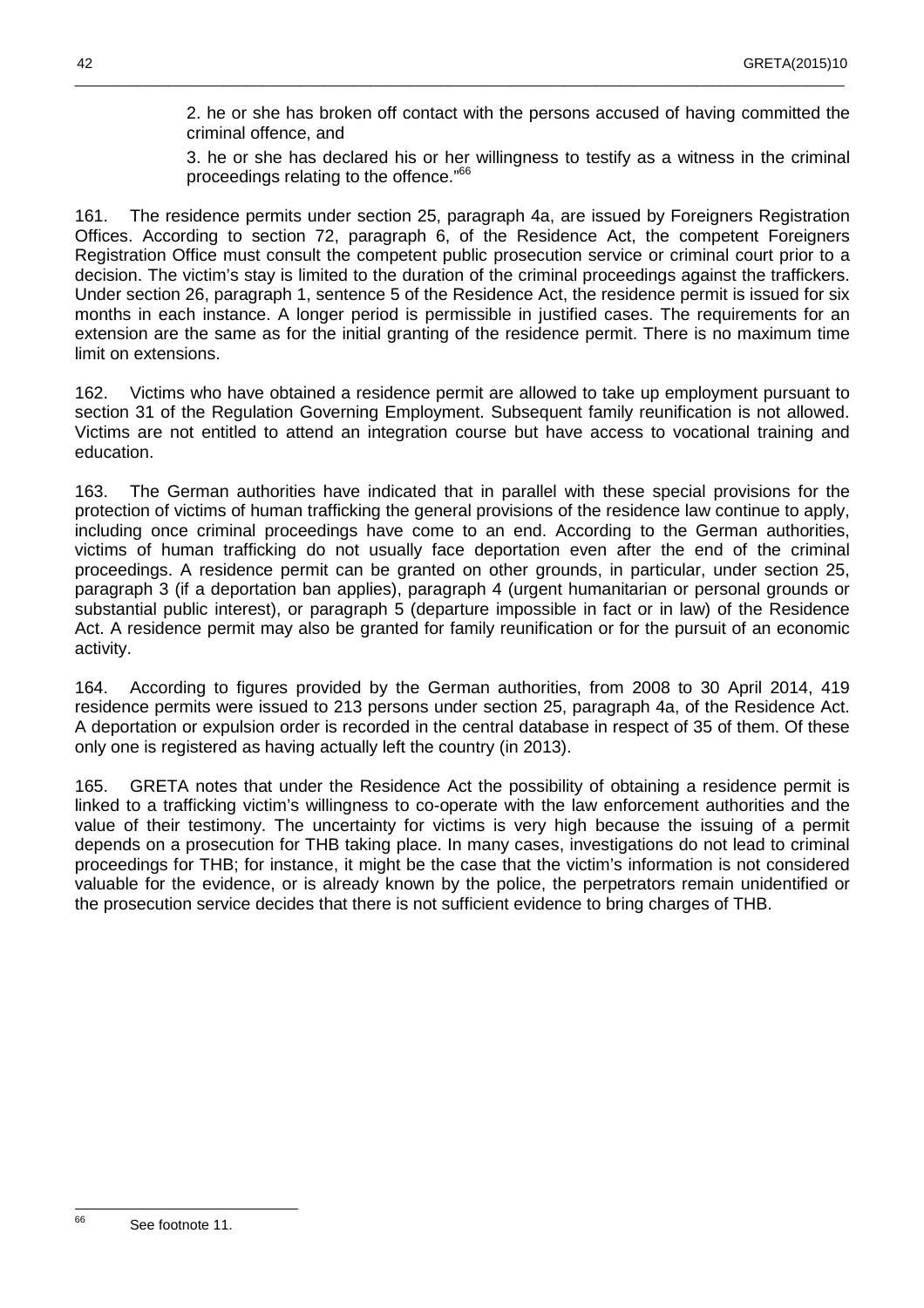2. he or she has broken off contact with the persons accused of having committed the criminal offence, and

3. he or she has declared his or her willingness to testify as a witness in the criminal proceedings relating to the offence."[66]

161. The residence permits under section 25, paragraph 4a, are issued by Foreigners Registration Offices. According to section 72, paragraph 6, of the Residence Act, the competent Foreigners Registration Office must consult the competent public prosecution service or criminal court prior to a decision. The victim's stay is limited to the duration of the criminal proceedings against the traffickers. Under section 26, paragraph 1, sentence 5 of the Residence Act, the residence permit is issued for six months in each instance. A longer period is permissible in justified cases. The requirements for an extension are the same as for the initial granting of the residence permit. There is no maximum time limit on extensions.

162. Victims who have obtained a residence permit are allowed to take up employment pursuant to section 31 of the Regulation Governing Employment. Subsequent family reunification is not allowed. Victims are not entitled to attend an integration course but have access to vocational training and education.

163. The German authorities have indicated that in parallel with these special provisions for the protection of victims of human trafficking the general provisions of the residence law continue to apply, including once criminal proceedings have come to an end. According to the German authorities, victims of human trafficking do not usually face deportation even after the end of the criminal proceedings. A residence permit can be granted on other grounds, in particular, under section 25, paragraph 3 (if a deportation ban applies), paragraph 4 (urgent humanitarian or personal grounds or substantial public interest), or paragraph 5 (departure impossible in fact or in law) of the Residence Act. A residence permit may also be granted for family reunification or for the pursuit of an economic activity.

164. According to figures provided by the German authorities, from 2008 to 30 April 2014, 419 residence permits were issued to 213 persons under section 25, paragraph 4a, of the Residence Act. A deportation or expulsion order is recorded in the central database in respect of 35 of them. Of these only one is registered as having actually left the country (in 2013).

165. GRETA notes that under the Residence Act the possibility of obtaining a residence permit is linked to a trafficking victim's willingness to co-operate with the law enforcement authorities and the value of their testimony. The uncertainty for victims is very high because the issuing of a permit depends on a prosecution for THB taking place. In many cases, investigations do not lead to criminal proceedings for THB; for instance, it might be the case that the victim's information is not considered valuable for the evidence, or is already known by the police, the perpetrators remain unidentified or the prosecution service decides that there is not sufficient evidence to bring charges of THB.

---

[66] See footnote 11.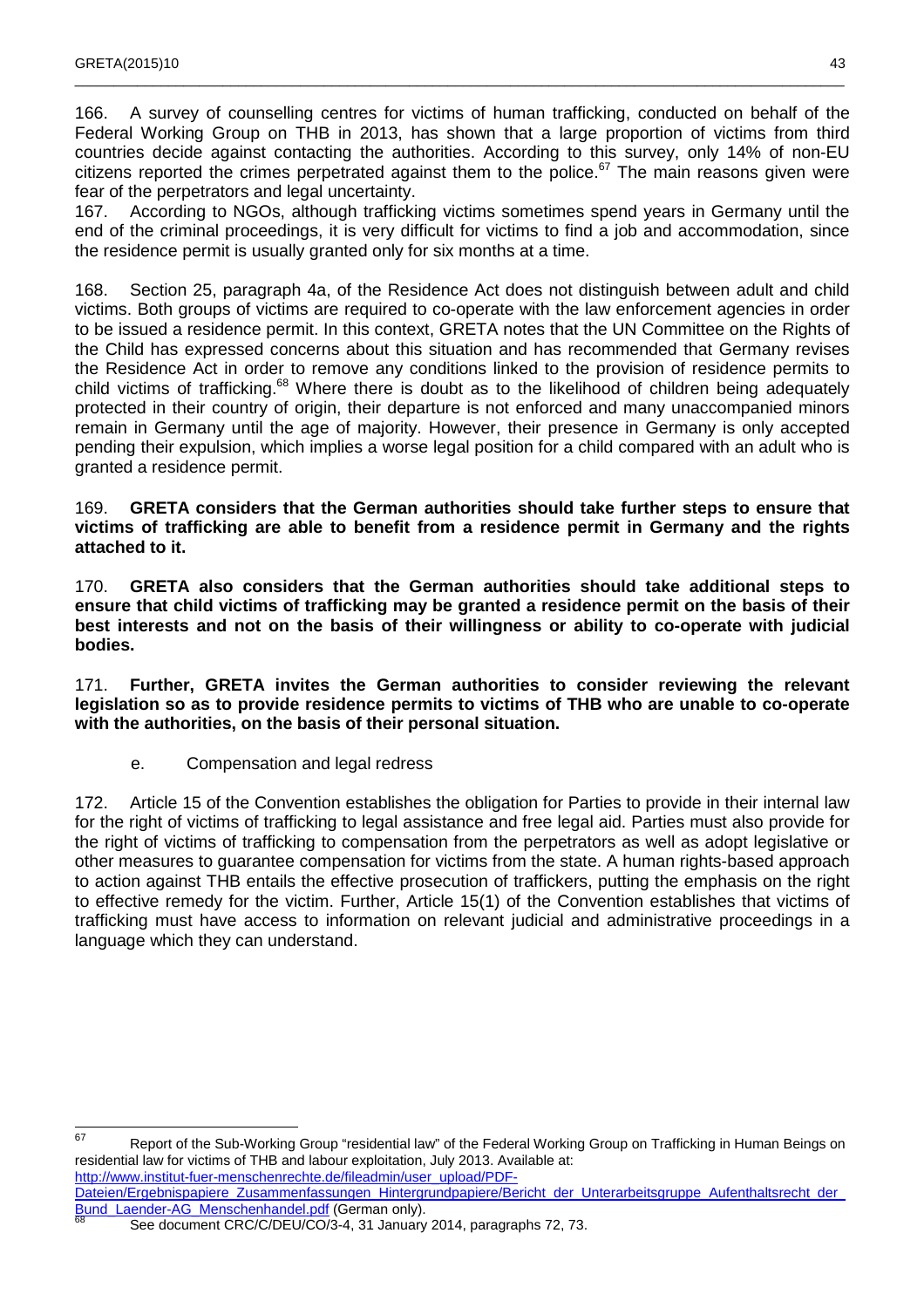166. A survey of counselling centres for victims of human trafficking, conducted on behalf of the Federal Working Group on THB in 2013, has shown that a large proportion of victims from third countries decide against contacting the authorities. According to this survey, only 14% of non-EU citizens reported the crimes perpetrated against them to the police.[67] The main reasons given were fear of the perpetrators and legal uncertainty.

167. According to NGOs, although trafficking victims sometimes spend years in Germany until the end of the criminal proceedings, it is very difficult for victims to find a job and accommodation, since the residence permit is usually granted only for six months at a time.

168. Section 25, paragraph 4a, of the Residence Act does not distinguish between adult and child victims. Both groups of victims are required to co-operate with the law enforcement agencies in order to be issued a residence permit. In this context, GRETA notes that the UN Committee on the Rights of the Child has expressed concerns about this situation and has recommended that Germany revises the Residence Act in order to remove any conditions linked to the provision of residence permits to child victims of trafficking.[68] Where there is doubt as to the likelihood of children being adequately protected in their country of origin, their departure is not enforced and many unaccompanied minors remain in Germany until the age of majority. However, their presence in Germany is only accepted pending their expulsion, which implies a worse legal position for a child compared with an adult who is granted a residence permit.

169. **GRETA considers that the German authorities should take further steps to ensure that victims of trafficking are able to benefit from a residence permit in Germany and the rights attached to it.**

170. **GRETA also considers that the German authorities should take additional steps to ensure that child victims of trafficking may be granted a residence permit on the basis of their best interests and not on the basis of their willingness or ability to co-operate with judicial bodies.**

171. **Further, GRETA invites the German authorities to consider reviewing the relevant legislation so as to provide residence permits to victims of THB who are unable to co-operate with the authorities, on the basis of their personal situation.**

### e. Compensation and legal redress

172. Article 15 of the Convention establishes the obligation for Parties to provide in their internal law for the right of victims of trafficking to legal assistance and free legal aid. Parties must also provide for the right of victims of trafficking to compensation from the perpetrators as well as adopt legislative or other measures to guarantee compensation for victims from the state. A human rights-based approach to action against THB entails the effective prosecution of traffickers, putting the emphasis on the right to effective remedy for the victim. Further, Article 15(1) of the Convention establishes that victims of trafficking must have access to information on relevant judicial and administrative proceedings in a language which they can understand.

---

[67] Report of the Sub-Working Group "residential law" of the Federal Working Group on Trafficking in Human Beings on residential law for victims of THB and labour exploitation, July 2013. Available at: http://www.institut-fuer-menschenrechte.de/fileadmin/user_upload/PDF-Dateien/Ergebnispapiere_Zusammenfassungen_Hintergrundpapiere/Bericht_der_Unterarbeitsgruppe_Aufenthaltsrecht_der_Bund_Laender-AG_Menschenhandel.pdf (German only).

[68] See document CRC/C/DEU/CO/3-4, 31 January 2014, paragraphs 72, 73.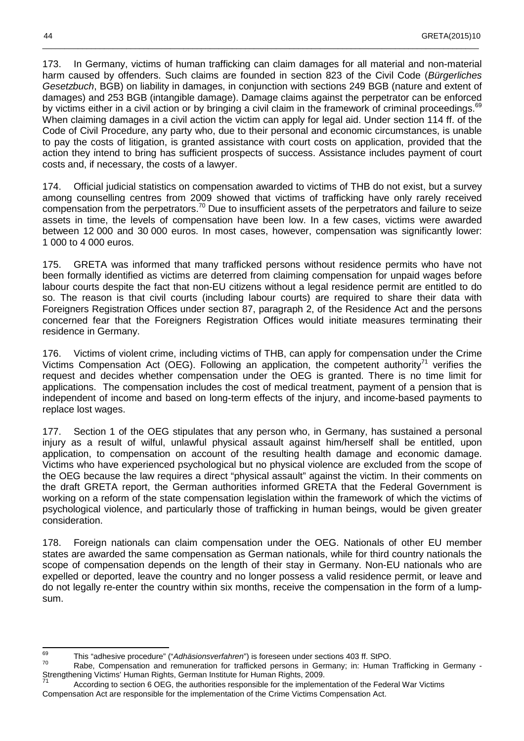173. In Germany, victims of human trafficking can claim damages for all material and non-material harm caused by offenders. Such claims are founded in section 823 of the Civil Code (*Bürgerliches Gesetzbuch*, BGB) on liability in damages, in conjunction with sections 249 BGB (nature and extent of damages) and 253 BGB (intangible damage). Damage claims against the perpetrator can be enforced by victims either in a civil action or by bringing a civil claim in the framework of criminal proceedings.[69] When claiming damages in a civil action the victim can apply for legal aid. Under section 114 ff. of the Code of Civil Procedure, any party who, due to their personal and economic circumstances, is unable to pay the costs of litigation, is granted assistance with court costs on application, provided that the action they intend to bring has sufficient prospects of success. Assistance includes payment of court costs and, if necessary, the costs of a lawyer.

174. Official judicial statistics on compensation awarded to victims of THB do not exist, but a survey among counselling centres from 2009 showed that victims of trafficking have only rarely received compensation from the perpetrators.[70] Due to insufficient assets of the perpetrators and failure to seize assets in time, the levels of compensation have been low. In a few cases, victims were awarded between 12 000 and 30 000 euros. In most cases, however, compensation was significantly lower: 1 000 to 4 000 euros.

175. GRETA was informed that many trafficked persons without residence permits who have not been formally identified as victims are deterred from claiming compensation for unpaid wages before labour courts despite the fact that non-EU citizens without a legal residence permit are entitled to do so. The reason is that civil courts (including labour courts) are required to share their data with Foreigners Registration Offices under section 87, paragraph 2, of the Residence Act and the persons concerned fear that the Foreigners Registration Offices would initiate measures terminating their residence in Germany.

176. Victims of violent crime, including victims of THB, can apply for compensation under the Crime Victims Compensation Act (OEG). Following an application, the competent authority[71] verifies the request and decides whether compensation under the OEG is granted. There is no time limit for applications. The compensation includes the cost of medical treatment, payment of a pension that is independent of income and based on long-term effects of the injury, and income-based payments to replace lost wages.

177. Section 1 of the OEG stipulates that any person who, in Germany, has sustained a personal injury as a result of wilful, unlawful physical assault against him/herself shall be entitled, upon application, to compensation on account of the resulting health damage and economic damage. Victims who have experienced psychological but no physical violence are excluded from the scope of the OEG because the law requires a direct "physical assault" against the victim. In their comments on the draft GRETA report, the German authorities informed GRETA that the Federal Government is working on a reform of the state compensation legislation within the framework of which the victims of psychological violence, and particularly those of trafficking in human beings, would be given greater consideration.

178. Foreign nationals can claim compensation under the OEG. Nationals of other EU member states are awarded the same compensation as German nationals, while for third country nationals the scope of compensation depends on the length of their stay in Germany. Non-EU nationals who are expelled or deported, leave the country and no longer possess a valid residence permit, or leave and do not legally re-enter the country within six months, receive the compensation in the form of a lump-sum.

---

[69] This "adhesive procedure" ("*Adhäsionsverfahren*") is foreseen under sections 403 ff. StPO.

[70] Rabe, Compensation and remuneration for trafficked persons in Germany; in: Human Trafficking in Germany - Strengthening Victims' Human Rights, German Institute for Human Rights, 2009.

[71] According to section 6 OEG, the authorities responsible for the implementation of the Federal War Victims Compensation Act are responsible for the implementation of the Crime Victims Compensation Act.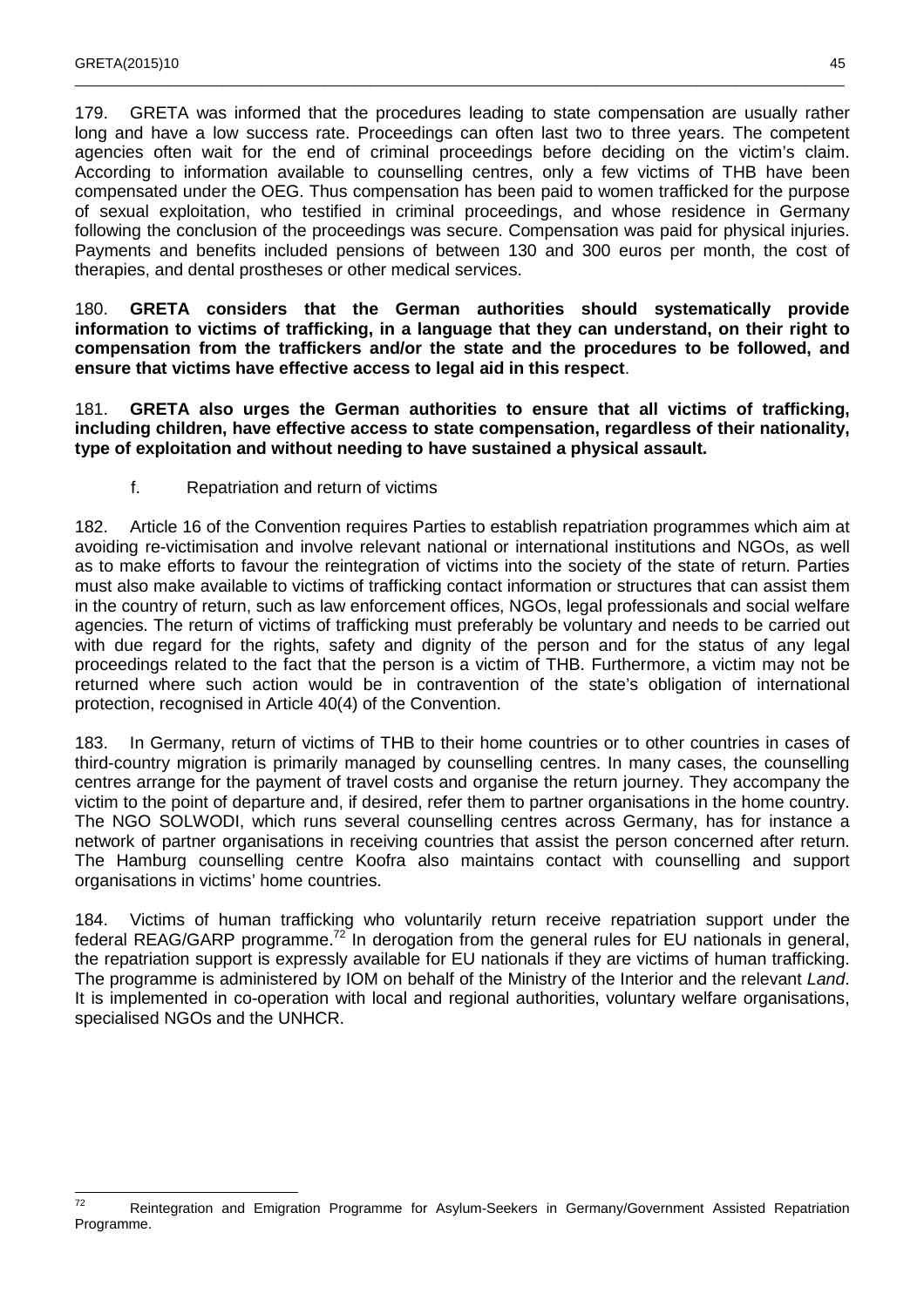179. GRETA was informed that the procedures leading to state compensation are usually rather long and have a low success rate. Proceedings can often last two to three years. The competent agencies often wait for the end of criminal proceedings before deciding on the victim's claim. According to information available to counselling centres, only a few victims of THB have been compensated under the OEG. Thus compensation has been paid to women trafficked for the purpose of sexual exploitation, who testified in criminal proceedings, and whose residence in Germany following the conclusion of the proceedings was secure. Compensation was paid for physical injuries. Payments and benefits included pensions of between 130 and 300 euros per month, the cost of therapies, and dental prostheses or other medical services.

180. **GRETA considers that the German authorities should systematically provide information to victims of trafficking, in a language that they can understand, on their right to compensation from the traffickers and/or the state and the procedures to be followed, and ensure that victims have effective access to legal aid in this respect**.

181. **GRETA also urges the German authorities to ensure that all victims of trafficking, including children, have effective access to state compensation, regardless of their nationality, type of exploitation and without needing to have sustained a physical assault.**

### f. Repatriation and return of victims

182. Article 16 of the Convention requires Parties to establish repatriation programmes which aim at avoiding re-victimisation and involve relevant national or international institutions and NGOs, as well as to make efforts to favour the reintegration of victims into the society of the state of return. Parties must also make available to victims of trafficking contact information or structures that can assist them in the country of return, such as law enforcement offices, NGOs, legal professionals and social welfare agencies. The return of victims of trafficking must preferably be voluntary and needs to be carried out with due regard for the rights, safety and dignity of the person and for the status of any legal proceedings related to the fact that the person is a victim of THB. Furthermore, a victim may not be returned where such action would be in contravention of the state's obligation of international protection, recognised in Article 40(4) of the Convention.

183. In Germany, return of victims of THB to their home countries or to other countries in cases of third-country migration is primarily managed by counselling centres. In many cases, the counselling centres arrange for the payment of travel costs and organise the return journey. They accompany the victim to the point of departure and, if desired, refer them to partner organisations in the home country. The NGO SOLWODI, which runs several counselling centres across Germany, has for instance a network of partner organisations in receiving countries that assist the person concerned after return. The Hamburg counselling centre Koofra also maintains contact with counselling and support organisations in victims' home countries.

184. Victims of human trafficking who voluntarily return receive repatriation support under the federal REAG/GARP programme.[72] In derogation from the general rules for EU nationals in general, the repatriation support is expressly available for EU nationals if they are victims of human trafficking. The programme is administered by IOM on behalf of the Ministry of the Interior and the relevant *Land*. It is implemented in co-operation with local and regional authorities, voluntary welfare organisations, specialised NGOs and the UNHCR.

---

[72] Reintegration and Emigration Programme for Asylum-Seekers in Germany/Government Assisted Repatriation Programme.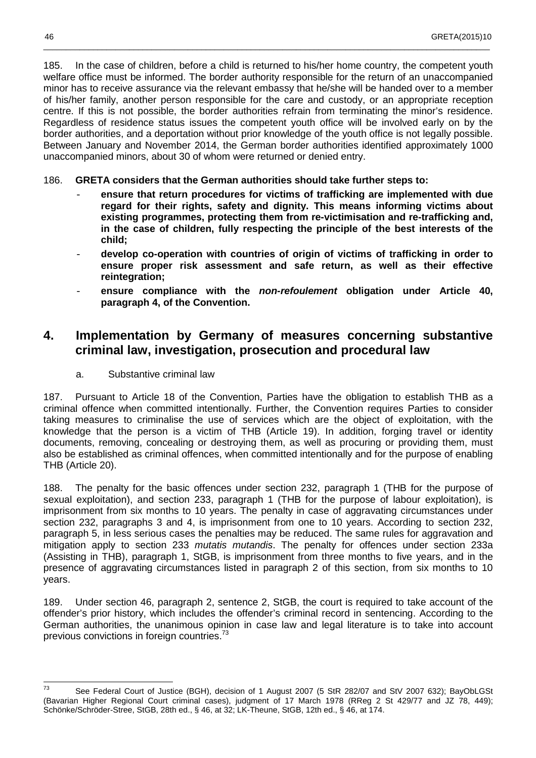185. In the case of children, before a child is returned to his/her home country, the competent youth welfare office must be informed. The border authority responsible for the return of an unaccompanied minor has to receive assurance via the relevant embassy that he/she will be handed over to a member of his/her family, another person responsible for the care and custody, or an appropriate reception centre. If this is not possible, the border authorities refrain from terminating the minor's residence. Regardless of residence status issues the competent youth office will be involved early on by the border authorities, and a deportation without prior knowledge of the youth office is not legally possible. Between January and November 2014, the German border authorities identified approximately 1000 unaccompanied minors, about 30 of whom were returned or denied entry.

186. **GRETA considers that the German authorities should take further steps to:**

- **ensure that return procedures for victims of trafficking are implemented with due regard for their rights, safety and dignity. This means informing victims about existing programmes, protecting them from re-victimisation and re-trafficking and, in the case of children, fully respecting the principle of the best interests of the child;**
- **develop co-operation with countries of origin of victims of trafficking in order to ensure proper risk assessment and safe return, as well as their effective reintegration;**
- **ensure compliance with the *non-refoulement* obligation under Article 40, paragraph 4, of the Convention.**

## 4. Implementation by Germany of measures concerning substantive criminal law, investigation, prosecution and procedural law

### a. Substantive criminal law

187. Pursuant to Article 18 of the Convention, Parties have the obligation to establish THB as a criminal offence when committed intentionally. Further, the Convention requires Parties to consider taking measures to criminalise the use of services which are the object of exploitation, with the knowledge that the person is a victim of THB (Article 19). In addition, forging travel or identity documents, removing, concealing or destroying them, as well as procuring or providing them, must also be established as criminal offences, when committed intentionally and for the purpose of enabling THB (Article 20).

188. The penalty for the basic offences under section 232, paragraph 1 (THB for the purpose of sexual exploitation), and section 233, paragraph 1 (THB for the purpose of labour exploitation), is imprisonment from six months to 10 years. The penalty in case of aggravating circumstances under section 232, paragraphs 3 and 4, is imprisonment from one to 10 years. According to section 232, paragraph 5, in less serious cases the penalties may be reduced. The same rules for aggravation and mitigation apply to section 233 *mutatis mutandis*. The penalty for offences under section 233a (Assisting in THB), paragraph 1, StGB, is imprisonment from three months to five years, and in the presence of aggravating circumstances listed in paragraph 2 of this section, from six months to 10 years.

189. Under section 46, paragraph 2, sentence 2, StGB, the court is required to take account of the offender's prior history, which includes the offender's criminal record in sentencing. According to the German authorities, the unanimous opinion in case law and legal literature is to take into account previous convictions in foreign countries.[73]

---

[73] See Federal Court of Justice (BGH), decision of 1 August 2007 (5 StR 282/07 and StV 2007 632); BayObLGSt (Bavarian Higher Regional Court criminal cases), judgment of 17 March 1978 (RReg 2 St 429/77 and JZ 78, 449); Schönke/Schröder-Stree, StGB, 28th ed., § 46, at 32; LK-Theune, StGB, 12th ed., § 46, at 174.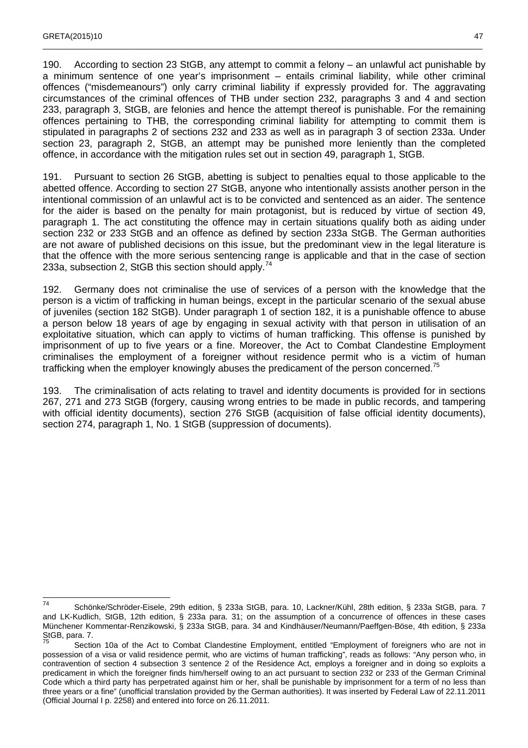190. According to section 23 StGB, any attempt to commit a felony – an unlawful act punishable by a minimum sentence of one year's imprisonment – entails criminal liability, while other criminal offences ("misdemeanours") only carry criminal liability if expressly provided for. The aggravating circumstances of the criminal offences of THB under section 232, paragraphs 3 and 4 and section 233, paragraph 3, StGB, are felonies and hence the attempt thereof is punishable. For the remaining offences pertaining to THB, the corresponding criminal liability for attempting to commit them is stipulated in paragraphs 2 of sections 232 and 233 as well as in paragraph 3 of section 233a. Under section 23, paragraph 2, StGB, an attempt may be punished more leniently than the completed offence, in accordance with the mitigation rules set out in section 49, paragraph 1, StGB.

191. Pursuant to section 26 StGB, abetting is subject to penalties equal to those applicable to the abetted offence. According to section 27 StGB, anyone who intentionally assists another person in the intentional commission of an unlawful act is to be convicted and sentenced as an aider. The sentence for the aider is based on the penalty for main protagonist, but is reduced by virtue of section 49, paragraph 1. The act constituting the offence may in certain situations qualify both as aiding under section 232 or 233 StGB and an offence as defined by section 233a StGB. The German authorities are not aware of published decisions on this issue, but the predominant view in the legal literature is that the offence with the more serious sentencing range is applicable and that in the case of section 233a, subsection 2, StGB this section should apply.[74]

192. Germany does not criminalise the use of services of a person with the knowledge that the person is a victim of trafficking in human beings, except in the particular scenario of the sexual abuse of juveniles (section 182 StGB). Under paragraph 1 of section 182, it is a punishable offence to abuse a person below 18 years of age by engaging in sexual activity with that person in utilisation of an exploitative situation, which can apply to victims of human trafficking. This offense is punished by imprisonment of up to five years or a fine. Moreover, the Act to Combat Clandestine Employment criminalises the employment of a foreigner without residence permit who is a victim of human trafficking when the employer knowingly abuses the predicament of the person concerned.[75]

193. The criminalisation of acts relating to travel and identity documents is provided for in sections 267, 271 and 273 StGB (forgery, causing wrong entries to be made in public records, and tampering with official identity documents), section 276 StGB (acquisition of false official identity documents), section 274, paragraph 1, No. 1 StGB (suppression of documents).

---

[74] Schönke/Schröder-Eisele, 29th edition, § 233a StGB, para. 10, Lackner/Kühl, 28th edition, § 233a StGB, para. 7 and LK-Kudlich, StGB, 12th edition, § 233a para. 31; on the assumption of a concurrence of offences in these cases Münchener Kommentar-Renzikowski, § 233a StGB, para. 34 and Kindhäuser/Neumann/Paeffgen-Böse, 4th edition, § 233a StGB, para. 7.

[75] Section 10a of the Act to Combat Clandestine Employment, entitled "Employment of foreigners who are not in possession of a visa or valid residence permit, who are victims of human trafficking", reads as follows: "Any person who, in contravention of section 4 subsection 3 sentence 2 of the Residence Act, employs a foreigner and in doing so exploits a predicament in which the foreigner finds him/herself owing to an act pursuant to section 232 or 233 of the German Criminal Code which a third party has perpetrated against him or her, shall be punishable by imprisonment for a term of no less than three years or a fine" (unofficial translation provided by the German authorities). It was inserted by Federal Law of 22.11.2011 (Official Journal I p. 2258) and entered into force on 26.11.2011.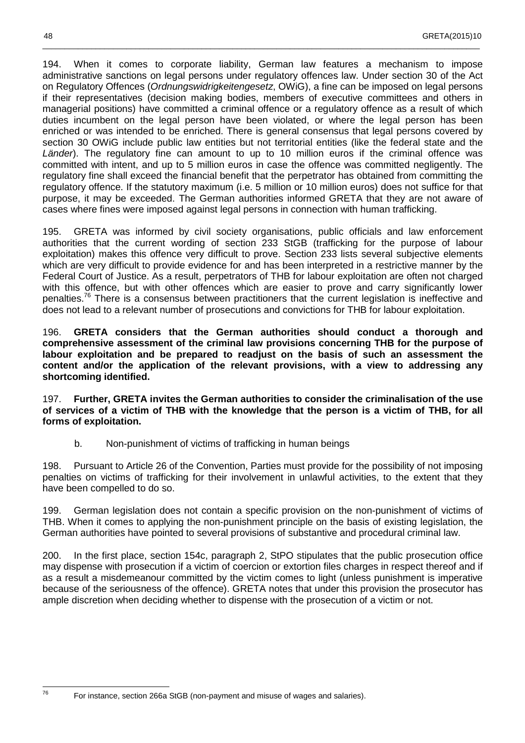194. When it comes to corporate liability, German law features a mechanism to impose administrative sanctions on legal persons under regulatory offences law. Under section 30 of the Act on Regulatory Offences (*Ordnungswidrigkeitengesetz*, OWiG), a fine can be imposed on legal persons if their representatives (decision making bodies, members of executive committees and others in managerial positions) have committed a criminal offence or a regulatory offence as a result of which duties incumbent on the legal person have been violated, or where the legal person has been enriched or was intended to be enriched. There is general consensus that legal persons covered by section 30 OWiG include public law entities but not territorial entities (like the federal state and the *Länder*). The regulatory fine can amount to up to 10 million euros if the criminal offence was committed with intent, and up to 5 million euros in case the offence was committed negligently. The regulatory fine shall exceed the financial benefit that the perpetrator has obtained from committing the regulatory offence. If the statutory maximum (i.e. 5 million or 10 million euros) does not suffice for that purpose, it may be exceeded. The German authorities informed GRETA that they are not aware of cases where fines were imposed against legal persons in connection with human trafficking.

195. GRETA was informed by civil society organisations, public officials and law enforcement authorities that the current wording of section 233 StGB (trafficking for the purpose of labour exploitation) makes this offence very difficult to prove. Section 233 lists several subjective elements which are very difficult to provide evidence for and has been interpreted in a restrictive manner by the Federal Court of Justice. As a result, perpetrators of THB for labour exploitation are often not charged with this offence, but with other offences which are easier to prove and carry significantly lower penalties.[76] There is a consensus between practitioners that the current legislation is ineffective and does not lead to a relevant number of prosecutions and convictions for THB for labour exploitation.

196. **GRETA considers that the German authorities should conduct a thorough and comprehensive assessment of the criminal law provisions concerning THB for the purpose of labour exploitation and be prepared to readjust on the basis of such an assessment the content and/or the application of the relevant provisions, with a view to addressing any shortcoming identified.**

197. **Further, GRETA invites the German authorities to consider the criminalisation of the use of services of a victim of THB with the knowledge that the person is a victim of THB, for all forms of exploitation.**

b. Non-punishment of victims of trafficking in human beings

198. Pursuant to Article 26 of the Convention, Parties must provide for the possibility of not imposing penalties on victims of trafficking for their involvement in unlawful activities, to the extent that they have been compelled to do so.

199. German legislation does not contain a specific provision on the non-punishment of victims of THB. When it comes to applying the non-punishment principle on the basis of existing legislation, the German authorities have pointed to several provisions of substantive and procedural criminal law.

200. In the first place, section 154c, paragraph 2, StPO stipulates that the public prosecution office may dispense with prosecution if a victim of coercion or extortion files charges in respect thereof and if as a result a misdemeanour committed by the victim comes to light (unless punishment is imperative because of the seriousness of the offence). GRETA notes that under this provision the prosecutor has ample discretion when deciding whether to dispense with the prosecution of a victim or not.

---

[76] For instance, section 266a StGB (non-payment and misuse of wages and salaries).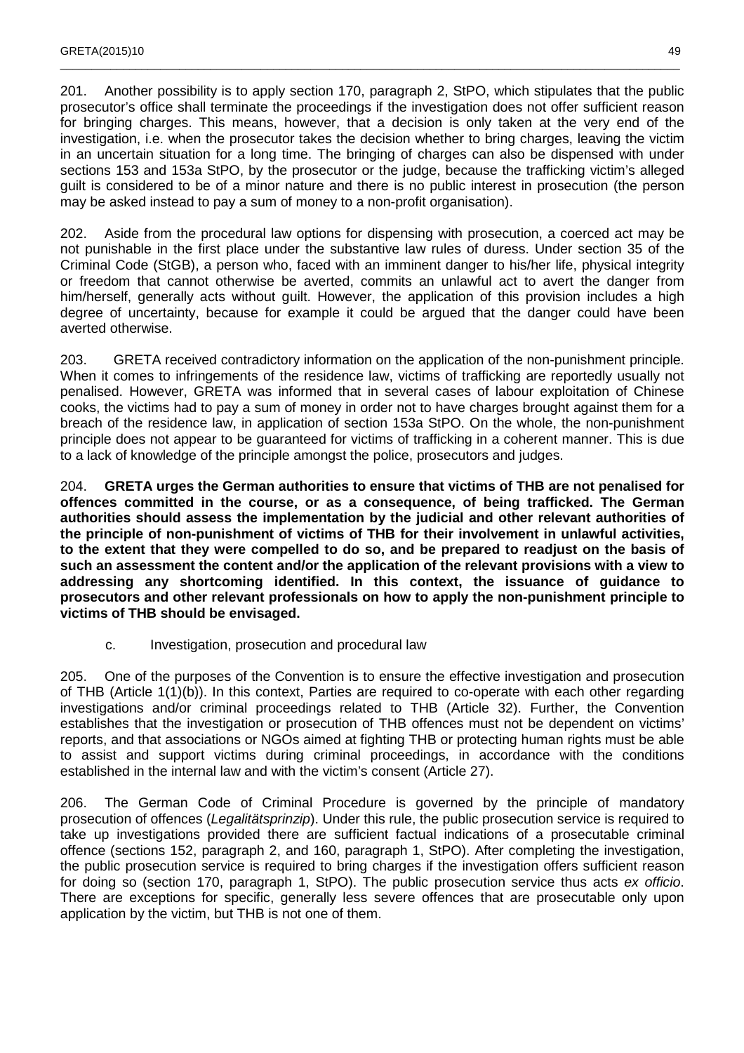201. Another possibility is to apply section 170, paragraph 2, StPO, which stipulates that the public prosecutor's office shall terminate the proceedings if the investigation does not offer sufficient reason for bringing charges. This means, however, that a decision is only taken at the very end of the investigation, i.e. when the prosecutor takes the decision whether to bring charges, leaving the victim in an uncertain situation for a long time. The bringing of charges can also be dispensed with under sections 153 and 153a StPO, by the prosecutor or the judge, because the trafficking victim's alleged guilt is considered to be of a minor nature and there is no public interest in prosecution (the person may be asked instead to pay a sum of money to a non-profit organisation).

202. Aside from the procedural law options for dispensing with prosecution, a coerced act may be not punishable in the first place under the substantive law rules of duress. Under section 35 of the Criminal Code (StGB), a person who, faced with an imminent danger to his/her life, physical integrity or freedom that cannot otherwise be averted, commits an unlawful act to avert the danger from him/herself, generally acts without guilt. However, the application of this provision includes a high degree of uncertainty, because for example it could be argued that the danger could have been averted otherwise.

203. GRETA received contradictory information on the application of the non-punishment principle. When it comes to infringements of the residence law, victims of trafficking are reportedly usually not penalised. However, GRETA was informed that in several cases of labour exploitation of Chinese cooks, the victims had to pay a sum of money in order not to have charges brought against them for a breach of the residence law, in application of section 153a StPO. On the whole, the non-punishment principle does not appear to be guaranteed for victims of trafficking in a coherent manner. This is due to a lack of knowledge of the principle amongst the police, prosecutors and judges.

204. **GRETA urges the German authorities to ensure that victims of THB are not penalised for offences committed in the course, or as a consequence, of being trafficked. The German authorities should assess the implementation by the judicial and other relevant authorities of the principle of non-punishment of victims of THB for their involvement in unlawful activities, to the extent that they were compelled to do so, and be prepared to readjust on the basis of such an assessment the content and/or the application of the relevant provisions with a view to addressing any shortcoming identified. In this context, the issuance of guidance to prosecutors and other relevant professionals on how to apply the non-punishment principle to victims of THB should be envisaged.**

### c. Investigation, prosecution and procedural law

205. One of the purposes of the Convention is to ensure the effective investigation and prosecution of THB (Article 1(1)(b)). In this context, Parties are required to co-operate with each other regarding investigations and/or criminal proceedings related to THB (Article 32). Further, the Convention establishes that the investigation or prosecution of THB offences must not be dependent on victims' reports, and that associations or NGOs aimed at fighting THB or protecting human rights must be able to assist and support victims during criminal proceedings, in accordance with the conditions established in the internal law and with the victim's consent (Article 27).

206. The German Code of Criminal Procedure is governed by the principle of mandatory prosecution of offences (*Legalitätsprinzip*). Under this rule, the public prosecution service is required to take up investigations provided there are sufficient factual indications of a prosecutable criminal offence (sections 152, paragraph 2, and 160, paragraph 1, StPO). After completing the investigation, the public prosecution service is required to bring charges if the investigation offers sufficient reason for doing so (section 170, paragraph 1, StPO). The public prosecution service thus acts *ex officio*. There are exceptions for specific, generally less severe offences that are prosecutable only upon application by the victim, but THB is not one of them.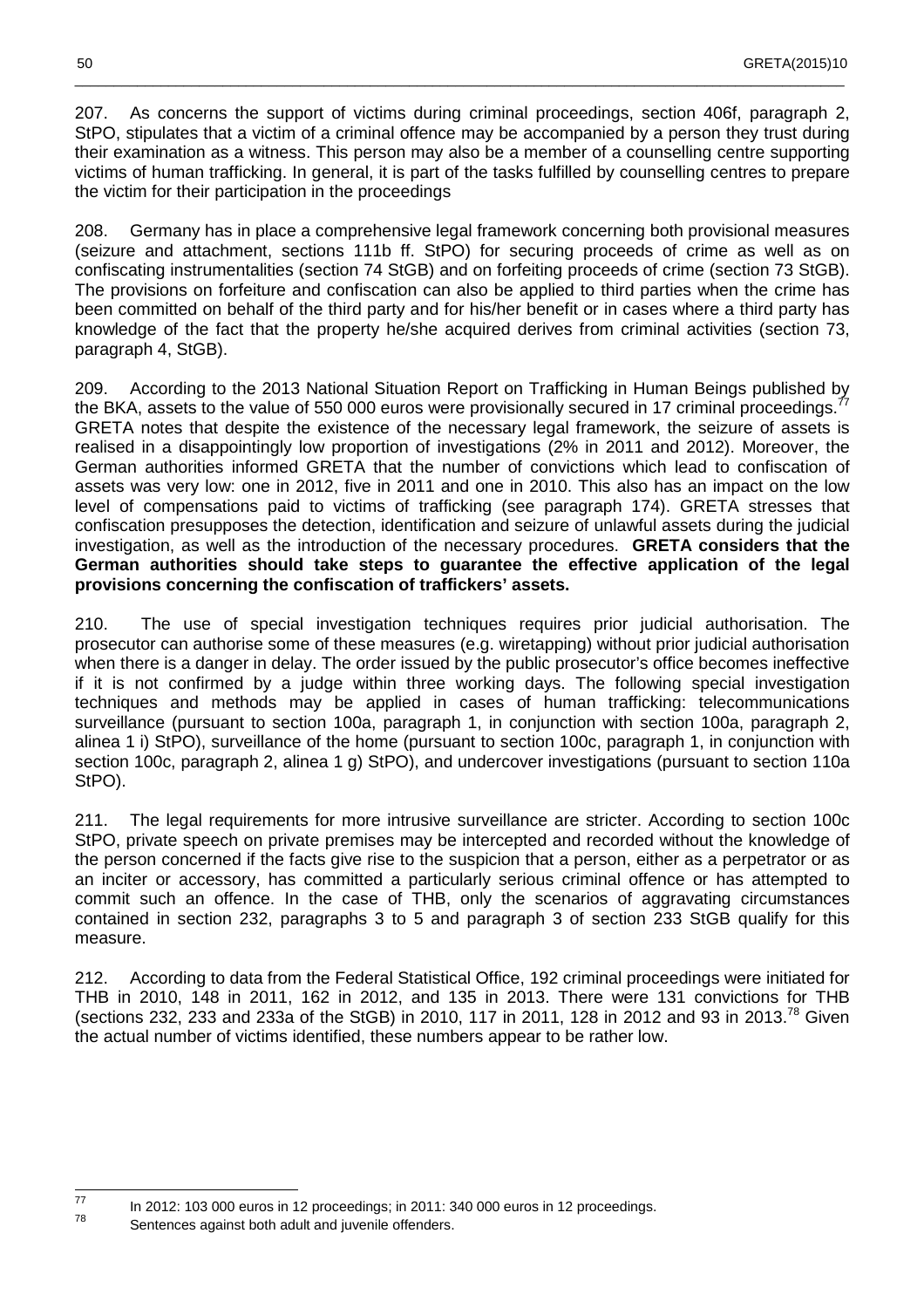207. As concerns the support of victims during criminal proceedings, section 406f, paragraph 2, StPO, stipulates that a victim of a criminal offence may be accompanied by a person they trust during their examination as a witness. This person may also be a member of a counselling centre supporting victims of human trafficking. In general, it is part of the tasks fulfilled by counselling centres to prepare the victim for their participation in the proceedings

208. Germany has in place a comprehensive legal framework concerning both provisional measures (seizure and attachment, sections 111b ff. StPO) for securing proceeds of crime as well as on confiscating instrumentalities (section 74 StGB) and on forfeiting proceeds of crime (section 73 StGB). The provisions on forfeiture and confiscation can also be applied to third parties when the crime has been committed on behalf of the third party and for his/her benefit or in cases where a third party has knowledge of the fact that the property he/she acquired derives from criminal activities (section 73, paragraph 4, StGB).

209. According to the 2013 National Situation Report on Trafficking in Human Beings published by the BKA, assets to the value of 550 000 euros were provisionally secured in 17 criminal proceedings.[77] GRETA notes that despite the existence of the necessary legal framework, the seizure of assets is realised in a disappointingly low proportion of investigations (2% in 2011 and 2012). Moreover, the German authorities informed GRETA that the number of convictions which lead to confiscation of assets was very low: one in 2012, five in 2011 and one in 2010. This also has an impact on the low level of compensations paid to victims of trafficking (see paragraph 174). GRETA stresses that confiscation presupposes the detection, identification and seizure of unlawful assets during the judicial investigation, as well as the introduction of the necessary procedures. **GRETA considers that the German authorities should take steps to guarantee the effective application of the legal provisions concerning the confiscation of traffickers' assets.**

210. The use of special investigation techniques requires prior judicial authorisation. The prosecutor can authorise some of these measures (e.g. wiretapping) without prior judicial authorisation when there is a danger in delay. The order issued by the public prosecutor's office becomes ineffective if it is not confirmed by a judge within three working days. The following special investigation techniques and methods may be applied in cases of human trafficking: telecommunications surveillance (pursuant to section 100a, paragraph 1, in conjunction with section 100a, paragraph 2, alinea 1 i) StPO), surveillance of the home (pursuant to section 100c, paragraph 1, in conjunction with section 100c, paragraph 2, alinea 1 g) StPO), and undercover investigations (pursuant to section 110a StPO).

211. The legal requirements for more intrusive surveillance are stricter. According to section 100c StPO, private speech on private premises may be intercepted and recorded without the knowledge of the person concerned if the facts give rise to the suspicion that a person, either as a perpetrator or as an inciter or accessory, has committed a particularly serious criminal offence or has attempted to commit such an offence. In the case of THB, only the scenarios of aggravating circumstances contained in section 232, paragraphs 3 to 5 and paragraph 3 of section 233 StGB qualify for this measure.

212. According to data from the Federal Statistical Office, 192 criminal proceedings were initiated for THB in 2010, 148 in 2011, 162 in 2012, and 135 in 2013. There were 131 convictions for THB (sections 232, 233 and 233a of the StGB) in 2010, 117 in 2011, 128 in 2012 and 93 in 2013.[78] Given the actual number of victims identified, these numbers appear to be rather low.

---

[77] In 2012: 103 000 euros in 12 proceedings; in 2011: 340 000 euros in 12 proceedings.

[78] Sentences against both adult and juvenile offenders.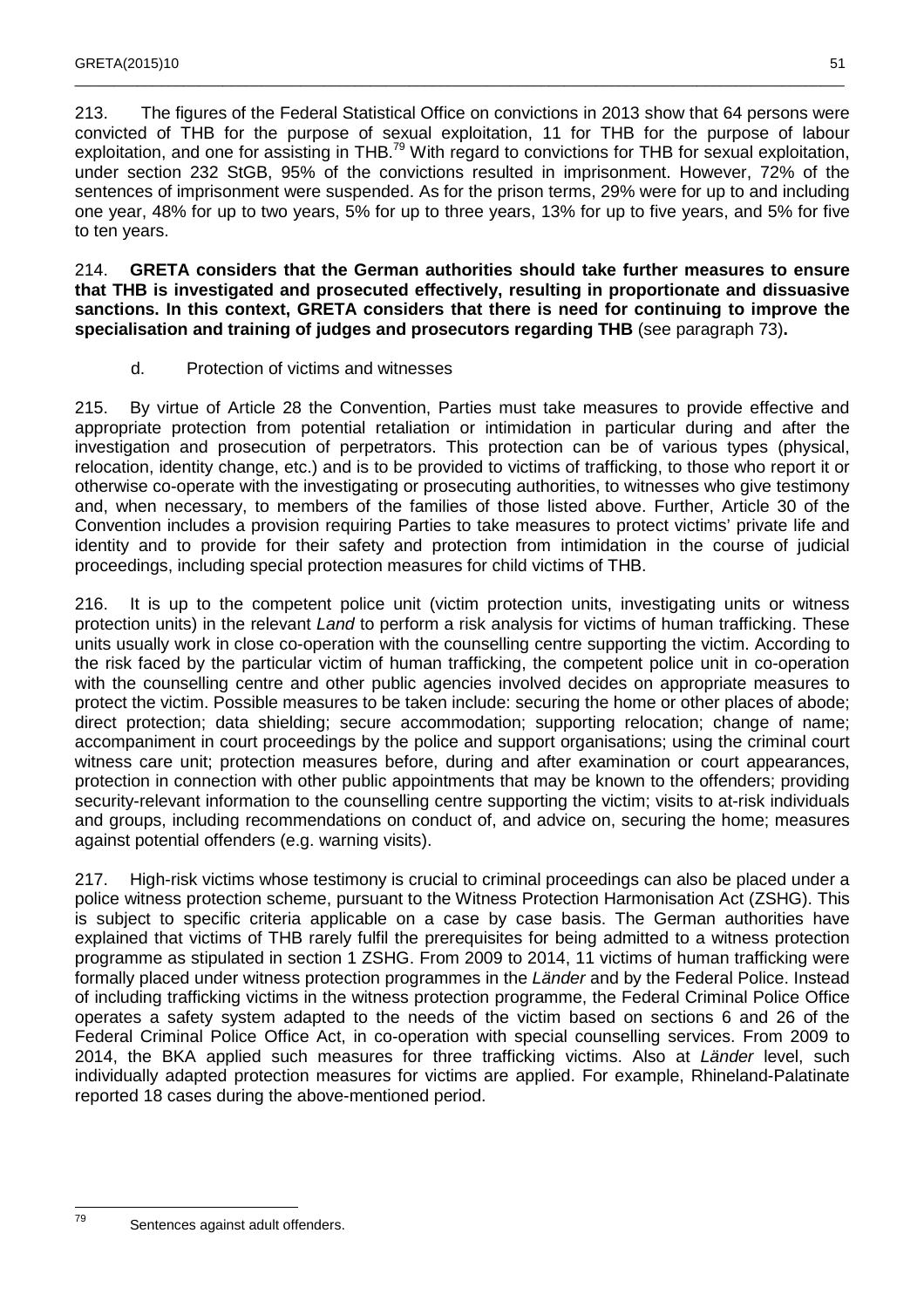213. The figures of the Federal Statistical Office on convictions in 2013 show that 64 persons were convicted of THB for the purpose of sexual exploitation, 11 for THB for the purpose of labour exploitation, and one for assisting in THB.[79] With regard to convictions for THB for sexual exploitation, under section 232 StGB, 95% of the convictions resulted in imprisonment. However, 72% of the sentences of imprisonment were suspended. As for the prison terms, 29% were for up to and including one year, 48% for up to two years, 5% for up to three years, 13% for up to five years, and 5% for five to ten years.

214. **GRETA considers that the German authorities should take further measures to ensure that THB is investigated and prosecuted effectively, resulting in proportionate and dissuasive sanctions. In this context, GRETA considers that there is need for continuing to improve the specialisation and training of judges and prosecutors regarding THB** (see paragraph 73)**.**

### d. Protection of victims and witnesses

215. By virtue of Article 28 the Convention, Parties must take measures to provide effective and appropriate protection from potential retaliation or intimidation in particular during and after the investigation and prosecution of perpetrators. This protection can be of various types (physical, relocation, identity change, etc.) and is to be provided to victims of trafficking, to those who report it or otherwise co-operate with the investigating or prosecuting authorities, to witnesses who give testimony and, when necessary, to members of the families of those listed above. Further, Article 30 of the Convention includes a provision requiring Parties to take measures to protect victims' private life and identity and to provide for their safety and protection from intimidation in the course of judicial proceedings, including special protection measures for child victims of THB.

216. It is up to the competent police unit (victim protection units, investigating units or witness protection units) in the relevant *Land* to perform a risk analysis for victims of human trafficking. These units usually work in close co-operation with the counselling centre supporting the victim. According to the risk faced by the particular victim of human trafficking, the competent police unit in co-operation with the counselling centre and other public agencies involved decides on appropriate measures to protect the victim. Possible measures to be taken include: securing the home or other places of abode; direct protection; data shielding; secure accommodation; supporting relocation; change of name; accompaniment in court proceedings by the police and support organisations; using the criminal court witness care unit; protection measures before, during and after examination or court appearances, protection in connection with other public appointments that may be known to the offenders; providing security-relevant information to the counselling centre supporting the victim; visits to at-risk individuals and groups, including recommendations on conduct of, and advice on, securing the home; measures against potential offenders (e.g. warning visits).

217. High-risk victims whose testimony is crucial to criminal proceedings can also be placed under a police witness protection scheme, pursuant to the Witness Protection Harmonisation Act (ZSHG). This is subject to specific criteria applicable on a case by case basis. The German authorities have explained that victims of THB rarely fulfil the prerequisites for being admitted to a witness protection programme as stipulated in section 1 ZSHG. From 2009 to 2014, 11 victims of human trafficking were formally placed under witness protection programmes in the *Länder* and by the Federal Police. Instead of including trafficking victims in the witness protection programme, the Federal Criminal Police Office operates a safety system adapted to the needs of the victim based on sections 6 and 26 of the Federal Criminal Police Office Act, in co-operation with special counselling services. From 2009 to 2014, the BKA applied such measures for three trafficking victims. Also at *Länder* level, such individually adapted protection measures for victims are applied. For example, Rhineland-Palatinate reported 18 cases during the above-mentioned period.

[79] Sentences against adult offenders.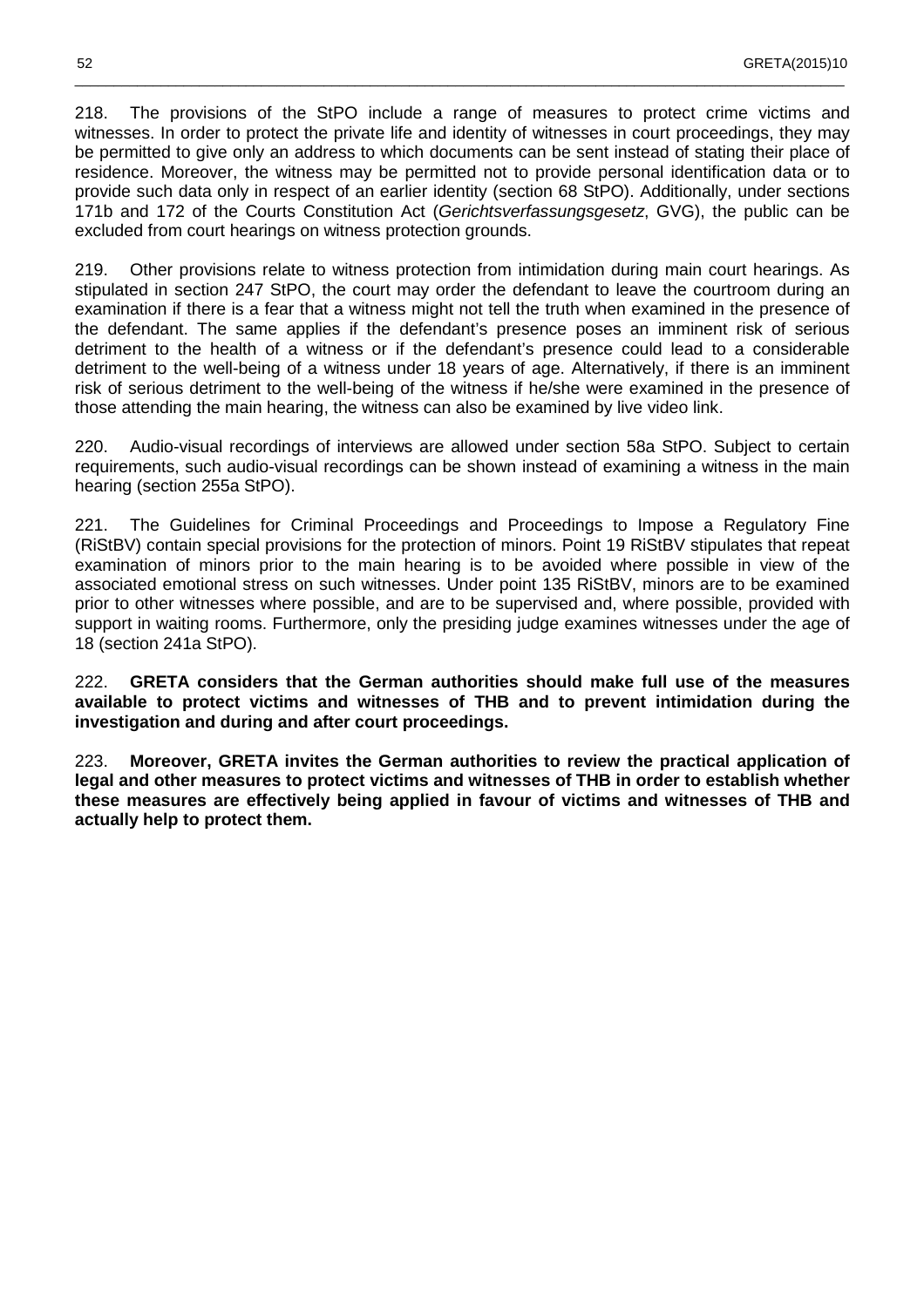218. The provisions of the StPO include a range of measures to protect crime victims and witnesses. In order to protect the private life and identity of witnesses in court proceedings, they may be permitted to give only an address to which documents can be sent instead of stating their place of residence. Moreover, the witness may be permitted not to provide personal identification data or to provide such data only in respect of an earlier identity (section 68 StPO). Additionally, under sections 171b and 172 of the Courts Constitution Act (*Gerichtsverfassungsgesetz*, GVG), the public can be excluded from court hearings on witness protection grounds.

219. Other provisions relate to witness protection from intimidation during main court hearings. As stipulated in section 247 StPO, the court may order the defendant to leave the courtroom during an examination if there is a fear that a witness might not tell the truth when examined in the presence of the defendant. The same applies if the defendant's presence poses an imminent risk of serious detriment to the health of a witness or if the defendant's presence could lead to a considerable detriment to the well-being of a witness under 18 years of age. Alternatively, if there is an imminent risk of serious detriment to the well-being of the witness if he/she were examined in the presence of those attending the main hearing, the witness can also be examined by live video link.

220. Audio-visual recordings of interviews are allowed under section 58a StPO. Subject to certain requirements, such audio-visual recordings can be shown instead of examining a witness in the main hearing (section 255a StPO).

221. The Guidelines for Criminal Proceedings and Proceedings to Impose a Regulatory Fine (RiStBV) contain special provisions for the protection of minors. Point 19 RiStBV stipulates that repeat examination of minors prior to the main hearing is to be avoided where possible in view of the associated emotional stress on such witnesses. Under point 135 RiStBV, minors are to be examined prior to other witnesses where possible, and are to be supervised and, where possible, provided with support in waiting rooms. Furthermore, only the presiding judge examines witnesses under the age of 18 (section 241a StPO).

222. **GRETA considers that the German authorities should make full use of the measures available to protect victims and witnesses of THB and to prevent intimidation during the investigation and during and after court proceedings.**

223. **Moreover, GRETA invites the German authorities to review the practical application of legal and other measures to protect victims and witnesses of THB in order to establish whether these measures are effectively being applied in favour of victims and witnesses of THB and actually help to protect them.**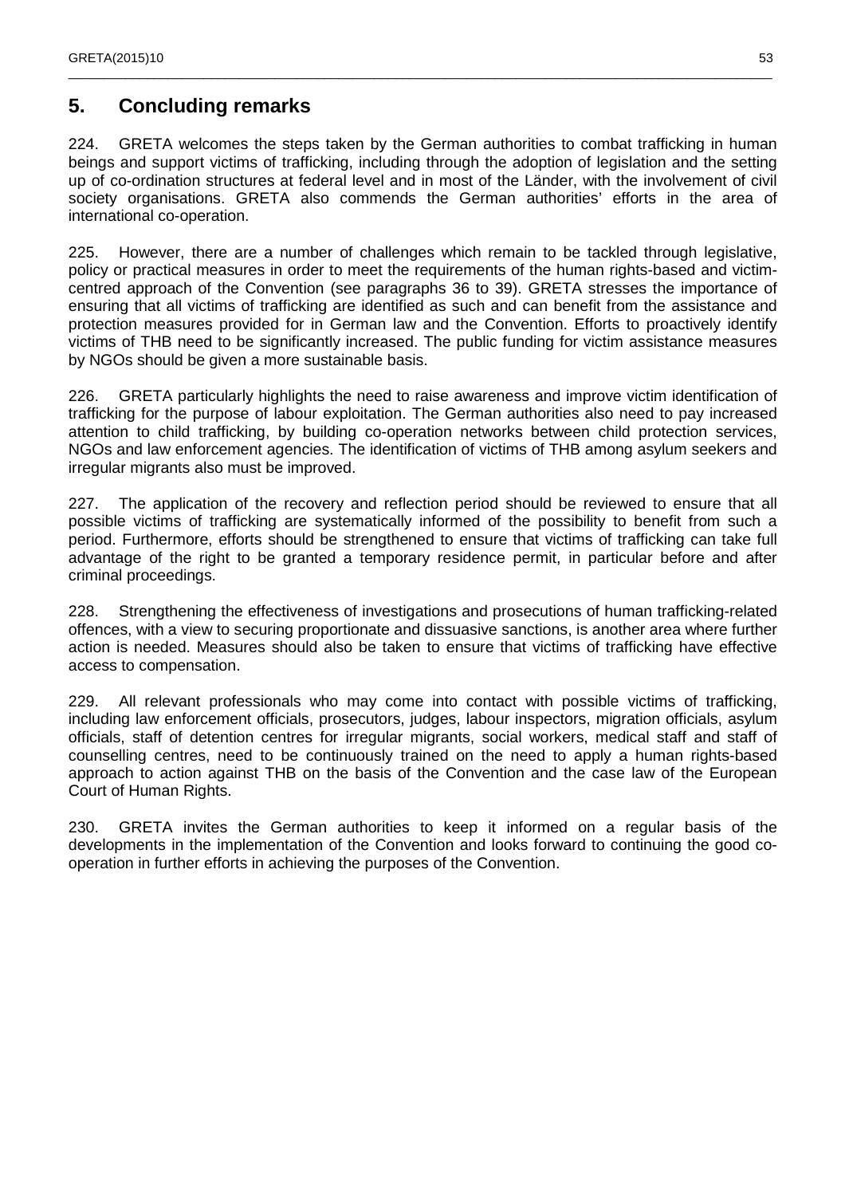## 5. Concluding remarks

224. GRETA welcomes the steps taken by the German authorities to combat trafficking in human beings and support victims of trafficking, including through the adoption of legislation and the setting up of co-ordination structures at federal level and in most of the Länder, with the involvement of civil society organisations. GRETA also commends the German authorities' efforts in the area of international co-operation.

225. However, there are a number of challenges which remain to be tackled through legislative, policy or practical measures in order to meet the requirements of the human rights-based and victim-centred approach of the Convention (see paragraphs 36 to 39). GRETA stresses the importance of ensuring that all victims of trafficking are identified as such and can benefit from the assistance and protection measures provided for in German law and the Convention. Efforts to proactively identify victims of THB need to be significantly increased. The public funding for victim assistance measures by NGOs should be given a more sustainable basis.

226. GRETA particularly highlights the need to raise awareness and improve victim identification of trafficking for the purpose of labour exploitation. The German authorities also need to pay increased attention to child trafficking, by building co-operation networks between child protection services, NGOs and law enforcement agencies. The identification of victims of THB among asylum seekers and irregular migrants also must be improved.

227. The application of the recovery and reflection period should be reviewed to ensure that all possible victims of trafficking are systematically informed of the possibility to benefit from such a period. Furthermore, efforts should be strengthened to ensure that victims of trafficking can take full advantage of the right to be granted a temporary residence permit, in particular before and after criminal proceedings.

228. Strengthening the effectiveness of investigations and prosecutions of human trafficking-related offences, with a view to securing proportionate and dissuasive sanctions, is another area where further action is needed. Measures should also be taken to ensure that victims of trafficking have effective access to compensation.

229. All relevant professionals who may come into contact with possible victims of trafficking, including law enforcement officials, prosecutors, judges, labour inspectors, migration officials, asylum officials, staff of detention centres for irregular migrants, social workers, medical staff and staff of counselling centres, need to be continuously trained on the need to apply a human rights-based approach to action against THB on the basis of the Convention and the case law of the European Court of Human Rights.

230. GRETA invites the German authorities to keep it informed on a regular basis of the developments in the implementation of the Convention and looks forward to continuing the good co-operation in further efforts in achieving the purposes of the Convention.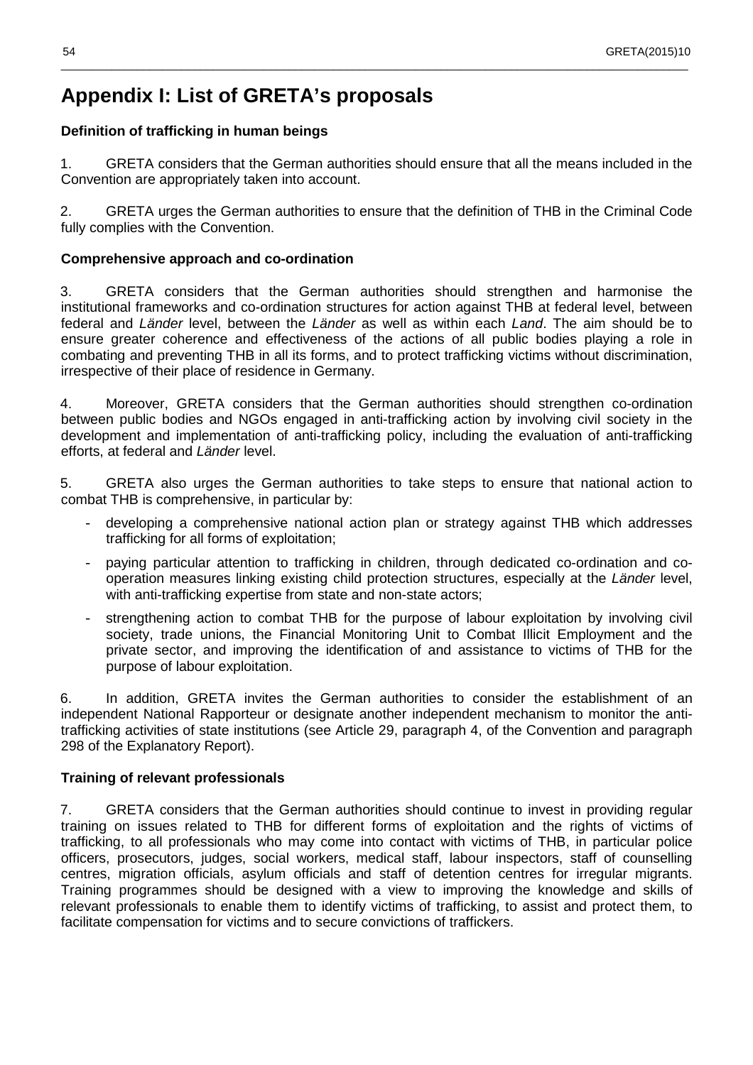# Appendix I: List of GRETA's proposals

**Definition of trafficking in human beings**

1. GRETA considers that the German authorities should ensure that all the means included in the Convention are appropriately taken into account.

2. GRETA urges the German authorities to ensure that the definition of THB in the Criminal Code fully complies with the Convention.

**Comprehensive approach and co-ordination**

3. GRETA considers that the German authorities should strengthen and harmonise the institutional frameworks and co-ordination structures for action against THB at federal level, between federal and *Länder* level, between the *Länder* as well as within each *Land*. The aim should be to ensure greater coherence and effectiveness of the actions of all public bodies playing a role in combating and preventing THB in all its forms, and to protect trafficking victims without discrimination, irrespective of their place of residence in Germany.

4. Moreover, GRETA considers that the German authorities should strengthen co-ordination between public bodies and NGOs engaged in anti-trafficking action by involving civil society in the development and implementation of anti-trafficking policy, including the evaluation of anti-trafficking efforts, at federal and *Länder* level.

5. GRETA also urges the German authorities to take steps to ensure that national action to combat THB is comprehensive, in particular by:

- developing a comprehensive national action plan or strategy against THB which addresses trafficking for all forms of exploitation;
- paying particular attention to trafficking in children, through dedicated co-ordination and co-operation measures linking existing child protection structures, especially at the *Länder* level, with anti-trafficking expertise from state and non-state actors;
- strengthening action to combat THB for the purpose of labour exploitation by involving civil society, trade unions, the Financial Monitoring Unit to Combat Illicit Employment and the private sector, and improving the identification of and assistance to victims of THB for the purpose of labour exploitation.

6. In addition, GRETA invites the German authorities to consider the establishment of an independent National Rapporteur or designate another independent mechanism to monitor the anti-trafficking activities of state institutions (see Article 29, paragraph 4, of the Convention and paragraph 298 of the Explanatory Report).

**Training of relevant professionals**

7. GRETA considers that the German authorities should continue to invest in providing regular training on issues related to THB for different forms of exploitation and the rights of victims of trafficking, to all professionals who may come into contact with victims of THB, in particular police officers, prosecutors, judges, social workers, medical staff, labour inspectors, staff of counselling centres, migration officials, asylum officials and staff of detention centres for irregular migrants. Training programmes should be designed with a view to improving the knowledge and skills of relevant professionals to enable them to identify victims of trafficking, to assist and protect them, to facilitate compensation for victims and to secure convictions of traffickers.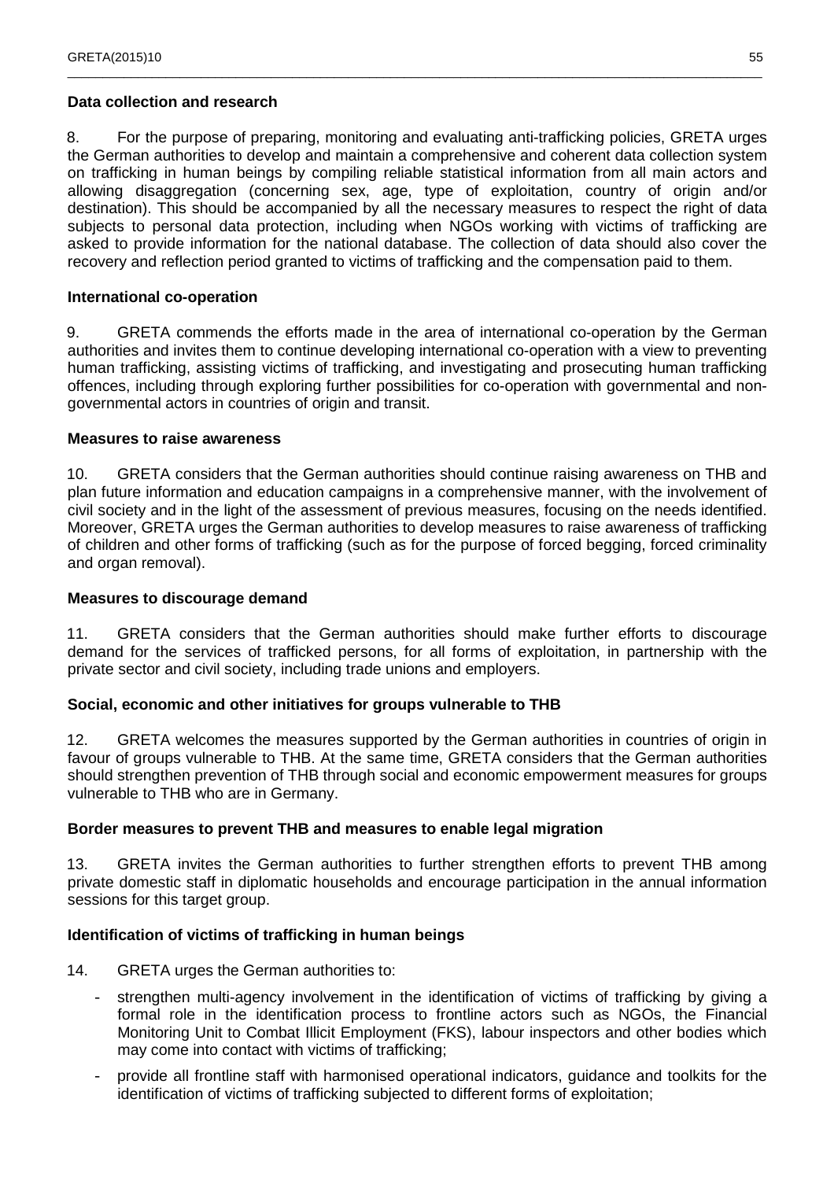**Data collection and research**

8. For the purpose of preparing, monitoring and evaluating anti-trafficking policies, GRETA urges the German authorities to develop and maintain a comprehensive and coherent data collection system on trafficking in human beings by compiling reliable statistical information from all main actors and allowing disaggregation (concerning sex, age, type of exploitation, country of origin and/or destination). This should be accompanied by all the necessary measures to respect the right of data subjects to personal data protection, including when NGOs working with victims of trafficking are asked to provide information for the national database. The collection of data should also cover the recovery and reflection period granted to victims of trafficking and the compensation paid to them.

**International co-operation**

9. GRETA commends the efforts made in the area of international co-operation by the German authorities and invites them to continue developing international co-operation with a view to preventing human trafficking, assisting victims of trafficking, and investigating and prosecuting human trafficking offences, including through exploring further possibilities for co-operation with governmental and non-governmental actors in countries of origin and transit.

**Measures to raise awareness**

10. GRETA considers that the German authorities should continue raising awareness on THB and plan future information and education campaigns in a comprehensive manner, with the involvement of civil society and in the light of the assessment of previous measures, focusing on the needs identified. Moreover, GRETA urges the German authorities to develop measures to raise awareness of trafficking of children and other forms of trafficking (such as for the purpose of forced begging, forced criminality and organ removal).

**Measures to discourage demand**

11. GRETA considers that the German authorities should make further efforts to discourage demand for the services of trafficked persons, for all forms of exploitation, in partnership with the private sector and civil society, including trade unions and employers.

**Social, economic and other initiatives for groups vulnerable to THB**

12. GRETA welcomes the measures supported by the German authorities in countries of origin in favour of groups vulnerable to THB. At the same time, GRETA considers that the German authorities should strengthen prevention of THB through social and economic empowerment measures for groups vulnerable to THB who are in Germany.

**Border measures to prevent THB and measures to enable legal migration**

13. GRETA invites the German authorities to further strengthen efforts to prevent THB among private domestic staff in diplomatic households and encourage participation in the annual information sessions for this target group.

**Identification of victims of trafficking in human beings**

14. GRETA urges the German authorities to:

- strengthen multi-agency involvement in the identification of victims of trafficking by giving a formal role in the identification process to frontline actors such as NGOs, the Financial Monitoring Unit to Combat Illicit Employment (FKS), labour inspectors and other bodies which may come into contact with victims of trafficking;
- provide all frontline staff with harmonised operational indicators, guidance and toolkits for the identification of victims of trafficking subjected to different forms of exploitation;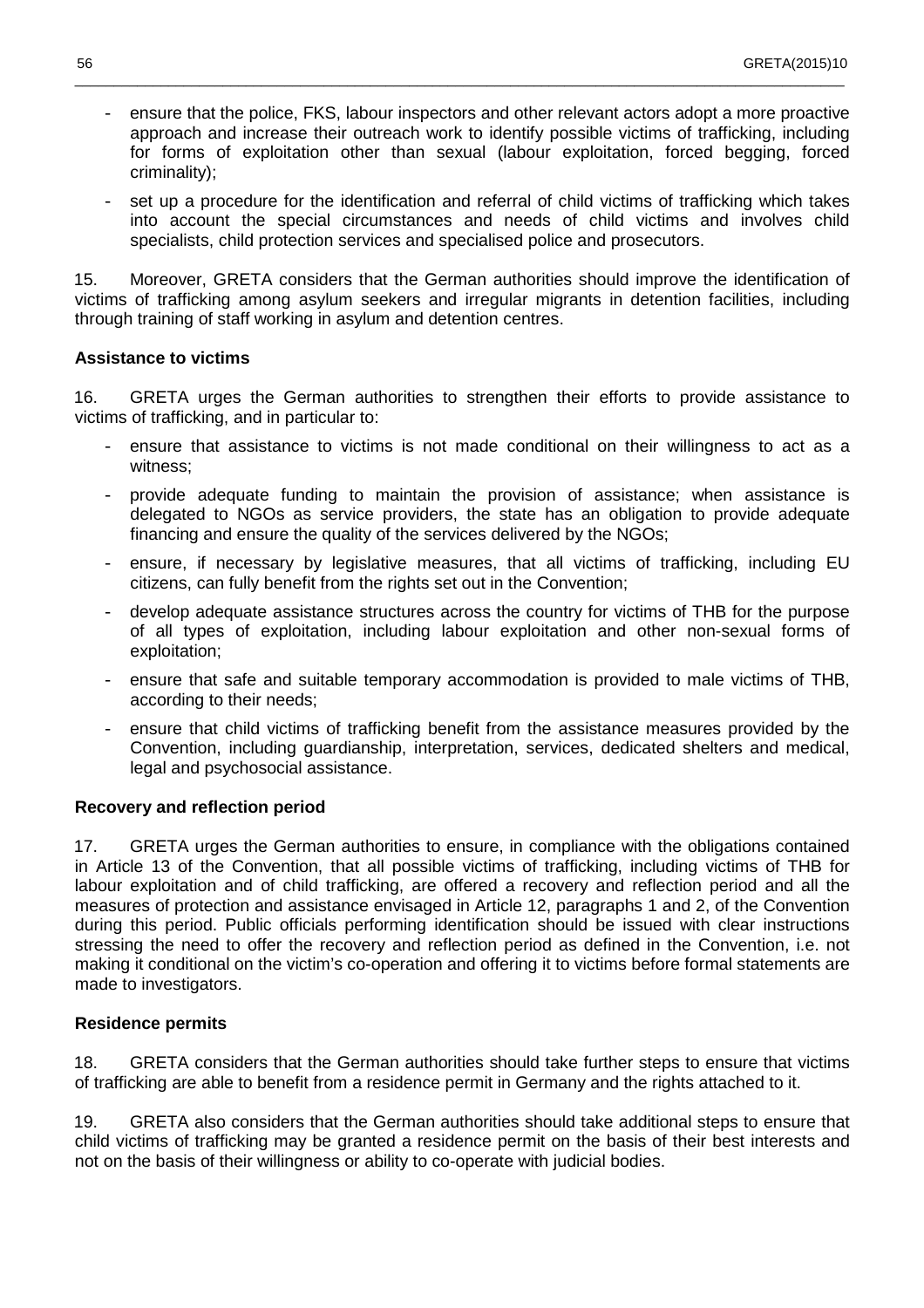- ensure that the police, FKS, labour inspectors and other relevant actors adopt a more proactive approach and increase their outreach work to identify possible victims of trafficking, including for forms of exploitation other than sexual (labour exploitation, forced begging, forced criminality);
- set up a procedure for the identification and referral of child victims of trafficking which takes into account the special circumstances and needs of child victims and involves child specialists, child protection services and specialised police and prosecutors.

15. Moreover, GRETA considers that the German authorities should improve the identification of victims of trafficking among asylum seekers and irregular migrants in detention facilities, including through training of staff working in asylum and detention centres.

**Assistance to victims**

16. GRETA urges the German authorities to strengthen their efforts to provide assistance to victims of trafficking, and in particular to:

- ensure that assistance to victims is not made conditional on their willingness to act as a witness;
- provide adequate funding to maintain the provision of assistance; when assistance is delegated to NGOs as service providers, the state has an obligation to provide adequate financing and ensure the quality of the services delivered by the NGOs;
- ensure, if necessary by legislative measures, that all victims of trafficking, including EU citizens, can fully benefit from the rights set out in the Convention;
- develop adequate assistance structures across the country for victims of THB for the purpose of all types of exploitation, including labour exploitation and other non-sexual forms of exploitation;
- ensure that safe and suitable temporary accommodation is provided to male victims of THB, according to their needs;
- ensure that child victims of trafficking benefit from the assistance measures provided by the Convention, including guardianship, interpretation, services, dedicated shelters and medical, legal and psychosocial assistance.

**Recovery and reflection period**

17. GRETA urges the German authorities to ensure, in compliance with the obligations contained in Article 13 of the Convention, that all possible victims of trafficking, including victims of THB for labour exploitation and of child trafficking, are offered a recovery and reflection period and all the measures of protection and assistance envisaged in Article 12, paragraphs 1 and 2, of the Convention during this period. Public officials performing identification should be issued with clear instructions stressing the need to offer the recovery and reflection period as defined in the Convention, i.e. not making it conditional on the victim's co-operation and offering it to victims before formal statements are made to investigators.

**Residence permits**

18. GRETA considers that the German authorities should take further steps to ensure that victims of trafficking are able to benefit from a residence permit in Germany and the rights attached to it.

19. GRETA also considers that the German authorities should take additional steps to ensure that child victims of trafficking may be granted a residence permit on the basis of their best interests and not on the basis of their willingness or ability to co-operate with judicial bodies.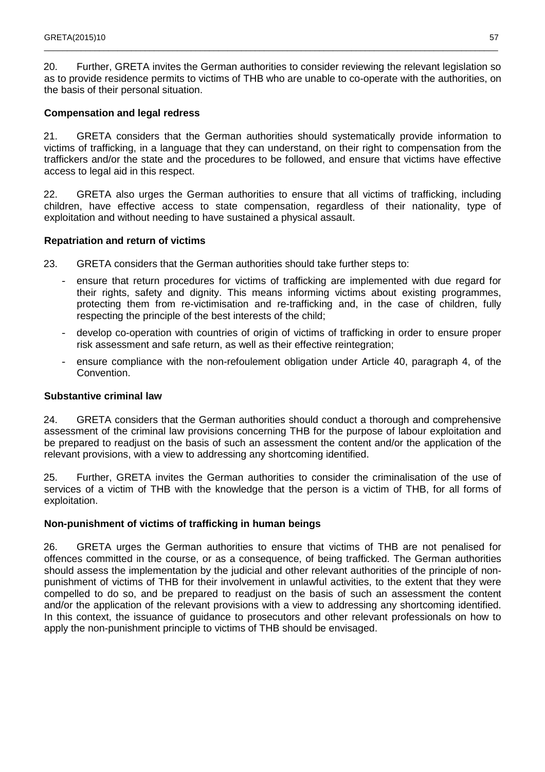20. Further, GRETA invites the German authorities to consider reviewing the relevant legislation so as to provide residence permits to victims of THB who are unable to co-operate with the authorities, on the basis of their personal situation.

**Compensation and legal redress**

21. GRETA considers that the German authorities should systematically provide information to victims of trafficking, in a language that they can understand, on their right to compensation from the traffickers and/or the state and the procedures to be followed, and ensure that victims have effective access to legal aid in this respect.

22. GRETA also urges the German authorities to ensure that all victims of trafficking, including children, have effective access to state compensation, regardless of their nationality, type of exploitation and without needing to have sustained a physical assault.

**Repatriation and return of victims**

23. GRETA considers that the German authorities should take further steps to:

- ensure that return procedures for victims of trafficking are implemented with due regard for their rights, safety and dignity. This means informing victims about existing programmes, protecting them from re-victimisation and re-trafficking and, in the case of children, fully respecting the principle of the best interests of the child;
- develop co-operation with countries of origin of victims of trafficking in order to ensure proper risk assessment and safe return, as well as their effective reintegration;
- ensure compliance with the non-refoulement obligation under Article 40, paragraph 4, of the Convention.

**Substantive criminal law**

24. GRETA considers that the German authorities should conduct a thorough and comprehensive assessment of the criminal law provisions concerning THB for the purpose of labour exploitation and be prepared to readjust on the basis of such an assessment the content and/or the application of the relevant provisions, with a view to addressing any shortcoming identified.

25. Further, GRETA invites the German authorities to consider the criminalisation of the use of services of a victim of THB with the knowledge that the person is a victim of THB, for all forms of exploitation.

**Non-punishment of victims of trafficking in human beings**

26. GRETA urges the German authorities to ensure that victims of THB are not penalised for offences committed in the course, or as a consequence, of being trafficked. The German authorities should assess the implementation by the judicial and other relevant authorities of the principle of non-punishment of victims of THB for their involvement in unlawful activities, to the extent that they were compelled to do so, and be prepared to readjust on the basis of such an assessment the content and/or the application of the relevant provisions with a view to addressing any shortcoming identified. In this context, the issuance of guidance to prosecutors and other relevant professionals on how to apply the non-punishment principle to victims of THB should be envisaged.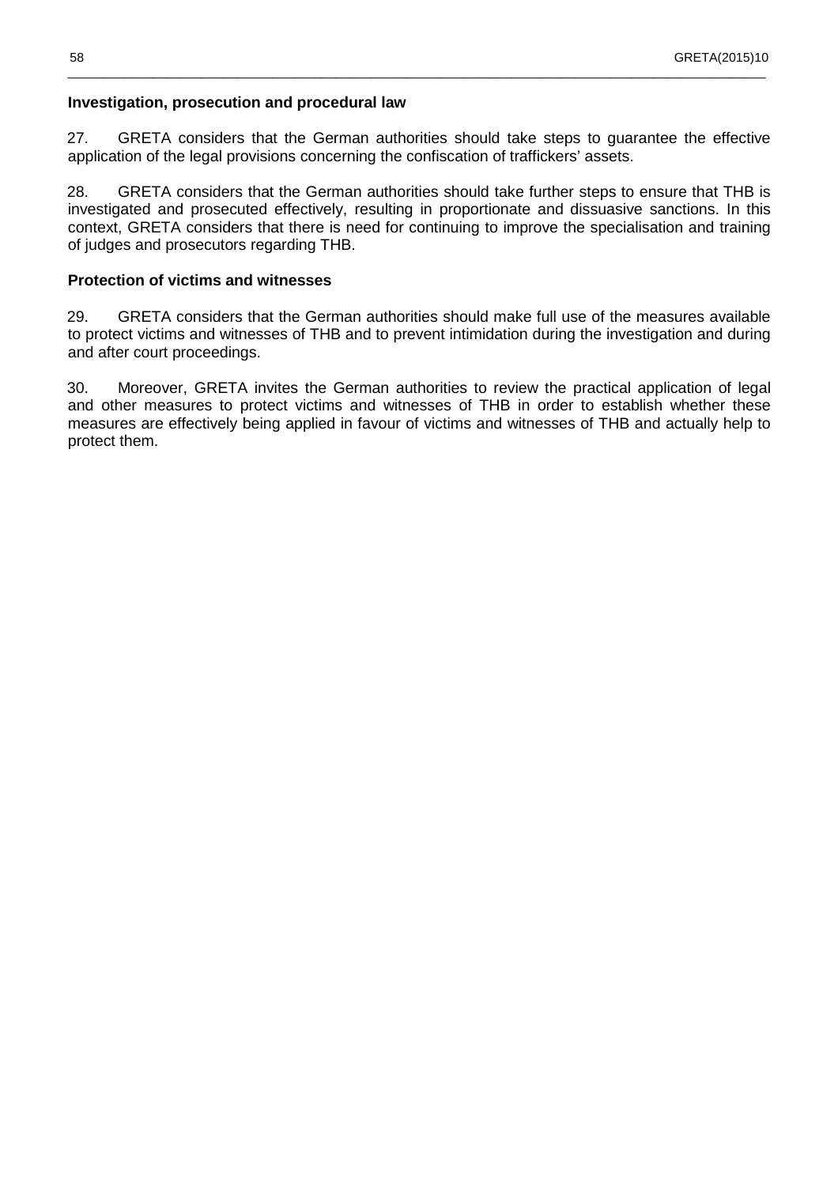**Investigation, prosecution and procedural law**

27. GRETA considers that the German authorities should take steps to guarantee the effective application of the legal provisions concerning the confiscation of traffickers' assets.

28. GRETA considers that the German authorities should take further steps to ensure that THB is investigated and prosecuted effectively, resulting in proportionate and dissuasive sanctions. In this context, GRETA considers that there is need for continuing to improve the specialisation and training of judges and prosecutors regarding THB.

**Protection of victims and witnesses**

29. GRETA considers that the German authorities should make full use of the measures available to protect victims and witnesses of THB and to prevent intimidation during the investigation and during and after court proceedings.

30. Moreover, GRETA invites the German authorities to review the practical application of legal and other measures to protect victims and witnesses of THB in order to establish whether these measures are effectively being applied in favour of victims and witnesses of THB and actually help to protect them.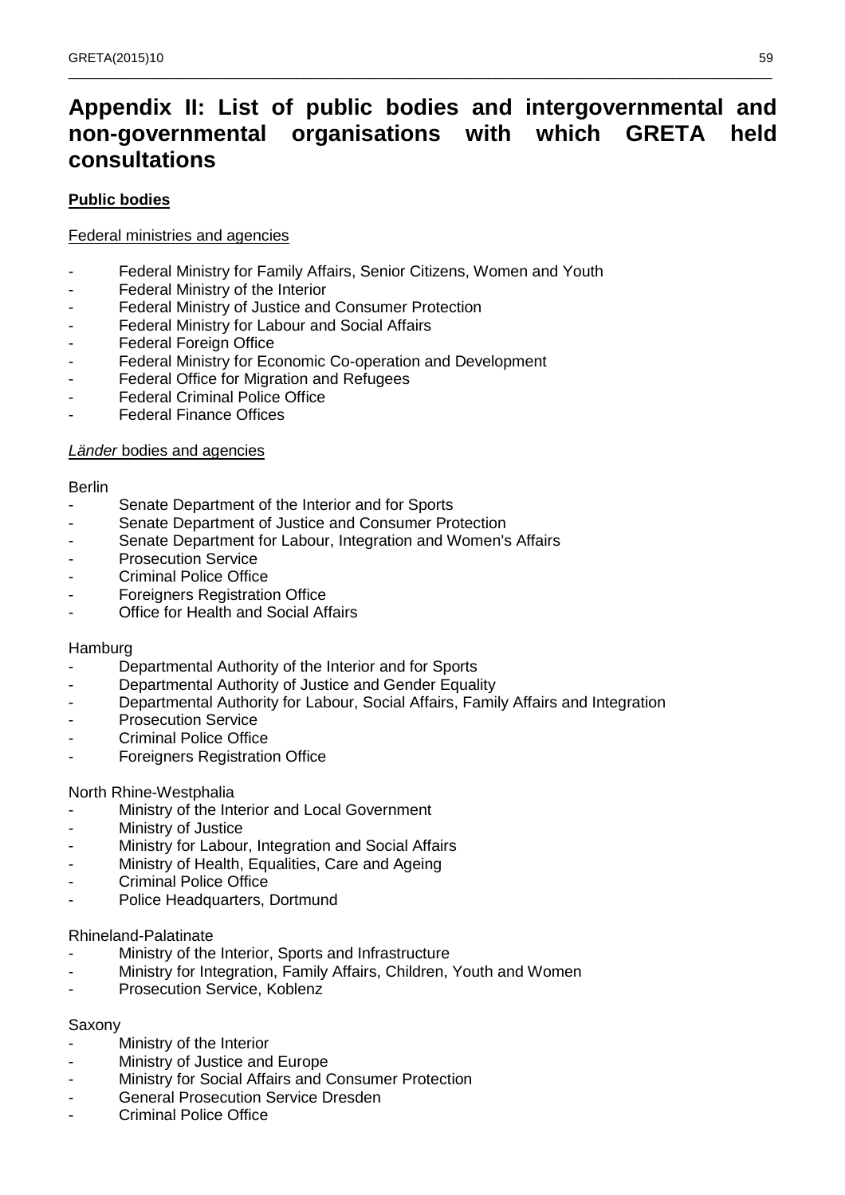# Appendix II: List of public bodies and intergovernmental and non-governmental organisations with which GRETA held consultations

**Public bodies**

Federal ministries and agencies

- Federal Ministry for Family Affairs, Senior Citizens, Women and Youth
- Federal Ministry of the Interior
- Federal Ministry of Justice and Consumer Protection
- Federal Ministry for Labour and Social Affairs
- Federal Foreign Office
- Federal Ministry for Economic Co-operation and Development
- Federal Office for Migration and Refugees
- Federal Criminal Police Office
- Federal Finance Offices

*Länder* bodies and agencies

Berlin

- Senate Department of the Interior and for Sports
- Senate Department of Justice and Consumer Protection
- Senate Department for Labour, Integration and Women's Affairs
- Prosecution Service
- Criminal Police Office
- Foreigners Registration Office
- Office for Health and Social Affairs

Hamburg

- Departmental Authority of the Interior and for Sports
- Departmental Authority of Justice and Gender Equality
- Departmental Authority for Labour, Social Affairs, Family Affairs and Integration
- Prosecution Service
- Criminal Police Office
- Foreigners Registration Office

North Rhine-Westphalia

- Ministry of the Interior and Local Government
- Ministry of Justice
- Ministry for Labour, Integration and Social Affairs
- Ministry of Health, Equalities, Care and Ageing
- Criminal Police Office
- Police Headquarters, Dortmund

Rhineland-Palatinate

- Ministry of the Interior, Sports and Infrastructure
- Ministry for Integration, Family Affairs, Children, Youth and Women
- Prosecution Service, Koblenz

Saxony

- Ministry of the Interior
- Ministry of Justice and Europe
- Ministry for Social Affairs and Consumer Protection
- General Prosecution Service Dresden
- Criminal Police Office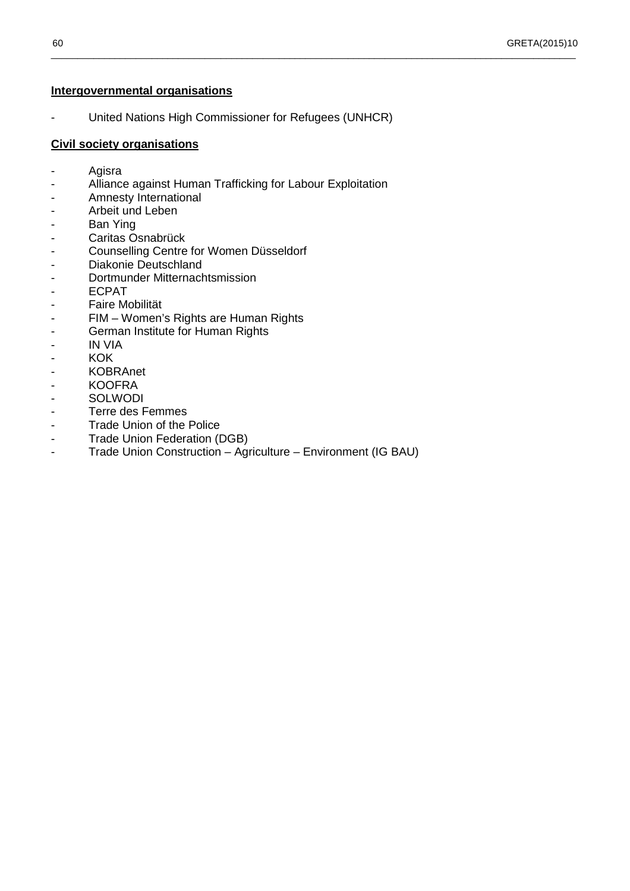**Intergovernmental organisations**

- United Nations High Commissioner for Refugees (UNHCR)

**Civil society organisations**

- Agisra
- Alliance against Human Trafficking for Labour Exploitation
- Amnesty International
- Arbeit und Leben
- Ban Ying
- Caritas Osnabrück
- Counselling Centre for Women Düsseldorf
- Diakonie Deutschland
- Dortmunder Mitternachtsmission
- ECPAT
- Faire Mobilität
- FIM – Women's Rights are Human Rights
- German Institute for Human Rights
- IN VIA
- KOK
- KOBRAnet
- KOOFRA
- SOLWODI
- Terre des Femmes
- Trade Union of the Police
- Trade Union Federation (DGB)
- Trade Union Construction – Agriculture – Environment (IG BAU)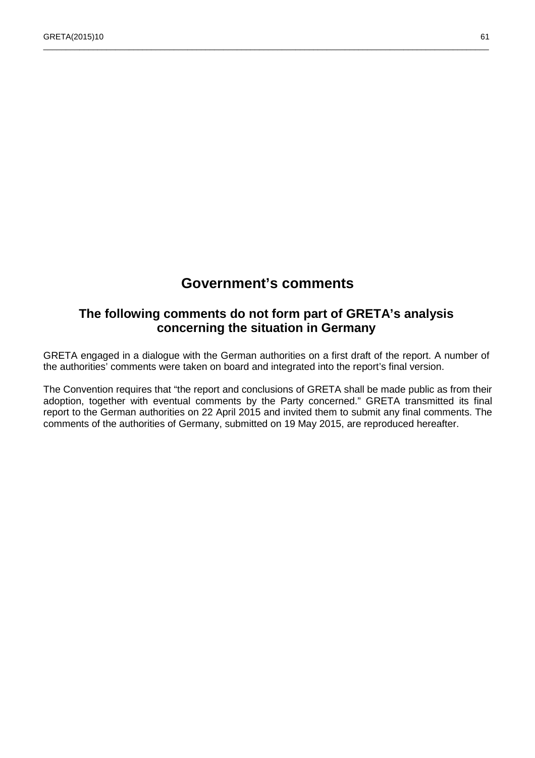# Government's comments

## The following comments do not form part of GRETA's analysis concerning the situation in Germany

GRETA engaged in a dialogue with the German authorities on a first draft of the report. A number of the authorities' comments were taken on board and integrated into the report's final version.

The Convention requires that "the report and conclusions of GRETA shall be made public as from their adoption, together with eventual comments by the Party concerned." GRETA transmitted its final report to the German authorities on 22 April 2015 and invited them to submit any final comments. The comments of the authorities of Germany, submitted on 19 May 2015, are reproduced hereafter.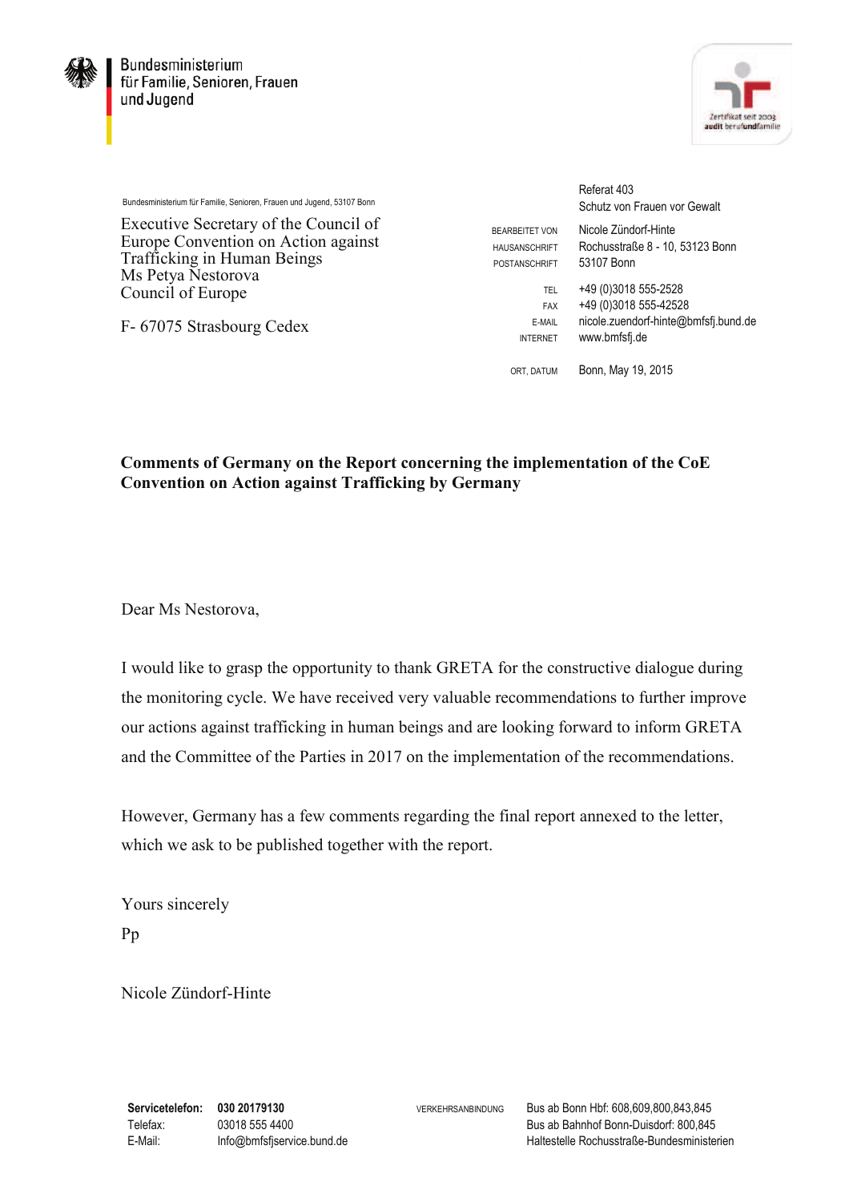Bundesministerium
für Familie, Senioren, Frauen
und Jugend

Bundesministerium für Familie, Senioren, Frauen und Jugend, 53107 Bonn

Executive Secretary of the Council of Europe Convention on Action against Trafficking in Human Beings
Ms Petya Nestorova
Council of Europe

F- 67075 Strasbourg Cedex

Referat 403
Schutz von Frauen vor Gewalt

| | |
|---|---|
| BEARBEITET VON | Nicole Zündorf-Hinte |
| HAUSANSCHRIFT | Rochusstraße 8 - 10, 53123 Bonn |
| POSTANSCHRIFT | 53107 Bonn |
| TEL | +49 (0)3018 555-2528 |
| FAX | +49 (0)3018 555-42528 |
| E-MAIL | nicole.zuendorf-hinte@bmfsfj.bund.de |
| INTERNET | www.bmfsfj.de |
| ORT, DATUM | Bonn, May 19, 2015 |

**Comments of Germany on the Report concerning the implementation of the CoE Convention on Action against Trafficking by Germany**

Dear Ms Nestorova,

I would like to grasp the opportunity to thank GRETA for the constructive dialogue during the monitoring cycle. We have received very valuable recommendations to further improve our actions against trafficking in human beings and are looking forward to inform GRETA and the Committee of the Parties in 2017 on the implementation of the recommendations.

However, Germany has a few comments regarding the final report annexed to the letter, which we ask to be published together with the report.

Yours sincerely
Pp

Nicole Zündorf-Hinte

| | | | |
|---|---|---|---|
| **Servicetelefon:** | **030 20179130** | VERKEHRSANBINDUNG | Bus ab Bonn Hbf: 608,609,800,843,845 |
| Telefax: | 03018 555 4400 | | Bus ab Bahnhof Bonn-Duisdorf: 800,845 |
| E-Mail: | Info@bmfsfjservice.bund.de | | Haltestelle Rochusstraße-Bundesministerien |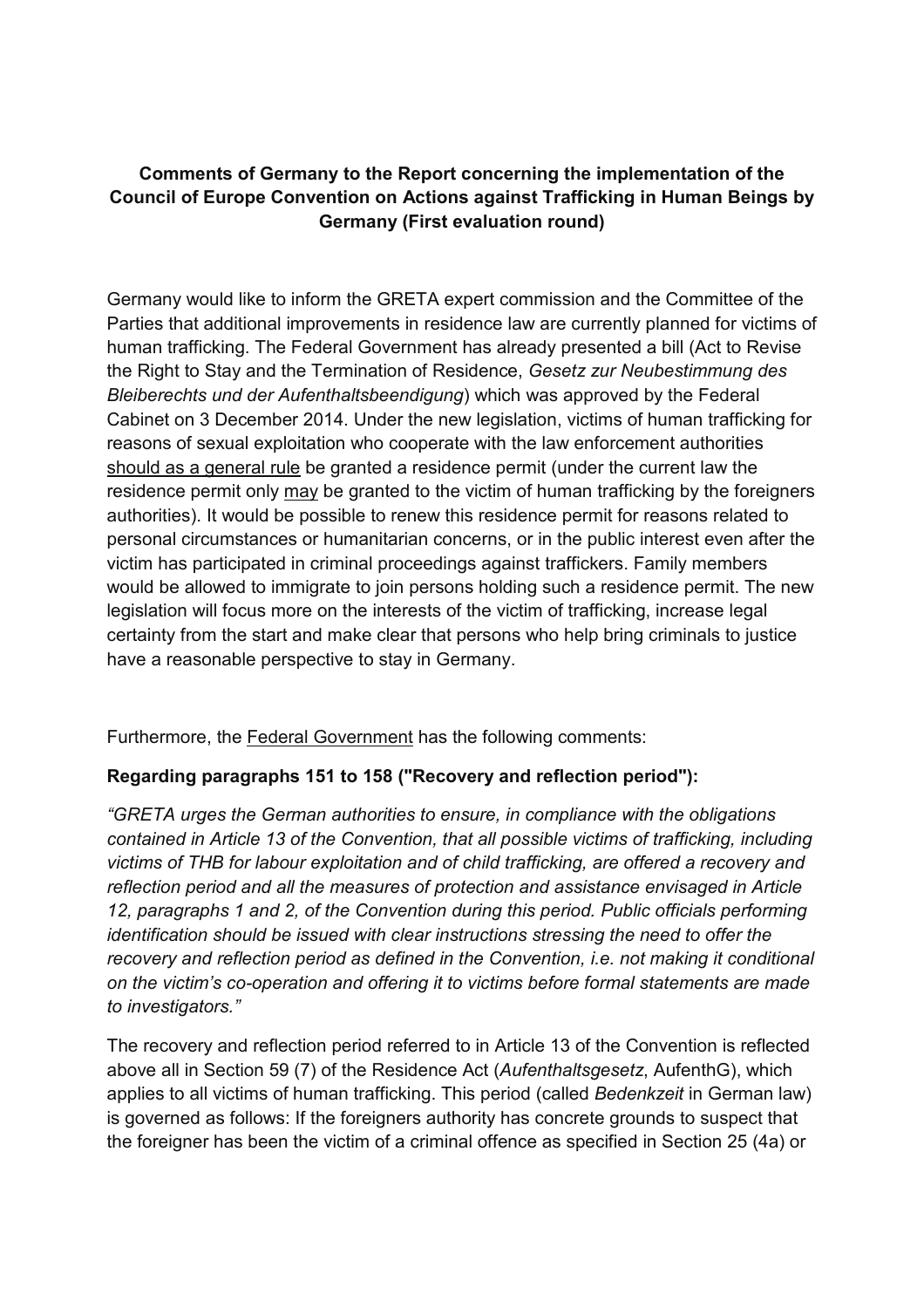**Comments of Germany to the Report concerning the implementation of the Council of Europe Convention on Actions against Trafficking in Human Beings by Germany (First evaluation round)**

Germany would like to inform the GRETA expert commission and the Committee of the Parties that additional improvements in residence law are currently planned for victims of human trafficking. The Federal Government has already presented a bill (Act to Revise the Right to Stay and the Termination of Residence, *Gesetz zur Neubestimmung des Bleiberechts und der Aufenthaltsbeendigung*) which was approved by the Federal Cabinet on 3 December 2014. Under the new legislation, victims of human trafficking for reasons of sexual exploitation who cooperate with the law enforcement authorities <u>should as a general rule</u> be granted a residence permit (under the current law the residence permit only <u>may</u> be granted to the victim of human trafficking by the foreigners authorities). It would be possible to renew this residence permit for reasons related to personal circumstances or humanitarian concerns, or in the public interest even after the victim has participated in criminal proceedings against traffickers. Family members would be allowed to immigrate to join persons holding such a residence permit. The new legislation will focus more on the interests of the victim of trafficking, increase legal certainty from the start and make clear that persons who help bring criminals to justice have a reasonable perspective to stay in Germany.

Furthermore, the <u>Federal Government</u> has the following comments:

**Regarding paragraphs 151 to 158 ("Recovery and reflection period"):**

*"GRETA urges the German authorities to ensure, in compliance with the obligations contained in Article 13 of the Convention, that all possible victims of trafficking, including victims of THB for labour exploitation and of child trafficking, are offered a recovery and reflection period and all the measures of protection and assistance envisaged in Article 12, paragraphs 1 and 2, of the Convention during this period. Public officials performing identification should be issued with clear instructions stressing the need to offer the recovery and reflection period as defined in the Convention, i.e. not making it conditional on the victim's co-operation and offering it to victims before formal statements are made to investigators."*

The recovery and reflection period referred to in Article 13 of the Convention is reflected above all in Section 59 (7) of the Residence Act (*Aufenthaltsgesetz*, AufenthG), which applies to all victims of human trafficking. This period (called *Bedenkzeit* in German law) is governed as follows: If the foreigners authority has concrete grounds to suspect that the foreigner has been the victim of a criminal offence as specified in Section 25 (4a) or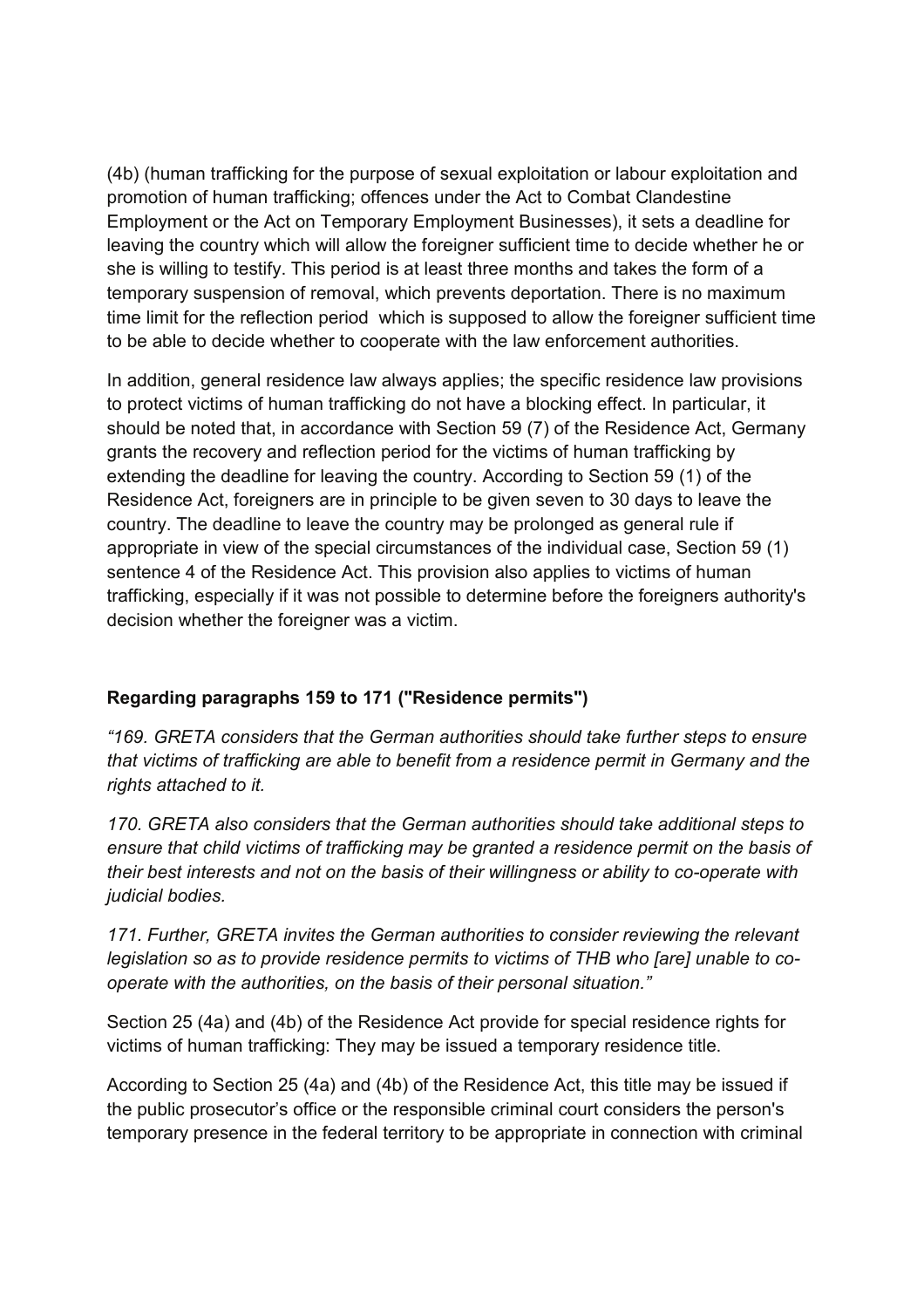(4b) (human trafficking for the purpose of sexual exploitation or labour exploitation and promotion of human trafficking; offences under the Act to Combat Clandestine Employment or the Act on Temporary Employment Businesses), it sets a deadline for leaving the country which will allow the foreigner sufficient time to decide whether he or she is willing to testify. This period is at least three months and takes the form of a temporary suspension of removal, which prevents deportation. There is no maximum time limit for the reflection period which is supposed to allow the foreigner sufficient time to be able to decide whether to cooperate with the law enforcement authorities.

In addition, general residence law always applies; the specific residence law provisions to protect victims of human trafficking do not have a blocking effect. In particular, it should be noted that, in accordance with Section 59 (7) of the Residence Act, Germany grants the recovery and reflection period for the victims of human trafficking by extending the deadline for leaving the country. According to Section 59 (1) of the Residence Act, foreigners are in principle to be given seven to 30 days to leave the country. The deadline to leave the country may be prolonged as general rule if appropriate in view of the special circumstances of the individual case, Section 59 (1) sentence 4 of the Residence Act. This provision also applies to victims of human trafficking, especially if it was not possible to determine before the foreigners authority's decision whether the foreigner was a victim.

**Regarding paragraphs 159 to 171 ("Residence permits")**

*"169. GRETA considers that the German authorities should take further steps to ensure that victims of trafficking are able to benefit from a residence permit in Germany and the rights attached to it.*

*170. GRETA also considers that the German authorities should take additional steps to ensure that child victims of trafficking may be granted a residence permit on the basis of their best interests and not on the basis of their willingness or ability to co-operate with judicial bodies.*

*171. Further, GRETA invites the German authorities to consider reviewing the relevant legislation so as to provide residence permits to victims of THB who [are] unable to co-operate with the authorities, on the basis of their personal situation."*

Section 25 (4a) and (4b) of the Residence Act provide for special residence rights for victims of human trafficking: They may be issued a temporary residence title.

According to Section 25 (4a) and (4b) of the Residence Act, this title may be issued if the public prosecutor's office or the responsible criminal court considers the person's temporary presence in the federal territory to be appropriate in connection with criminal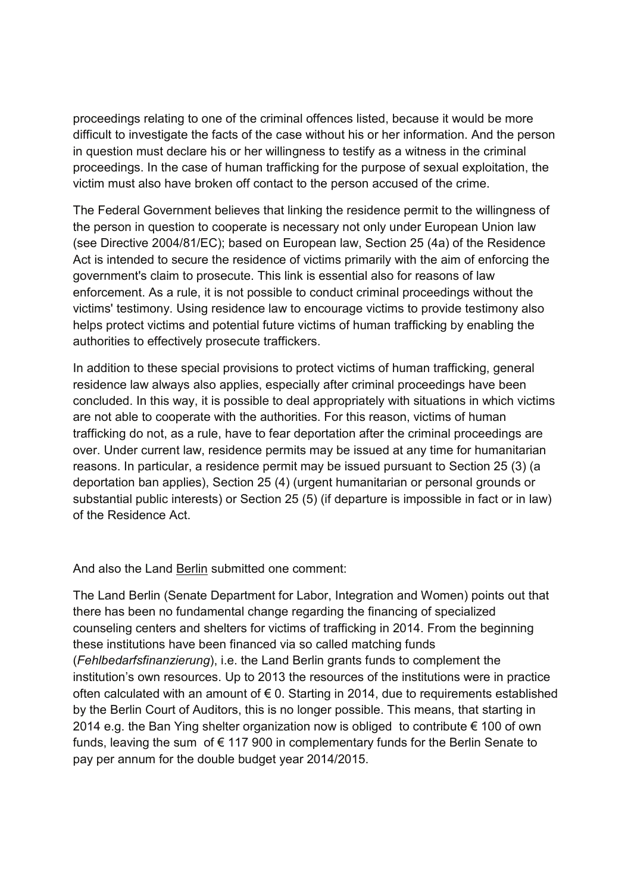proceedings relating to one of the criminal offences listed, because it would be more difficult to investigate the facts of the case without his or her information. And the person in question must declare his or her willingness to testify as a witness in the criminal proceedings. In the case of human trafficking for the purpose of sexual exploitation, the victim must also have broken off contact to the person accused of the crime.

The Federal Government believes that linking the residence permit to the willingness of the person in question to cooperate is necessary not only under European Union law (see Directive 2004/81/EC); based on European law, Section 25 (4a) of the Residence Act is intended to secure the residence of victims primarily with the aim of enforcing the government's claim to prosecute. This link is essential also for reasons of law enforcement. As a rule, it is not possible to conduct criminal proceedings without the victims' testimony. Using residence law to encourage victims to provide testimony also helps protect victims and potential future victims of human trafficking by enabling the authorities to effectively prosecute traffickers.

In addition to these special provisions to protect victims of human trafficking, general residence law always also applies, especially after criminal proceedings have been concluded. In this way, it is possible to deal appropriately with situations in which victims are not able to cooperate with the authorities. For this reason, victims of human trafficking do not, as a rule, have to fear deportation after the criminal proceedings are over. Under current law, residence permits may be issued at any time for humanitarian reasons. In particular, a residence permit may be issued pursuant to Section 25 (3) (a deportation ban applies), Section 25 (4) (urgent humanitarian or personal grounds or substantial public interests) or Section 25 (5) (if departure is impossible in fact or in law) of the Residence Act.

And also the Land Berlin submitted one comment:

The Land Berlin (Senate Department for Labor, Integration and Women) points out that there has been no fundamental change regarding the financing of specialized counseling centers and shelters for victims of trafficking in 2014. From the beginning these institutions have been financed via so called matching funds (*Fehlbedarfsfinanzierung*), i.e. the Land Berlin grants funds to complement the institution's own resources. Up to 2013 the resources of the institutions were in practice often calculated with an amount of € 0. Starting in 2014, due to requirements established by the Berlin Court of Auditors, this is no longer possible. This means, that starting in 2014 e.g. the Ban Ying shelter organization now is obliged to contribute € 100 of own funds, leaving the sum of € 117 900 in complementary funds for the Berlin Senate to pay per annum for the double budget year 2014/2015.